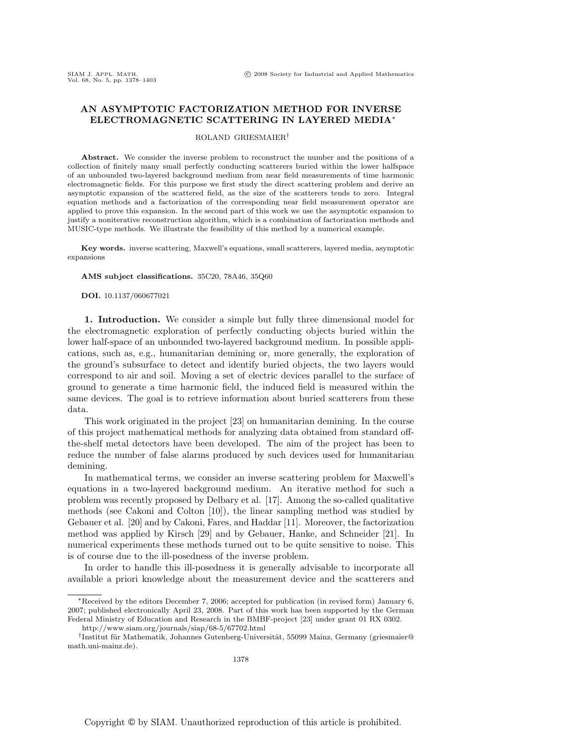# AN ASYMPTOTIC FACTORIZATION METHOD FOR INVERSE ELECTROMAGNETIC SCATTERING IN LAYERED MEDIA*

ROLAND GRIESMAIER†

**Abstract.** We consider the inverse problem to reconstruct the number and the positions of a collection of finitely many small perfectly conducting scatterers buried within the lower halfspace of an unbounded two-layered background medium from near field measurements of time harmonic electromagnetic fields. For this purpose we first study the direct scattering problem and derive an asymptotic expansion of the scattered field, as the size of the scatterers tends to zero. Integral equation methods and a factorization of the corresponding near field measurement operator are applied to prove this expansion. In the second part of this work we use the asymptotic expansion to justify a noniterative reconstruction algorithm, which is a combination of factorization methods and MUSIC-type methods. We illustrate the feasibility of this method by a numerical example.

**Key words.** inverse scattering, Maxwell's equations, small scatterers, layered media, asymptotic expansions

**AMS subject classifications.** 35C20, 78A46, 35Q60

**DOI.** 10.1137/060677021

## 1. Introduction.

We consider a simple but fully three dimensional model for the electromagnetic exploration of perfectly conducting objects buried within the lower half-space of an unbounded two-layered background medium. In possible applications, such as, e.g., humanitarian demining or, more generally, the exploration of the ground's subsurface to detect and identify buried objects, the two layers would correspond to air and soil. Moving a set of electric devices parallel to the surface of ground to generate a time harmonic field, the induced field is measured within the same devices. The goal is to retrieve information about buried scatterers from these data.

This work originated in the project [23] on humanitarian demining. In the course of this project mathematical methods for analyzing data obtained from standard off-the-shelf metal detectors have been developed. The aim of the project has been to reduce the number of false alarms produced by such devices used for humanitarian demining.

In mathematical terms, we consider an inverse scattering problem for Maxwell's equations in a two-layered background medium. An iterative method for such a problem was recently proposed by Delbary et al. [17]. Among the so-called qualitative methods (see Cakoni and Colton [10]), the linear sampling method was studied by Gebauer et al. [20] and by Cakoni, Fares, and Haddar [11]. Moreover, the factorization method was applied by Kirsch [29] and by Gebauer, Hanke, and Schneider [21]. In numerical experiments these methods turned out to be quite sensitive to noise. This is of course due to the ill-posedness of the inverse problem.

In order to handle this ill-posedness it is generally advisable to incorporate all available a priori knowledge about the measurement device and the scatterers and

---

*Received by the editors December 7, 2006; accepted for publication (in revised form) January 6, 2007; published electronically April 23, 2008. Part of this work has been supported by the German Federal Ministry of Education and Research in the BMBF-project [23] under grant 01 RX 0302.
http://www.siam.org/journals/siap/68-5/67702.html

†Institut für Mathematik, Johannes Gutenberg-Universität, 55099 Mainz, Germany (griesmaier@math.uni-mainz.de).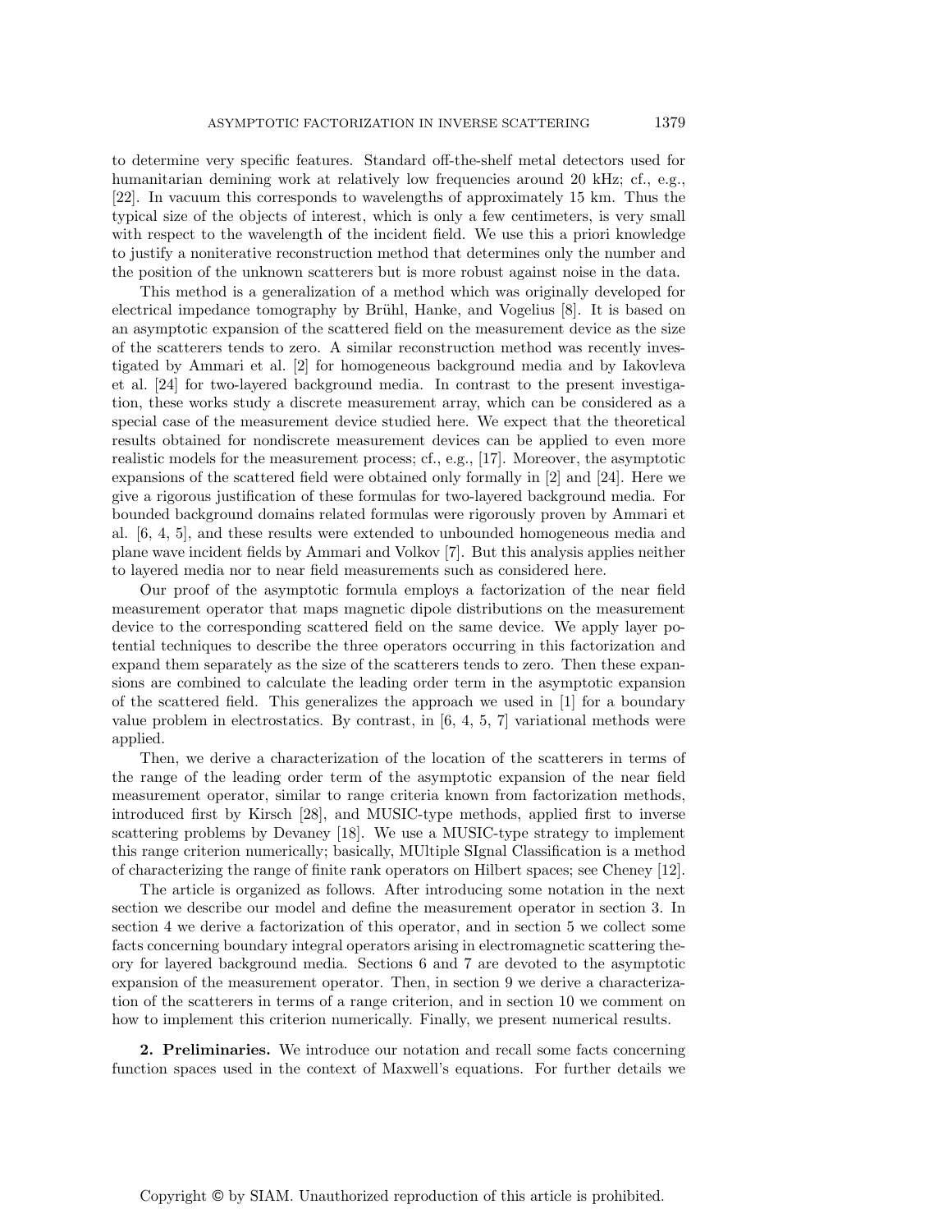to determine very specific features. Standard off-the-shelf metal detectors used for humanitarian demining work at relatively low frequencies around 20 kHz; cf., e.g., [22]. In vacuum this corresponds to wavelengths of approximately 15 km. Thus the typical size of the objects of interest, which is only a few centimeters, is very small with respect to the wavelength of the incident field. We use this a priori knowledge to justify a noniterative reconstruction method that determines only the number and the position of the unknown scatterers but is more robust against noise in the data.

This method is a generalization of a method which was originally developed for electrical impedance tomography by Brühl, Hanke, and Vogelius [8]. It is based on an asymptotic expansion of the scattered field on the measurement device as the size of the scatterers tends to zero. A similar reconstruction method was recently investigated by Ammari et al. [2] for homogeneous background media and by Iakovleva et al. [24] for two-layered background media. In contrast to the present investigation, these works study a discrete measurement array, which can be considered as a special case of the measurement device studied here. We expect that the theoretical results obtained for nondiscrete measurement devices can be applied to even more realistic models for the measurement process; cf., e.g., [17]. Moreover, the asymptotic expansions of the scattered field were obtained only formally in [2] and [24]. Here we give a rigorous justification of these formulas for two-layered background media. For bounded background domains related formulas were rigorously proven by Ammari et al. [6, 4, 5], and these results were extended to unbounded homogeneous media and plane wave incident fields by Ammari and Volkov [7]. But this analysis applies neither to layered media nor to near field measurements such as considered here.

Our proof of the asymptotic formula employs a factorization of the near field measurement operator that maps magnetic dipole distributions on the measurement device to the corresponding scattered field on the same device. We apply layer potential techniques to describe the three operators occurring in this factorization and expand them separately as the size of the scatterers tends to zero. Then these expansions are combined to calculate the leading order term in the asymptotic expansion of the scattered field. This generalizes the approach we used in [1] for a boundary value problem in electrostatics. By contrast, in [6, 4, 5, 7] variational methods were applied.

Then, we derive a characterization of the location of the scatterers in terms of the range of the leading order term of the asymptotic expansion of the near field measurement operator, similar to range criteria known from factorization methods, introduced first by Kirsch [28], and MUSIC-type methods, applied first to inverse scattering problems by Devaney [18]. We use a MUSIC-type strategy to implement this range criterion numerically; basically, MUltiple SIgnal Classification is a method of characterizing the range of finite rank operators on Hilbert spaces; see Cheney [12].

The article is organized as follows. After introducing some notation in the next section we describe our model and define the measurement operator in section 3. In section 4 we derive a factorization of this operator, and in section 5 we collect some facts concerning boundary integral operators arising in electromagnetic scattering theory for layered background media. Sections 6 and 7 are devoted to the asymptotic expansion of the measurement operator. Then, in section 9 we derive a characterization of the scatterers in terms of a range criterion, and in section 10 we comment on how to implement this criterion numerically. Finally, we present numerical results.

## 2. Preliminaries.

We introduce our notation and recall some facts concerning function spaces used in the context of Maxwell's equations. For further details we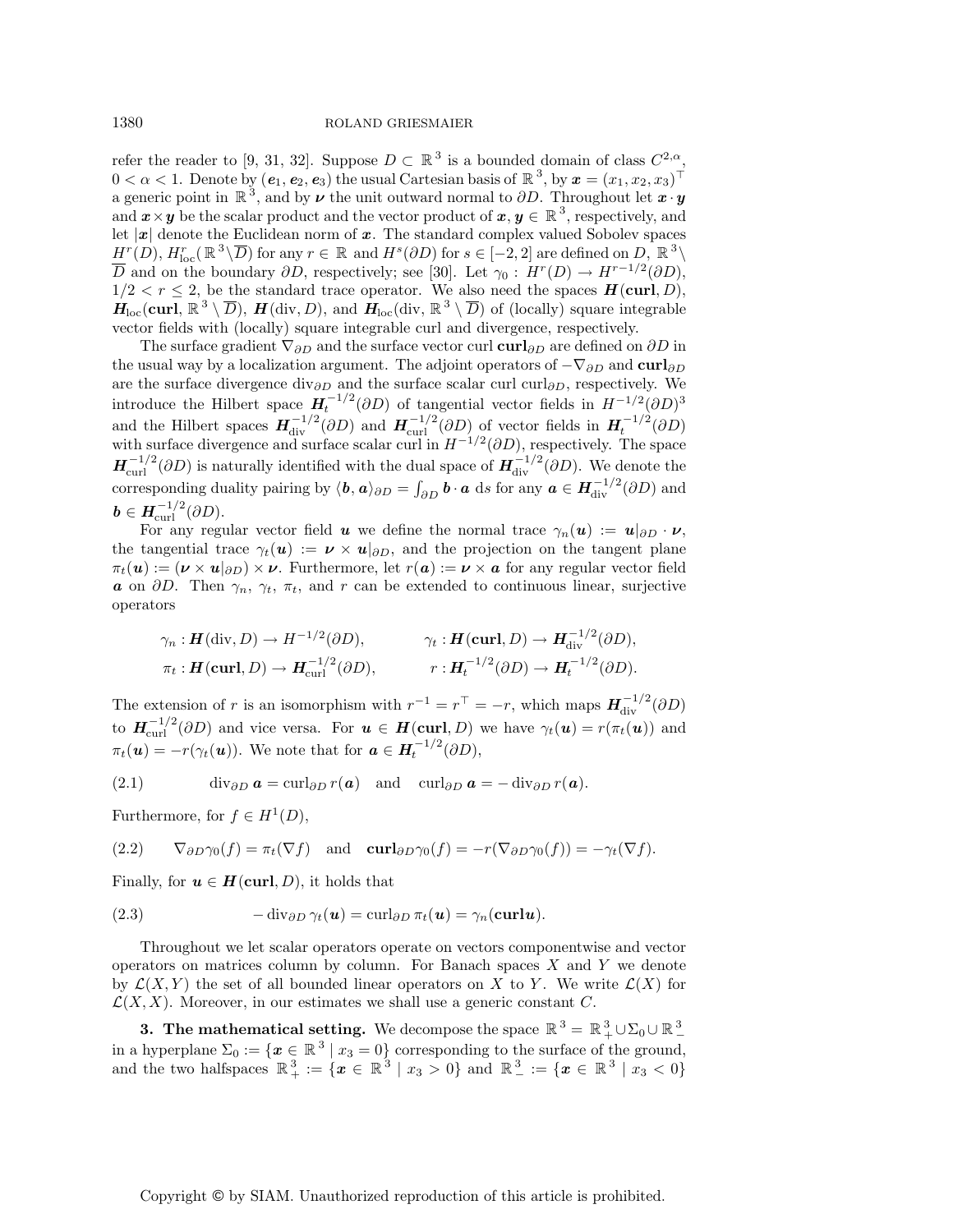refer the reader to [9, 31, 32]. Suppose $D \subset \mathbb{R}^3$ is a bounded domain of class $C^{2,\alpha}$, $0 < \alpha < 1$. Denote by $(\boldsymbol{e}_1, \boldsymbol{e}_2, \boldsymbol{e}_3)$ the usual Cartesian basis of $\mathbb{R}^3$, by $\boldsymbol{x} = (x_1, x_2, x_3)^\top$ a generic point in $\mathbb{R}^3$, and by $\boldsymbol{\nu}$ the unit outward normal to $\partial D$. Throughout let $\boldsymbol{x} \cdot \boldsymbol{y}$ and $\boldsymbol{x} \times \boldsymbol{y}$ be the scalar product and the vector product of $\boldsymbol{x}, \boldsymbol{y} \in \mathbb{R}^3$, respectively, and let $|\boldsymbol{x}|$ denote the Euclidean norm of $\boldsymbol{x}$. The standard complex valued Sobolev spaces $H^r(D)$, $H^r_{\mathrm{loc}}(\mathbb{R}^3 \setminus \overline{D})$ for any $r \in \mathbb{R}$ and $H^s(\partial D)$ for $s \in [-2, 2]$ are defined on $D$, $\mathbb{R}^3 \setminus \overline{D}$ and on the boundary $\partial D$, respectively; see [30]. Let $\gamma_0 : H^r(D) \to H^{r-1/2}(\partial D)$, $1/2 < r \leq 2$, be the standard trace operator. We also need the spaces $\boldsymbol{H}(\mathbf{curl}, D)$, $\boldsymbol{H}_{\mathrm{loc}}(\mathbf{curl}, \mathbb{R}^3 \setminus \overline{D})$, $\boldsymbol{H}(\mathrm{div}, D)$, and $\boldsymbol{H}_{\mathrm{loc}}(\mathrm{div}, \mathbb{R}^3 \setminus \overline{D})$ of (locally) square integrable vector fields with (locally) square integrable curl and divergence, respectively.

The surface gradient $\nabla_{\partial D}$ and the surface vector curl $\mathbf{curl}_{\partial D}$ are defined on $\partial D$ in the usual way by a localization argument. The adjoint operators of $-\nabla_{\partial D}$ and $\mathbf{curl}_{\partial D}$ are the surface divergence $\mathrm{div}_{\partial D}$ and the surface scalar curl $\mathrm{curl}_{\partial D}$, respectively. We introduce the Hilbert space $\boldsymbol{H}_t^{-1/2}(\partial D)$ of tangential vector fields in $H^{-1/2}(\partial D)^3$ and the Hilbert spaces $\boldsymbol{H}_{\mathrm{div}}^{-1/2}(\partial D)$ and $\boldsymbol{H}_{\mathrm{curl}}^{-1/2}(\partial D)$ of vector fields in $\boldsymbol{H}_t^{-1/2}(\partial D)$ with surface divergence and surface scalar curl in $H^{-1/2}(\partial D)$, respectively. The space $\boldsymbol{H}_{\mathrm{curl}}^{-1/2}(\partial D)$ is naturally identified with the dual space of $\boldsymbol{H}_{\mathrm{div}}^{-1/2}(\partial D)$. We denote the corresponding duality pairing by $\langle \boldsymbol{b}, \boldsymbol{a} \rangle_{\partial D} = \int_{\partial D} \boldsymbol{b} \cdot \boldsymbol{a} \, \mathrm{d}s$ for any $\boldsymbol{a} \in \boldsymbol{H}_{\mathrm{div}}^{-1/2}(\partial D)$ and $\boldsymbol{b} \in \boldsymbol{H}_{\mathrm{curl}}^{-1/2}(\partial D)$.

For any regular vector field $\boldsymbol{u}$ we define the normal trace $\gamma_n(\boldsymbol{u}) := \boldsymbol{u}|_{\partial D} \cdot \boldsymbol{\nu}$, the tangential trace $\gamma_t(\boldsymbol{u}) := \boldsymbol{\nu} \times \boldsymbol{u}|_{\partial D}$, and the projection on the tangent plane $\pi_t(\boldsymbol{u}) := (\boldsymbol{\nu} \times \boldsymbol{u}|_{\partial D}) \times \boldsymbol{\nu}$. Furthermore, let $r(\boldsymbol{a}) := \boldsymbol{\nu} \times \boldsymbol{a}$ for any regular vector field $\boldsymbol{a}$ on $\partial D$. Then $\gamma_n$, $\gamma_t$, $\pi_t$, and $r$ can be extended to continuous linear, surjective operators

$$
\begin{aligned}
\gamma_n &: \boldsymbol{H}(\mathrm{div}, D) \to H^{-1/2}(\partial D), & \gamma_t &: \boldsymbol{H}(\mathbf{curl}, D) \to \boldsymbol{H}_{\mathrm{div}}^{-1/2}(\partial D), \\
\pi_t &: \boldsymbol{H}(\mathbf{curl}, D) \to \boldsymbol{H}_{\mathrm{curl}}^{-1/2}(\partial D), & r &: \boldsymbol{H}_t^{-1/2}(\partial D) \to \boldsymbol{H}_t^{-1/2}(\partial D).
\end{aligned}
$$

The extension of $r$ is an isomorphism with $r^{-1} = r^\top = -r$, which maps $\boldsymbol{H}_{\mathrm{div}}^{-1/2}(\partial D)$ to $\boldsymbol{H}_{\mathrm{curl}}^{-1/2}(\partial D)$ and vice versa. For $\boldsymbol{u} \in \boldsymbol{H}(\mathbf{curl}, D)$ we have $\gamma_t(\boldsymbol{u}) = r(\pi_t(\boldsymbol{u}))$ and $\pi_t(\boldsymbol{u}) = -r(\gamma_t(\boldsymbol{u}))$. We note that for $\boldsymbol{a} \in \boldsymbol{H}_t^{-1/2}(\partial D)$,

$$
\mathrm{div}_{\partial D}\, \boldsymbol{a} = \mathrm{curl}_{\partial D}\, r(\boldsymbol{a}) \quad \text{and} \quad \mathrm{curl}_{\partial D}\, \boldsymbol{a} = -\,\mathrm{div}_{\partial D}\, r(\boldsymbol{a}). \tag{2.1}
$$

Furthermore, for $f \in H^1(D)$,

$$
\nabla_{\partial D} \gamma_0(f) = \pi_t(\nabla f) \quad \text{and} \quad \mathbf{curl}_{\partial D} \gamma_0(f) = -r(\nabla_{\partial D} \gamma_0(f)) = -\gamma_t(\nabla f). \tag{2.2}
$$

Finally, for $\boldsymbol{u} \in \boldsymbol{H}(\mathbf{curl}, D)$, it holds that

$$
-\,\mathrm{div}_{\partial D}\, \gamma_t(\boldsymbol{u}) = \mathrm{curl}_{\partial D}\, \pi_t(\boldsymbol{u}) = \gamma_n(\mathbf{curl} \boldsymbol{u}). \tag{2.3}
$$

Throughout we let scalar operators operate on vectors componentwise and vector operators on matrices column by column. For Banach spaces $X$ and $Y$ we denote by $\mathcal{L}(X, Y)$ the set of all bounded linear operators on $X$ to $Y$. We write $\mathcal{L}(X)$ for $\mathcal{L}(X, X)$. Moreover, in our estimates we shall use a generic constant $C$.

**3. The mathematical setting.** We decompose the space $\mathbb{R}^3 = \mathbb{R}^3_+ \cup \Sigma_0 \cup \mathbb{R}^3_-$ in a hyperplane $\Sigma_0 := \{\boldsymbol{x} \in \mathbb{R}^3 \mid x_3 = 0\}$ corresponding to the surface of the ground, and the two halfspaces $\mathbb{R}^3_+ := \{\boldsymbol{x} \in \mathbb{R}^3 \mid x_3 > 0\}$ and $\mathbb{R}^3_- := \{\boldsymbol{x} \in \mathbb{R}^3 \mid x_3 < 0\}$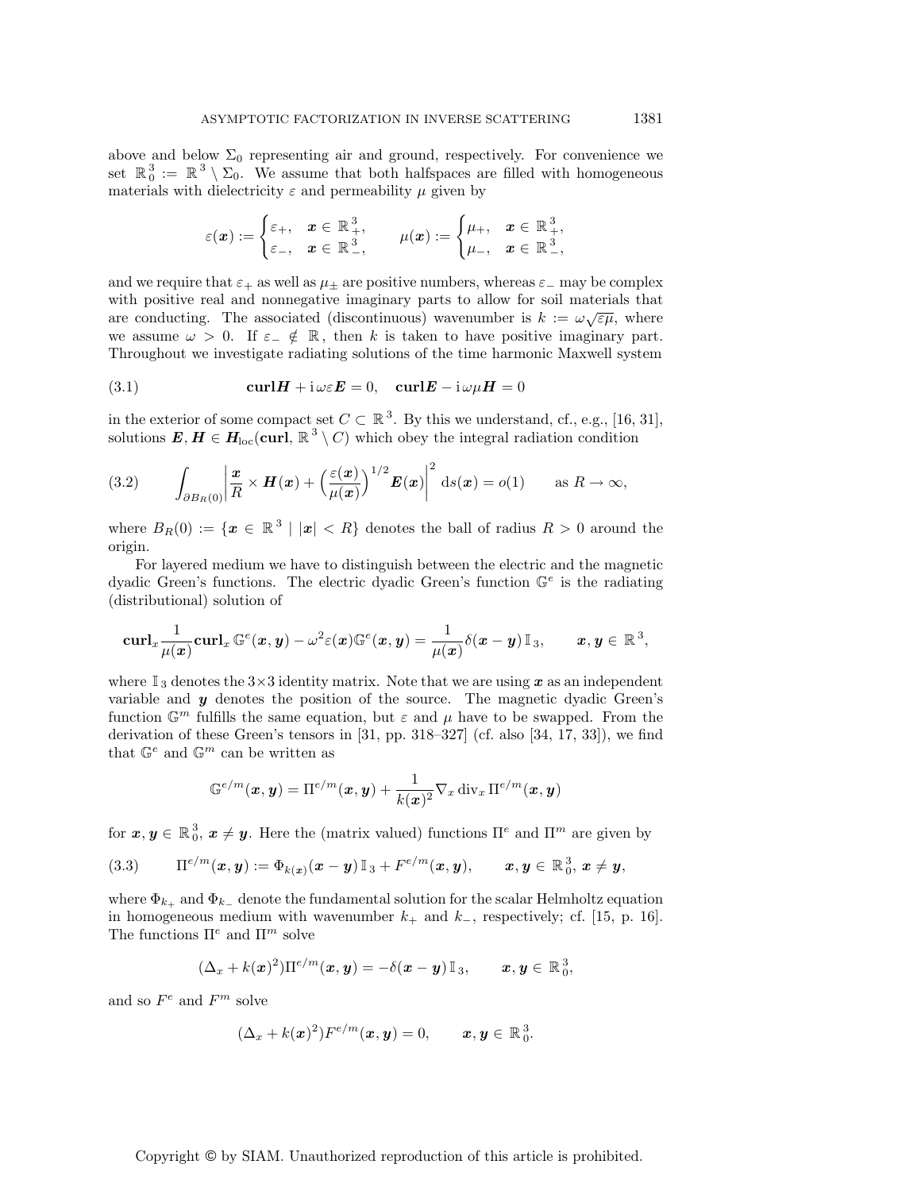above and below $\Sigma_0$ representing air and ground, respectively. For convenience we set $\mathbb{R}^3_0 := \mathbb{R}^3 \setminus \Sigma_0$. We assume that both halfspaces are filled with homogeneous materials with dielectricity $\varepsilon$ and permeability $\mu$ given by

$$\varepsilon(\boldsymbol{x}) := \begin{cases} \varepsilon_+, & \boldsymbol{x} \in \mathbb{R}^3_+, \\ \varepsilon_-, & \boldsymbol{x} \in \mathbb{R}^3_-, \end{cases} \qquad \mu(\boldsymbol{x}) := \begin{cases} \mu_+, & \boldsymbol{x} \in \mathbb{R}^3_+, \\ \mu_-, & \boldsymbol{x} \in \mathbb{R}^3_-, \end{cases}$$

and we require that $\varepsilon_+$ as well as $\mu_\pm$ are positive numbers, whereas $\varepsilon_-$ may be complex with positive real and nonnegative imaginary parts to allow for soil materials that are conducting. The associated (discontinuous) wavenumber is $k := \omega\sqrt{\varepsilon\mu}$, where we assume $\omega > 0$. If $\varepsilon_- \notin \mathbb{R}$, then $k$ is taken to have positive imaginary part. Throughout we investigate radiating solutions of the time harmonic Maxwell system

$$\textbf{curl}\boldsymbol{H} + \mathrm{i}\,\omega\varepsilon\boldsymbol{E} = 0, \quad \textbf{curl}\boldsymbol{E} - \mathrm{i}\,\omega\mu\boldsymbol{H} = 0 \tag{3.1}$$

in the exterior of some compact set $C \subset \mathbb{R}^3$. By this we understand, cf., e.g., [16, 31], solutions $\boldsymbol{E}, \boldsymbol{H} \in \boldsymbol{H}_{\mathrm{loc}}(\textbf{curl}, \mathbb{R}^3 \setminus C)$ which obey the integral radiation condition

$$\int_{\partial B_R(0)} \left| \frac{\boldsymbol{x}}{R} \times \boldsymbol{H}(\boldsymbol{x}) + \Big(\frac{\varepsilon(\boldsymbol{x})}{\mu(\boldsymbol{x})}\Big)^{1/2} \boldsymbol{E}(\boldsymbol{x}) \right|^2 \mathrm{d}s(\boldsymbol{x}) = o(1) \qquad \text{as } R \to \infty, \tag{3.2}$$

where $B_R(0) := \{\boldsymbol{x} \in \mathbb{R}^3 \mid |\boldsymbol{x}| < R\}$ denotes the ball of radius $R > 0$ around the origin.

For layered medium we have to distinguish between the electric and the magnetic dyadic Green's functions. The electric dyadic Green's function $\mathbb{G}^e$ is the radiating (distributional) solution of

$$\textbf{curl}_x \frac{1}{\mu(\boldsymbol{x})} \textbf{curl}_x\, \mathbb{G}^e(\boldsymbol{x}, \boldsymbol{y}) - \omega^2 \varepsilon(\boldsymbol{x}) \mathbb{G}^e(\boldsymbol{x}, \boldsymbol{y}) = \frac{1}{\mu(\boldsymbol{x})} \delta(\boldsymbol{x} - \boldsymbol{y})\, \mathbb{I}_3, \qquad \boldsymbol{x}, \boldsymbol{y} \in \mathbb{R}^3,$$

where $\mathbb{I}_3$ denotes the $3\times3$ identity matrix. Note that we are using $\boldsymbol{x}$ as an independent variable and $\boldsymbol{y}$ denotes the position of the source. The magnetic dyadic Green's function $\mathbb{G}^m$ fulfills the same equation, but $\varepsilon$ and $\mu$ have to be swapped. From the derivation of these Green's tensors in [31, pp. 318–327] (cf. also [34, 17, 33]), we find that $\mathbb{G}^e$ and $\mathbb{G}^m$ can be written as

$$\mathbb{G}^{e/m}(\boldsymbol{x}, \boldsymbol{y}) = \Pi^{e/m}(\boldsymbol{x}, \boldsymbol{y}) + \frac{1}{k(\boldsymbol{x})^2} \nabla_x \operatorname{div}_x \Pi^{e/m}(\boldsymbol{x}, \boldsymbol{y})$$

for $\boldsymbol{x}, \boldsymbol{y} \in \mathbb{R}^3_0$, $\boldsymbol{x} \neq \boldsymbol{y}$. Here the (matrix valued) functions $\Pi^e$ and $\Pi^m$ are given by

$$\Pi^{e/m}(\boldsymbol{x}, \boldsymbol{y}) := \Phi_{k(\boldsymbol{x})}(\boldsymbol{x} - \boldsymbol{y})\, \mathbb{I}_3 + F^{e/m}(\boldsymbol{x}, \boldsymbol{y}), \qquad \boldsymbol{x}, \boldsymbol{y} \in \mathbb{R}^3_0,\ \boldsymbol{x} \neq \boldsymbol{y}, \tag{3.3}$$

where $\Phi_{k_+}$ and $\Phi_{k_-}$ denote the fundamental solution for the scalar Helmholtz equation in homogeneous medium with wavenumber $k_+$ and $k_-$, respectively; cf. [15, p. 16]. The functions $\Pi^e$ and $\Pi^m$ solve

$$(\Delta_x + k(\boldsymbol{x})^2) \Pi^{e/m}(\boldsymbol{x}, \boldsymbol{y}) = -\delta(\boldsymbol{x} - \boldsymbol{y})\, \mathbb{I}_3, \qquad \boldsymbol{x}, \boldsymbol{y} \in \mathbb{R}^3_0,$$

and so $F^e$ and $F^m$ solve

$$(\Delta_x + k(\boldsymbol{x})^2) F^{e/m}(\boldsymbol{x}, \boldsymbol{y}) = 0, \qquad \boldsymbol{x}, \boldsymbol{y} \in \mathbb{R}^3_0.$$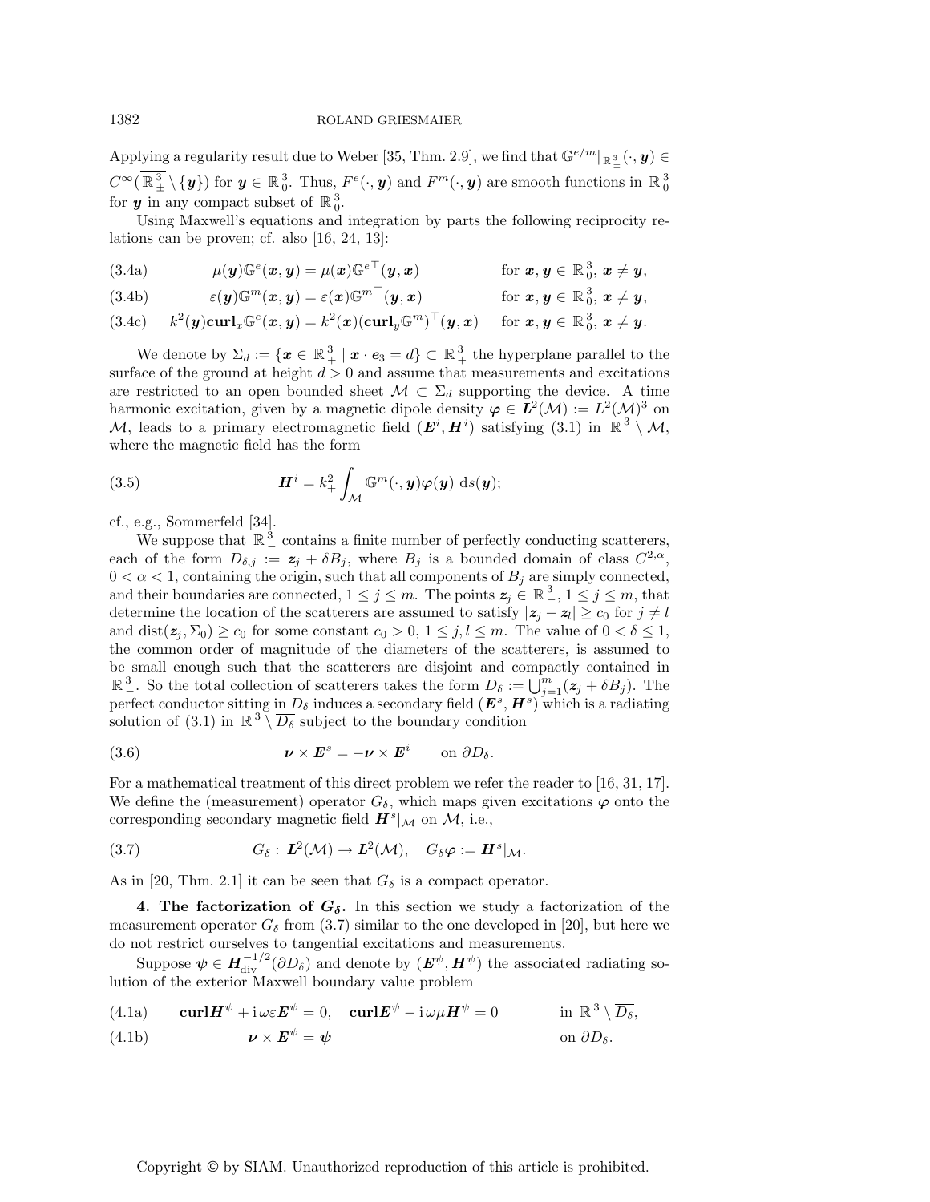Applying a regularity result due to Weber [35, Thm. 2.9], we find that $\mathbb{G}^{e/m}|_{\mathbb{R}^3_\pm}(\cdot,\boldsymbol{y}) \in C^\infty(\overline{\mathbb{R}^3_\pm}\setminus\{\boldsymbol{y}\})$ for $\boldsymbol{y}\in\mathbb{R}^3_0$. Thus, $F^e(\cdot,\boldsymbol{y})$ and $F^m(\cdot,\boldsymbol{y})$ are smooth functions in $\mathbb{R}^3_0$ for $\boldsymbol{y}$ in any compact subset of $\mathbb{R}^3_0$.

Using Maxwell's equations and integration by parts the following reciprocity relations can be proven; cf. also [16, 24, 13]:

$$\mu(\boldsymbol{y})\mathbb{G}^e(\boldsymbol{x},\boldsymbol{y}) = \mu(\boldsymbol{x}){\mathbb{G}^e}^\top(\boldsymbol{y},\boldsymbol{x}) \qquad \text{for } \boldsymbol{x},\boldsymbol{y}\in\mathbb{R}^3_0,\ \boldsymbol{x}\neq\boldsymbol{y}, \tag{3.4a}$$

$$\varepsilon(\boldsymbol{y})\mathbb{G}^m(\boldsymbol{x},\boldsymbol{y}) = \varepsilon(\boldsymbol{x}){\mathbb{G}^m}^\top(\boldsymbol{y},\boldsymbol{x}) \qquad \text{for } \boldsymbol{x},\boldsymbol{y}\in\mathbb{R}^3_0,\ \boldsymbol{x}\neq\boldsymbol{y}, \tag{3.4b}$$

$$k^2(\boldsymbol{y})\mathbf{curl}_x\mathbb{G}^e(\boldsymbol{x},\boldsymbol{y}) = k^2(\boldsymbol{x})(\mathbf{curl}_y\mathbb{G}^m)^\top(\boldsymbol{y},\boldsymbol{x}) \qquad \text{for } \boldsymbol{x},\boldsymbol{y}\in\mathbb{R}^3_0,\ \boldsymbol{x}\neq\boldsymbol{y}. \tag{3.4c}$$

We denote by $\Sigma_d := \{\boldsymbol{x}\in\mathbb{R}^3_+ \mid \boldsymbol{x}\cdot\boldsymbol{e}_3 = d\}\subset\mathbb{R}^3_+$ the hyperplane parallel to the surface of the ground at height $d>0$ and assume that measurements and excitations are restricted to an open bounded sheet $\mathcal{M}\subset\Sigma_d$ supporting the device. A time harmonic excitation, given by a magnetic dipole density $\boldsymbol{\varphi}\in\boldsymbol{L}^2(\mathcal{M}) := L^2(\mathcal{M})^3$ on $\mathcal{M}$, leads to a primary electromagnetic field $(\boldsymbol{E}^i,\boldsymbol{H}^i)$ satisfying (3.1) in $\mathbb{R}^3\setminus\mathcal{M}$, where the magnetic field has the form

$$\boldsymbol{H}^i = k_+^2\int_{\mathcal{M}}\mathbb{G}^m(\cdot,\boldsymbol{y})\boldsymbol{\varphi}(\boldsymbol{y})\,\mathrm{d}s(\boldsymbol{y}); \tag{3.5}$$

cf., e.g., Sommerfeld [34].

We suppose that $\mathbb{R}^3_-$ contains a finite number of perfectly conducting scatterers, each of the form $D_{\delta,j} := \boldsymbol{z}_j + \delta B_j$, where $B_j$ is a bounded domain of class $C^{2,\alpha}$, $0<\alpha<1$, containing the origin, such that all components of $B_j$ are simply connected, and their boundaries are connected, $1\le j\le m$. The points $\boldsymbol{z}_j\in\mathbb{R}^3_-$, $1\le j\le m$, that determine the location of the scatterers are assumed to satisfy $|\boldsymbol{z}_j-\boldsymbol{z}_l|\ge c_0$ for $j\neq l$ and $\operatorname{dist}(\boldsymbol{z}_j,\Sigma_0)\ge c_0$ for some constant $c_0>0$, $1\le j,l\le m$. The value of $0<\delta\le 1$, the common order of magnitude of the diameters of the scatterers, is assumed to be small enough such that the scatterers are disjoint and compactly contained in $\mathbb{R}^3_-$. So the total collection of scatterers takes the form $D_\delta := \bigcup_{j=1}^m(\boldsymbol{z}_j+\delta B_j)$. The perfect conductor sitting in $D_\delta$ induces a secondary field $(\boldsymbol{E}^s,\boldsymbol{H}^s)$ which is a radiating solution of (3.1) in $\mathbb{R}^3\setminus\overline{D_\delta}$ subject to the boundary condition

$$\boldsymbol{\nu}\times\boldsymbol{E}^s = -\boldsymbol{\nu}\times\boldsymbol{E}^i \qquad \text{on } \partial D_\delta. \tag{3.6}$$

For a mathematical treatment of this direct problem we refer the reader to [16, 31, 17]. We define the (measurement) operator $G_\delta$, which maps given excitations $\boldsymbol{\varphi}$ onto the corresponding secondary magnetic field $\boldsymbol{H}^s|_{\mathcal{M}}$ on $\mathcal{M}$, i.e.,

$$G_\delta:\ \boldsymbol{L}^2(\mathcal{M})\to\boldsymbol{L}^2(\mathcal{M}), \quad G_\delta\boldsymbol{\varphi} := \boldsymbol{H}^s|_{\mathcal{M}}. \tag{3.7}$$

As in [20, Thm. 2.1] it can be seen that $G_\delta$ is a compact operator.

## 4. The factorization of $G_\delta$.

In this section we study a factorization of the measurement operator $G_\delta$ from (3.7) similar to the one developed in [20], but here we do not restrict ourselves to tangential excitations and measurements.

Suppose $\boldsymbol{\psi}\in\boldsymbol{H}^{-1/2}_{\mathrm{div}}(\partial D_\delta)$ and denote by $(\boldsymbol{E}^\psi,\boldsymbol{H}^\psi)$ the associated radiating solution of the exterior Maxwell boundary value problem

$$\mathbf{curl}\boldsymbol{H}^\psi + \mathrm{i}\,\omega\varepsilon\boldsymbol{E}^\psi = 0, \quad \mathbf{curl}\boldsymbol{E}^\psi - \mathrm{i}\,\omega\mu\boldsymbol{H}^\psi = 0 \qquad \text{in } \mathbb{R}^3\setminus\overline{D_\delta}, \tag{4.1a}$$

$$\boldsymbol{\nu}\times\boldsymbol{E}^\psi = \boldsymbol{\psi} \qquad \text{on } \partial D_\delta. \tag{4.1b}$$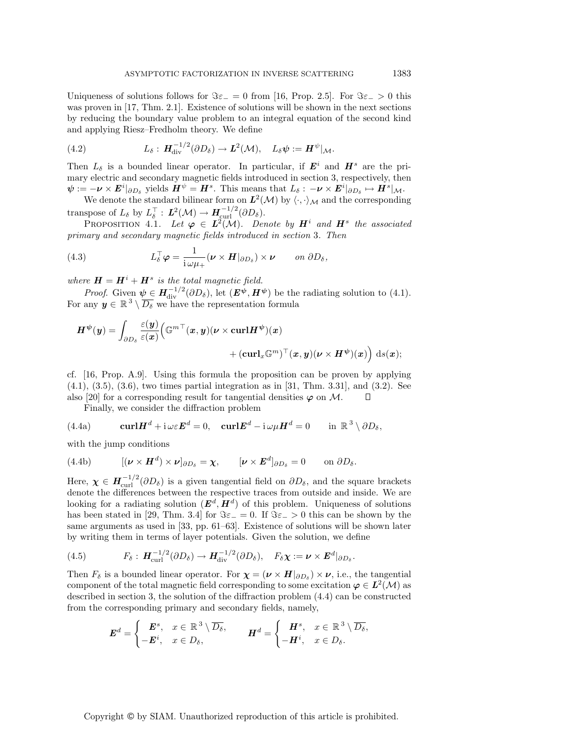Uniqueness of solutions follows for $\Im\varepsilon_- = 0$ from [16, Prop. 2.5]. For $\Im\varepsilon_- > 0$ this was proven in [17, Thm. 2.1]. Existence of solutions will be shown in the next sections by reducing the boundary value problem to an integral equation of the second kind and applying Riesz–Fredholm theory. We define

$$L_\delta : \boldsymbol{H}^{-1/2}_{\mathrm{div}}(\partial D_\delta) \to \boldsymbol{L}^2(\mathcal{M}), \quad L_\delta \boldsymbol{\psi} := \boldsymbol{H}^{\psi}|_{\mathcal{M}}. \tag{4.2}$$

Then $L_\delta$ is a bounded linear operator. In particular, if $\boldsymbol{E}^i$ and $\boldsymbol{H}^s$ are the primary electric and secondary magnetic fields introduced in section 3, respectively, then $\boldsymbol{\psi} := -\boldsymbol{\nu} \times \boldsymbol{E}^i|_{\partial D_\delta}$ yields $\boldsymbol{H}^{\psi} = \boldsymbol{H}^s$. This means that $L_\delta : -\boldsymbol{\nu} \times \boldsymbol{E}^i|_{\partial D_\delta} \mapsto \boldsymbol{H}^s|_{\mathcal{M}}$.

We denote the standard bilinear form on $\boldsymbol{L}^2(\mathcal{M})$ by $\langle \cdot, \cdot \rangle_{\mathcal{M}}$ and the corresponding transpose of $L_\delta$ by $L_\delta^\top : \boldsymbol{L}^2(\mathcal{M}) \to \boldsymbol{H}^{-1/2}_{\mathrm{curl}}(\partial D_\delta)$.

Proposition 4.1. *Let $\boldsymbol{\varphi} \in \boldsymbol{L}^2(\mathcal{M})$. Denote by $\boldsymbol{H}^i$ and $\boldsymbol{H}^s$ the associated primary and secondary magnetic fields introduced in section* 3. *Then*

$$L_\delta^\top \boldsymbol{\varphi} = \frac{1}{\mathrm{i}\,\omega\mu_+}(\boldsymbol{\nu} \times \boldsymbol{H}|_{\partial D_\delta}) \times \boldsymbol{\nu} \qquad \text{on } \partial D_\delta, \tag{4.3}$$

*where $\boldsymbol{H} = \boldsymbol{H}^i + \boldsymbol{H}^s$ is the total magnetic field.*

*Proof.* Given $\boldsymbol{\psi} \in \boldsymbol{H}^{-1/2}_{\mathrm{div}}(\partial D_\delta)$, let $(\boldsymbol{E}^{\psi}, \boldsymbol{H}^{\psi})$ be the radiating solution to (4.1). For any $\boldsymbol{y} \in \mathbb{R}^3 \setminus \overline{D_\delta}$ we have the representation formula

$$\boldsymbol{H}^{\psi}(\boldsymbol{y}) = \int_{\partial D_\delta} \frac{\varepsilon(\boldsymbol{y})}{\varepsilon(\boldsymbol{x})}\Big(\mathbb{G}^{m\top}(\boldsymbol{x},\boldsymbol{y})(\boldsymbol{\nu} \times \mathbf{curl}\boldsymbol{H}^{\psi})(\boldsymbol{x}) + (\mathbf{curl}_x \mathbb{G}^m)^\top(\boldsymbol{x},\boldsymbol{y})(\boldsymbol{\nu} \times \boldsymbol{H}^{\psi})(\boldsymbol{x})\Big)\,\mathrm{d}s(\boldsymbol{x});$$

cf. [16, Prop. A.9]. Using this formula the proposition can be proven by applying (4.1), (3.5), (3.6), two times partial integration as in [31, Thm. 3.31], and (3.2). See also [20] for a corresponding result for tangential densities $\boldsymbol{\varphi}$ on $\mathcal{M}$. $\square$

Finally, we consider the diffraction problem

$$\mathbf{curl}\boldsymbol{H}^d + \mathrm{i}\,\omega\varepsilon\boldsymbol{E}^d = 0, \quad \mathbf{curl}\boldsymbol{E}^d - \mathrm{i}\,\omega\mu\boldsymbol{H}^d = 0 \qquad \text{in } \mathbb{R}^3 \setminus \partial D_\delta, \tag{4.4a}$$

with the jump conditions

$$[(\boldsymbol{\nu} \times \boldsymbol{H}^d) \times \boldsymbol{\nu}]_{\partial D_\delta} = \boldsymbol{\chi}, \qquad [\boldsymbol{\nu} \times \boldsymbol{E}^d]_{\partial D_\delta} = 0 \qquad \text{on } \partial D_\delta. \tag{4.4b}$$

Here, $\boldsymbol{\chi} \in \boldsymbol{H}^{-1/2}_{\mathrm{curl}}(\partial D_\delta)$ is a given tangential field on $\partial D_\delta$, and the square brackets denote the differences between the respective traces from outside and inside. We are looking for a radiating solution $(\boldsymbol{E}^d, \boldsymbol{H}^d)$ of this problem. Uniqueness of solutions has been stated in [29, Thm. 3.4] for $\Im\varepsilon_- = 0$. If $\Im\varepsilon_- > 0$ this can be shown by the same arguments as used in [33, pp. 61–63]. Existence of solutions will be shown later by writing them in terms of layer potentials. Given the solution, we define

$$F_\delta : \boldsymbol{H}^{-1/2}_{\mathrm{curl}}(\partial D_\delta) \to \boldsymbol{H}^{-1/2}_{\mathrm{div}}(\partial D_\delta), \quad F_\delta \boldsymbol{\chi} := \boldsymbol{\nu} \times \boldsymbol{E}^d|_{\partial D_\delta}. \tag{4.5}$$

Then $F_\delta$ is a bounded linear operator. For $\boldsymbol{\chi} = (\boldsymbol{\nu} \times \boldsymbol{H}|_{\partial D_\delta}) \times \boldsymbol{\nu}$, i.e., the tangential component of the total magnetic field corresponding to some excitation $\boldsymbol{\varphi} \in \boldsymbol{L}^2(\mathcal{M})$ as described in section 3, the solution of the diffraction problem (4.4) can be constructed from the corresponding primary and secondary fields, namely,

$$\boldsymbol{E}^d = \begin{cases} \boldsymbol{E}^s, & x \in \mathbb{R}^3 \setminus \overline{D_\delta}, \\ -\boldsymbol{E}^i, & x \in D_\delta, \end{cases} \qquad \boldsymbol{H}^d = \begin{cases} \boldsymbol{H}^s, & x \in \mathbb{R}^3 \setminus \overline{D_\delta}, \\ -\boldsymbol{H}^i, & x \in D_\delta. \end{cases}$$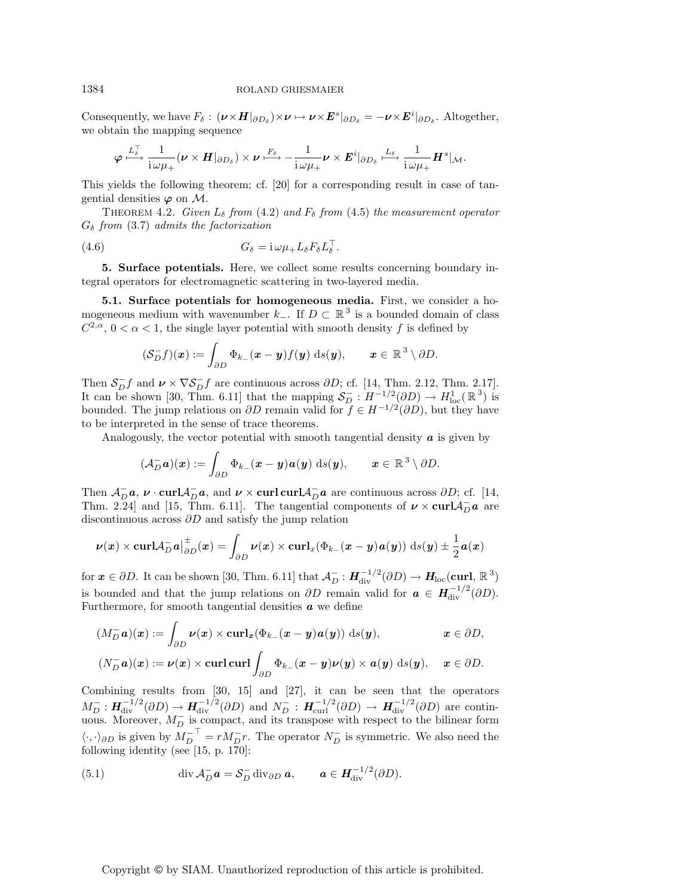Consequently, we have $F_\delta : (\boldsymbol{\nu}\times\boldsymbol{H}|_{\partial D_\delta})\times\boldsymbol{\nu} \mapsto \boldsymbol{\nu}\times\boldsymbol{E}^s|_{\partial D_\delta} = -\boldsymbol{\nu}\times\boldsymbol{E}^i|_{\partial D_\delta}$. Altogether, we obtain the mapping sequence

$$\boldsymbol{\varphi} \overset{L_\delta^\top}{\longmapsto} \frac{1}{\mathrm{i}\,\omega\mu_+}(\boldsymbol{\nu}\times\boldsymbol{H}|_{\partial D_\delta})\times\boldsymbol{\nu} \overset{F_\delta}{\longmapsto} -\frac{1}{\mathrm{i}\,\omega\mu_+}\boldsymbol{\nu}\times\boldsymbol{E}^i|_{\partial D_\delta} \overset{L_\delta}{\longmapsto} \frac{1}{\mathrm{i}\,\omega\mu_+}\boldsymbol{H}^s|_{\mathcal{M}}.$$

This yields the following theorem; cf. [20] for a corresponding result in case of tangential densities $\boldsymbol{\varphi}$ on $\mathcal{M}$.

THEOREM 4.2. *Given $L_\delta$ from* (4.2) *and $F_\delta$ from* (4.5) *the measurement operator $G_\delta$ from* (3.7) *admits the factorization*

$$G_\delta = \mathrm{i}\,\omega\mu_+ L_\delta F_\delta L_\delta^\top. \tag{4.6}$$

**5. Surface potentials.** Here, we collect some results concerning boundary integral operators for electromagnetic scattering in two-layered media.

**5.1. Surface potentials for homogeneous media.** First, we consider a homogeneous medium with wavenumber $k_-$. If $D\subset\mathbb{R}^3$ is a bounded domain of class $C^{2,\alpha}$, $0<\alpha<1$, the single layer potential with smooth density $f$ is defined by

$$(\mathcal{S}_D^- f)(\boldsymbol{x}) := \int_{\partial D} \Phi_{k_-}(\boldsymbol{x}-\boldsymbol{y}) f(\boldsymbol{y})\,\mathrm{d}s(\boldsymbol{y}), \qquad \boldsymbol{x}\in\mathbb{R}^3\setminus\partial D.$$

Then $\mathcal{S}_D^- f$ and $\boldsymbol{\nu}\times\nabla\mathcal{S}_D^- f$ are continuous across $\partial D$; cf. [14, Thm. 2.12, Thm. 2.17]. It can be shown [30, Thm. 6.11] that the mapping $\mathcal{S}_D^- : H^{-1/2}(\partial D)\to H^1_{\mathrm{loc}}(\mathbb{R}^3)$ is bounded. The jump relations on $\partial D$ remain valid for $f\in H^{-1/2}(\partial D)$, but they have to be interpreted in the sense of trace theorems.

Analogously, the vector potential with smooth tangential density $\boldsymbol{a}$ is given by

$$(\mathcal{A}_D^- \boldsymbol{a})(\boldsymbol{x}) := \int_{\partial D} \Phi_{k_-}(\boldsymbol{x}-\boldsymbol{y}) \boldsymbol{a}(\boldsymbol{y})\,\mathrm{d}s(\boldsymbol{y}), \qquad \boldsymbol{x}\in\mathbb{R}^3\setminus\partial D.$$

Then $\mathcal{A}_D^-\boldsymbol{a}$, $\boldsymbol{\nu}\cdot\mathbf{curl}\mathcal{A}_D^-\boldsymbol{a}$, and $\boldsymbol{\nu}\times\mathbf{curl}\,\mathbf{curl}\mathcal{A}_D^-\boldsymbol{a}$ are continuous across $\partial D$; cf. [14, Thm. 2.24] and [15, Thm. 6.11]. The tangential components of $\boldsymbol{\nu}\times\mathbf{curl}\mathcal{A}_D^-\boldsymbol{a}$ are discontinuous across $\partial D$ and satisfy the jump relation

$$\boldsymbol{\nu}(\boldsymbol{x})\times\mathbf{curl}\mathcal{A}_D^-\boldsymbol{a}\big|_{\partial D}^{\pm}(\boldsymbol{x}) = \int_{\partial D} \boldsymbol{\nu}(\boldsymbol{x})\times\mathbf{curl}_x(\Phi_{k_-}(\boldsymbol{x}-\boldsymbol{y})\boldsymbol{a}(\boldsymbol{y}))\,\mathrm{d}s(\boldsymbol{y}) \pm \frac{1}{2}\boldsymbol{a}(\boldsymbol{x})$$

for $\boldsymbol{x}\in\partial D$. It can be shown [30, Thm. 6.11] that $\mathcal{A}_D^- : \boldsymbol{H}_{\mathrm{div}}^{-1/2}(\partial D)\to\boldsymbol{H}_{\mathrm{loc}}(\mathbf{curl},\mathbb{R}^3)$ is bounded and that the jump relations on $\partial D$ remain valid for $\boldsymbol{a}\in\boldsymbol{H}_{\mathrm{div}}^{-1/2}(\partial D)$. Furthermore, for smooth tangential densities $\boldsymbol{a}$ we define

$$(M_D^-\boldsymbol{a})(\boldsymbol{x}) := \int_{\partial D} \boldsymbol{\nu}(\boldsymbol{x})\times\mathbf{curl}_{\boldsymbol{x}}(\Phi_{k_-}(\boldsymbol{x}-\boldsymbol{y})\boldsymbol{a}(\boldsymbol{y}))\,\mathrm{d}s(\boldsymbol{y}), \qquad \boldsymbol{x}\in\partial D,$$

$$(N_D^-\boldsymbol{a})(\boldsymbol{x}) := \boldsymbol{\nu}(\boldsymbol{x})\times\mathbf{curl}\,\mathbf{curl}\int_{\partial D} \Phi_{k_-}(\boldsymbol{x}-\boldsymbol{y})\boldsymbol{\nu}(\boldsymbol{y})\times\boldsymbol{a}(\boldsymbol{y})\,\mathrm{d}s(\boldsymbol{y}), \quad \boldsymbol{x}\in\partial D.$$

Combining results from [30, 15] and [27], it can be seen that the operators $M_D^- : \boldsymbol{H}_{\mathrm{div}}^{-1/2}(\partial D)\to\boldsymbol{H}_{\mathrm{div}}^{-1/2}(\partial D)$ and $N_D^- : \boldsymbol{H}_{\mathrm{curl}}^{-1/2}(\partial D)\to\boldsymbol{H}_{\mathrm{div}}^{-1/2}(\partial D)$ are continuous. Moreover, $M_D^-$ is compact, and its transpose with respect to the bilinear form $\langle\cdot,\cdot\rangle_{\partial D}$ is given by ${M_D^-}^\top = rM_D^- r$. The operator $N_D^-$ is symmetric. We also need the following identity (see [15, p. 170]:

$$\operatorname{div}\mathcal{A}_D^-\boldsymbol{a} = \mathcal{S}_D^-\operatorname{div}_{\partial D}\boldsymbol{a}, \qquad \boldsymbol{a}\in\boldsymbol{H}_{\mathrm{div}}^{-1/2}(\partial D). \tag{5.1}$$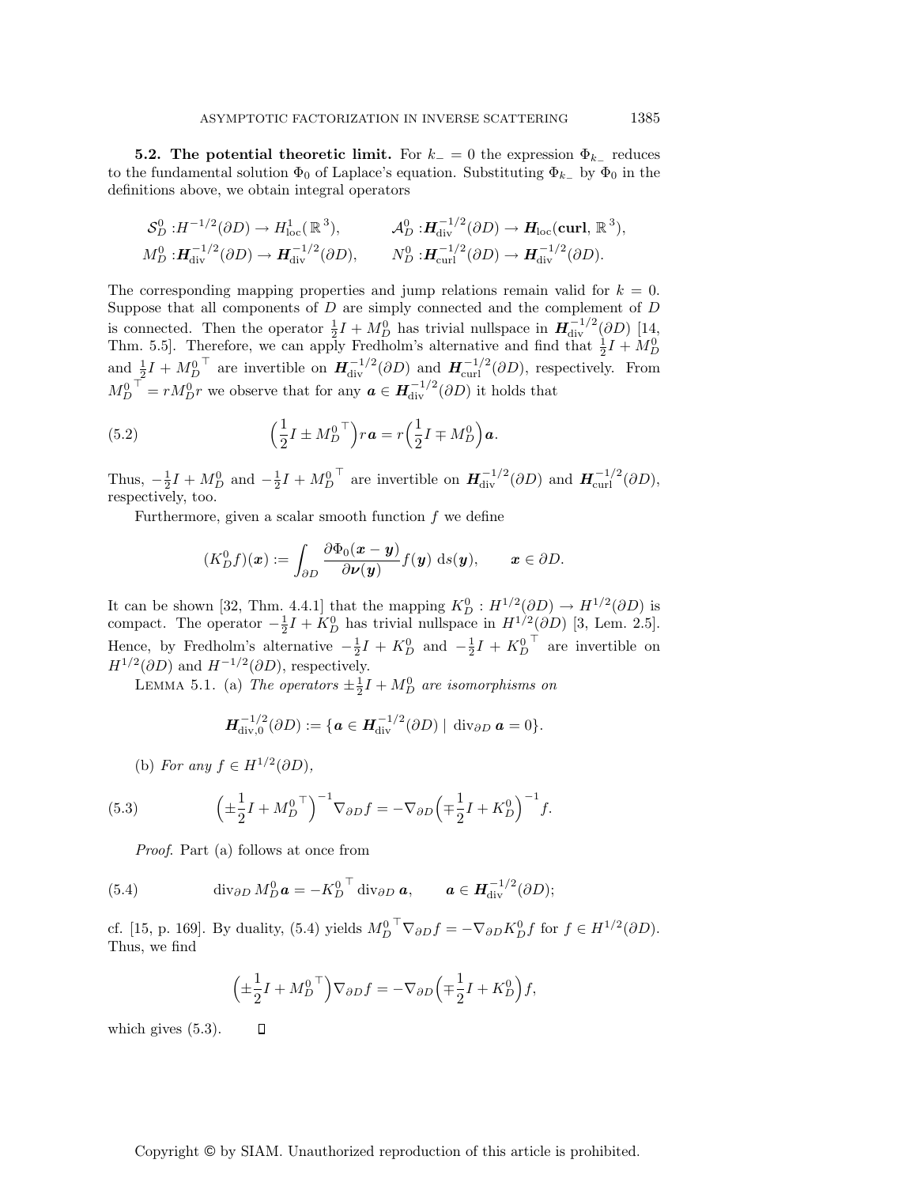**5.2. The potential theoretic limit.** For $k_- = 0$ the expression $\Phi_{k_-}$ reduces to the fundamental solution $\Phi_0$ of Laplace's equation. Substituting $\Phi_{k_-}$ by $\Phi_0$ in the definitions above, we obtain integral operators

$$
\begin{aligned}
\mathcal{S}_D^0 &: H^{-1/2}(\partial D) \to H^1_{\mathrm{loc}}(\mathbb{R}^3), \qquad & \mathcal{A}_D^0 &: \boldsymbol{H}_{\mathrm{div}}^{-1/2}(\partial D) \to \boldsymbol{H}_{\mathrm{loc}}(\mathbf{curl}, \mathbb{R}^3),\\
M_D^0 &: \boldsymbol{H}_{\mathrm{div}}^{-1/2}(\partial D) \to \boldsymbol{H}_{\mathrm{div}}^{-1/2}(\partial D), \qquad & N_D^0 &: \boldsymbol{H}_{\mathrm{curl}}^{-1/2}(\partial D) \to \boldsymbol{H}_{\mathrm{div}}^{-1/2}(\partial D).
\end{aligned}
$$

The corresponding mapping properties and jump relations remain valid for $k = 0$. Suppose that all components of $D$ are simply connected and the complement of $D$ is connected. Then the operator $\frac{1}{2}I + M_D^0$ has trivial nullspace in $\boldsymbol{H}_{\mathrm{div}}^{-1/2}(\partial D)$ [14, Thm. 5.5]. Therefore, we can apply Fredholm's alternative and find that $\frac{1}{2}I + M_D^0$ and $\frac{1}{2}I + {M_D^0}^\top$ are invertible on $\boldsymbol{H}_{\mathrm{div}}^{-1/2}(\partial D)$ and $\boldsymbol{H}_{\mathrm{curl}}^{-1/2}(\partial D)$, respectively. From ${M_D^0}^\top = rM_D^0 r$ we observe that for any $\boldsymbol{a} \in \boldsymbol{H}_{\mathrm{div}}^{-1/2}(\partial D)$ it holds that

$$
\left(\frac{1}{2}I \pm {M_D^0}^\top\right) r\boldsymbol{a} = r\left(\frac{1}{2}I \mp M_D^0\right)\boldsymbol{a}. \tag{5.2}
$$

Thus, $-\frac{1}{2}I + M_D^0$ and $-\frac{1}{2}I + {M_D^0}^\top$ are invertible on $\boldsymbol{H}_{\mathrm{div}}^{-1/2}(\partial D)$ and $\boldsymbol{H}_{\mathrm{curl}}^{-1/2}(\partial D)$, respectively, too.

Furthermore, given a scalar smooth function $f$ we define

$$
(K_D^0 f)(\boldsymbol{x}) := \int_{\partial D} \frac{\partial \Phi_0(\boldsymbol{x} - \boldsymbol{y})}{\partial \boldsymbol{\nu}(\boldsymbol{y})} f(\boldsymbol{y}) \, \mathrm{d}s(\boldsymbol{y}), \qquad \boldsymbol{x} \in \partial D.
$$

It can be shown [32, Thm. 4.4.1] that the mapping $K_D^0 : H^{1/2}(\partial D) \to H^{1/2}(\partial D)$ is compact. The operator $-\frac{1}{2}I + K_D^0$ has trivial nullspace in $H^{1/2}(\partial D)$ [3, Lem. 2.5]. Hence, by Fredholm's alternative $-\frac{1}{2}I + K_D^0$ and $-\frac{1}{2}I + {K_D^0}^\top$ are invertible on $H^{1/2}(\partial D)$ and $H^{-1/2}(\partial D)$, respectively.

LEMMA 5.1. (a) *The operators* $\pm\frac{1}{2}I + M_D^0$ *are isomorphisms on*

$$
\boldsymbol{H}_{\mathrm{div},0}^{-1/2}(\partial D) := \{\boldsymbol{a} \in \boldsymbol{H}_{\mathrm{div}}^{-1/2}(\partial D) \mid \operatorname{div}_{\partial D} \boldsymbol{a} = 0\}.
$$

(b) *For any* $f \in H^{1/2}(\partial D)$,

$$
\left(\pm\frac{1}{2}I + {M_D^0}^\top\right)^{-1} \nabla_{\partial D} f = -\nabla_{\partial D}\left(\mp\frac{1}{2}I + K_D^0\right)^{-1} f. \tag{5.3}
$$

*Proof*. Part (a) follows at once from

$$
\operatorname{div}_{\partial D} M_D^0 \boldsymbol{a} = -{K_D^0}^\top \operatorname{div}_{\partial D} \boldsymbol{a}, \qquad \boldsymbol{a} \in \boldsymbol{H}_{\mathrm{div}}^{-1/2}(\partial D); \tag{5.4}
$$

cf. [15, p. 169]. By duality, (5.4) yields ${M_D^0}^\top \nabla_{\partial D} f = -\nabla_{\partial D} K_D^0 f$ for $f \in H^{1/2}(\partial D)$. Thus, we find

$$
\left(\pm\frac{1}{2}I + {M_D^0}^\top\right) \nabla_{\partial D} f = -\nabla_{\partial D}\left(\mp\frac{1}{2}I + K_D^0\right) f,
$$

which gives (5.3). ◻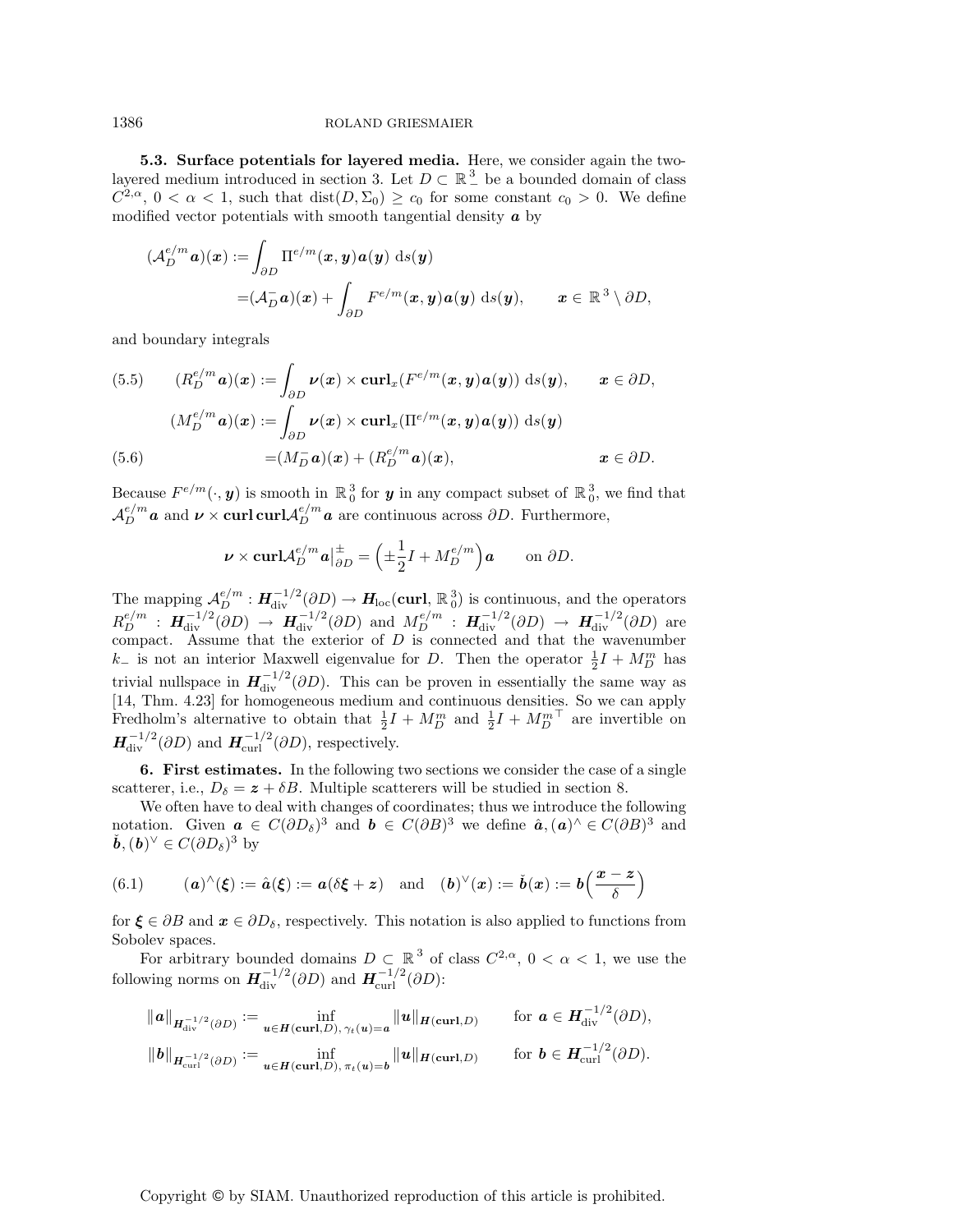**5.3. Surface potentials for layered media.** Here, we consider again the two-layered medium introduced in section 3. Let $D \subset \mathbb{R}^3_-$ be a bounded domain of class $C^{2,\alpha}$, $0 < \alpha < 1$, such that $\operatorname{dist}(D, \Sigma_0) \geq c_0$ for some constant $c_0 > 0$. We define modified vector potentials with smooth tangential density $\boldsymbol{a}$ by

$$
\begin{aligned}
(\mathcal{A}_D^{e/m}\boldsymbol{a})(\boldsymbol{x}) :=& \int_{\partial D} \Pi^{e/m}(\boldsymbol{x},\boldsymbol{y})\boldsymbol{a}(\boldsymbol{y}) \, \mathrm{d}s(\boldsymbol{y}) \\
=& (\mathcal{A}_D^{-}\boldsymbol{a})(\boldsymbol{x}) + \int_{\partial D} F^{e/m}(\boldsymbol{x},\boldsymbol{y})\boldsymbol{a}(\boldsymbol{y}) \, \mathrm{d}s(\boldsymbol{y}), \qquad \boldsymbol{x} \in \mathbb{R}^3 \setminus \partial D,
\end{aligned}
$$

and boundary integrals

$$
(R_D^{e/m}\boldsymbol{a})(\boldsymbol{x}) := \int_{\partial D} \boldsymbol{\nu}(\boldsymbol{x}) \times \mathbf{curl}_x (F^{e/m}(\boldsymbol{x},\boldsymbol{y})\boldsymbol{a}(\boldsymbol{y})) \, \mathrm{d}s(\boldsymbol{y}), \qquad \boldsymbol{x} \in \partial D, \tag{5.5}
$$

$$
\begin{aligned}
(M_D^{e/m}\boldsymbol{a})(\boldsymbol{x}) :=& \int_{\partial D} \boldsymbol{\nu}(\boldsymbol{x}) \times \mathbf{curl}_x (\Pi^{e/m}(\boldsymbol{x},\boldsymbol{y})\boldsymbol{a}(\boldsymbol{y})) \, \mathrm{d}s(\boldsymbol{y}) \\
=& (M_D^{-}\boldsymbol{a})(\boldsymbol{x}) + (R_D^{e/m}\boldsymbol{a})(\boldsymbol{x}), \qquad \boldsymbol{x} \in \partial D.
\end{aligned} \tag{5.6}
$$

Because $F^{e/m}(\cdot, \boldsymbol{y})$ is smooth in $\mathbb{R}^3_0$ for $\boldsymbol{y}$ in any compact subset of $\mathbb{R}^3_0$, we find that $\mathcal{A}_D^{e/m}\boldsymbol{a}$ and $\boldsymbol{\nu} \times \mathbf{curl}\,\mathbf{curl}\mathcal{A}_D^{e/m}\boldsymbol{a}$ are continuous across $\partial D$. Furthermore,

$$
\boldsymbol{\nu} \times \mathbf{curl}\mathcal{A}_D^{e/m}\boldsymbol{a}\big|_{\partial D}^{\pm} = \Big( \pm\frac{1}{2}I + M_D^{e/m} \Big)\boldsymbol{a} \qquad \text{on } \partial D.
$$

The mapping $\mathcal{A}_D^{e/m} : \boldsymbol{H}_{\mathrm{div}}^{-1/2}(\partial D) \to \boldsymbol{H}_{\mathrm{loc}}(\mathbf{curl}, \mathbb{R}^3_0)$ is continuous, and the operators $R_D^{e/m} : \boldsymbol{H}_{\mathrm{div}}^{-1/2}(\partial D) \to \boldsymbol{H}_{\mathrm{div}}^{-1/2}(\partial D)$ and $M_D^{e/m} : \boldsymbol{H}_{\mathrm{div}}^{-1/2}(\partial D) \to \boldsymbol{H}_{\mathrm{div}}^{-1/2}(\partial D)$ are compact. Assume that the exterior of $D$ is connected and that the wavenumber $k_-$ is not an interior Maxwell eigenvalue for $D$. Then the operator $\frac{1}{2}I + M_D^m$ has trivial nullspace in $\boldsymbol{H}_{\mathrm{div}}^{-1/2}(\partial D)$. This can be proven in essentially the same way as [14, Thm. 4.23] for homogeneous medium and continuous densities. So we can apply Fredholm's alternative to obtain that $\frac{1}{2}I + M_D^m$ and $\frac{1}{2}I + {M_D^m}^\top$ are invertible on $\boldsymbol{H}_{\mathrm{div}}^{-1/2}(\partial D)$ and $\boldsymbol{H}_{\mathrm{curl}}^{-1/2}(\partial D)$, respectively.

**6. First estimates.** In the following two sections we consider the case of a single scatterer, i.e., $D_\delta = \boldsymbol{z} + \delta B$. Multiple scatterers will be studied in section 8.

We often have to deal with changes of coordinates; thus we introduce the following notation. Given $\boldsymbol{a} \in C(\partial D_\delta)^3$ and $\boldsymbol{b} \in C(\partial B)^3$ we define $\hat{\boldsymbol{a}}, (\boldsymbol{a})^\wedge \in C(\partial B)^3$ and $\check{\boldsymbol{b}}, (\boldsymbol{b})^\vee \in C(\partial D_\delta)^3$ by

$$
(\boldsymbol{a})^\wedge(\boldsymbol{\xi}) := \hat{\boldsymbol{a}}(\boldsymbol{\xi}) := \boldsymbol{a}(\delta\boldsymbol{\xi} + \boldsymbol{z}) \quad \text{and} \quad (\boldsymbol{b})^\vee(\boldsymbol{x}) := \check{\boldsymbol{b}}(\boldsymbol{x}) := \boldsymbol{b}\Big(\frac{\boldsymbol{x} - \boldsymbol{z}}{\delta}\Big) \tag{6.1}
$$

for $\boldsymbol{\xi} \in \partial B$ and $\boldsymbol{x} \in \partial D_\delta$, respectively. This notation is also applied to functions from Sobolev spaces.

For arbitrary bounded domains $D \subset \mathbb{R}^3$ of class $C^{2,\alpha}$, $0 < \alpha < 1$, we use the following norms on $\boldsymbol{H}_{\mathrm{div}}^{-1/2}(\partial D)$ and $\boldsymbol{H}_{\mathrm{curl}}^{-1/2}(\partial D)$:

$$
\begin{aligned}
\|\boldsymbol{a}\|_{\boldsymbol{H}_{\mathrm{div}}^{-1/2}(\partial D)} &:= \inf_{\boldsymbol{u} \in \boldsymbol{H}(\mathbf{curl}, D),\, \gamma_t(\boldsymbol{u}) = \boldsymbol{a}} \|\boldsymbol{u}\|_{\boldsymbol{H}(\mathbf{curl}, D)} \qquad \text{for } \boldsymbol{a} \in \boldsymbol{H}_{\mathrm{div}}^{-1/2}(\partial D), \\
\|\boldsymbol{b}\|_{\boldsymbol{H}_{\mathrm{curl}}^{-1/2}(\partial D)} &:= \inf_{\boldsymbol{u} \in \boldsymbol{H}(\mathbf{curl}, D),\, \pi_t(\boldsymbol{u}) = \boldsymbol{b}} \|\boldsymbol{u}\|_{\boldsymbol{H}(\mathbf{curl}, D)} \qquad \text{for } \boldsymbol{b} \in \boldsymbol{H}_{\mathrm{curl}}^{-1/2}(\partial D).
\end{aligned}
$$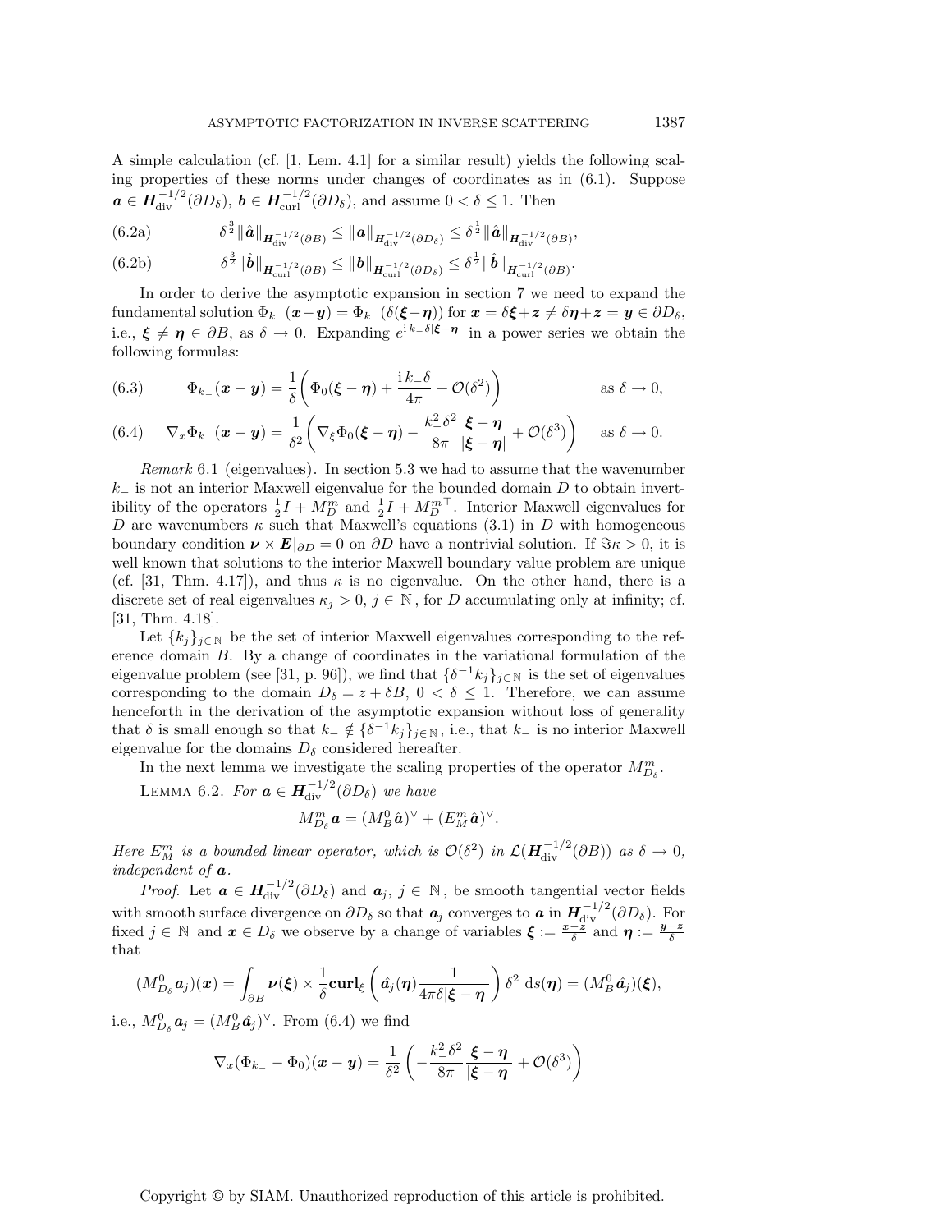A simple calculation (cf. [1, Lem. 4.1] for a similar result) yields the following scaling properties of these norms under changes of coordinates as in (6.1). Suppose $\boldsymbol{a} \in \boldsymbol{H}_{\rm div}^{-1/2}(\partial D_\delta)$, $\boldsymbol{b} \in \boldsymbol{H}_{\rm curl}^{-1/2}(\partial D_\delta)$, and assume $0 < \delta \leq 1$. Then

$$\delta^{\frac{3}{2}} \|\hat{\boldsymbol{a}}\|_{\boldsymbol{H}_{\rm div}^{-1/2}(\partial B)} \leq \|\boldsymbol{a}\|_{\boldsymbol{H}_{\rm div}^{-1/2}(\partial D_\delta)} \leq \delta^{\frac{1}{2}} \|\hat{\boldsymbol{a}}\|_{\boldsymbol{H}_{\rm div}^{-1/2}(\partial B)}, \tag{6.2a}$$

$$\delta^{\frac{3}{2}} \|\hat{\boldsymbol{b}}\|_{\boldsymbol{H}_{\rm curl}^{-1/2}(\partial B)} \leq \|\boldsymbol{b}\|_{\boldsymbol{H}_{\rm curl}^{-1/2}(\partial D_\delta)} \leq \delta^{\frac{1}{2}} \|\hat{\boldsymbol{b}}\|_{\boldsymbol{H}_{\rm curl}^{-1/2}(\partial B)}. \tag{6.2b}$$

In order to derive the asymptotic expansion in section 7 we need to expand the fundamental solution $\Phi_{k_-}(\boldsymbol{x}-\boldsymbol{y}) = \Phi_{k_-}(\delta(\boldsymbol{\xi}-\boldsymbol{\eta}))$ for $\boldsymbol{x} = \delta\boldsymbol{\xi}+\boldsymbol{z} \neq \delta\boldsymbol{\eta}+\boldsymbol{z} = \boldsymbol{y} \in \partial D_\delta$, i.e., $\boldsymbol{\xi} \neq \boldsymbol{\eta} \in \partial B$, as $\delta \to 0$. Expanding $e^{\mathrm{i}\,k_-\delta|\boldsymbol{\xi}-\boldsymbol{\eta}|}$ in a power series we obtain the following formulas:

$$\Phi_{k_-}(\boldsymbol{x}-\boldsymbol{y}) = \frac{1}{\delta}\left(\Phi_0(\boldsymbol{\xi}-\boldsymbol{\eta}) + \frac{\mathrm{i}\,k_-\delta}{4\pi} + \mathcal{O}(\delta^2)\right) \qquad \text{as } \delta \to 0, \tag{6.3}$$

$$\nabla_x \Phi_{k_-}(\boldsymbol{x}-\boldsymbol{y}) = \frac{1}{\delta^2}\left(\nabla_\xi \Phi_0(\boldsymbol{\xi}-\boldsymbol{\eta}) - \frac{k_-^2\delta^2}{8\pi}\frac{\boldsymbol{\xi}-\boldsymbol{\eta}}{|\boldsymbol{\xi}-\boldsymbol{\eta}|} + \mathcal{O}(\delta^3)\right) \qquad \text{as } \delta \to 0. \tag{6.4}$$

*Remark* 6.1 (eigenvalues). In section 5.3 we had to assume that the wavenumber $k_-$ is not an interior Maxwell eigenvalue for the bounded domain $D$ to obtain invertibility of the operators $\frac{1}{2}I + M_D^m$ and $\frac{1}{2}I + M_D^{m\,\top}$. Interior Maxwell eigenvalues for $D$ are wavenumbers $\kappa$ such that Maxwell's equations (3.1) in $D$ with homogeneous boundary condition $\boldsymbol{\nu} \times \boldsymbol{E}|_{\partial D} = 0$ on $\partial D$ have a nontrivial solution. If $\Im\kappa > 0$, it is well known that solutions to the interior Maxwell boundary value problem are unique (cf. [31, Thm. 4.17]), and thus $\kappa$ is no eigenvalue. On the other hand, there is a discrete set of real eigenvalues $\kappa_j > 0$, $j \in \mathbb{N}$, for $D$ accumulating only at infinity; cf. [31, Thm. 4.18].

Let $\{k_j\}_{j\in\mathbb{N}}$ be the set of interior Maxwell eigenvalues corresponding to the reference domain $B$. By a change of coordinates in the variational formulation of the eigenvalue problem (see [31, p. 96]), we find that $\{\delta^{-1}k_j\}_{j\in\mathbb{N}}$ is the set of eigenvalues corresponding to the domain $D_\delta = z + \delta B$, $0 < \delta \leq 1$. Therefore, we can assume henceforth in the derivation of the asymptotic expansion without loss of generality that $\delta$ is small enough so that $k_- \notin \{\delta^{-1}k_j\}_{j\in\mathbb{N}}$, i.e., that $k_-$ is no interior Maxwell eigenvalue for the domains $D_\delta$ considered hereafter.

In the next lemma we investigate the scaling properties of the operator $M_{D_\delta}^m$.

LEMMA 6.2. *For $\boldsymbol{a} \in \boldsymbol{H}_{\rm div}^{-1/2}(\partial D_\delta)$ we have*

$$M_{D_\delta}^m \boldsymbol{a} = (M_B^0 \hat{\boldsymbol{a}})^\vee + (E_M^m \hat{\boldsymbol{a}})^\vee.$$

*Here $E_M^m$ is a bounded linear operator, which is $\mathcal{O}(\delta^2)$ in $\mathcal{L}(\boldsymbol{H}_{\rm div}^{-1/2}(\partial B))$ as $\delta \to 0$, independent of $\boldsymbol{a}$.*

*Proof.* Let $\boldsymbol{a} \in \boldsymbol{H}_{\rm div}^{-1/2}(\partial D_\delta)$ and $\boldsymbol{a}_j$, $j \in \mathbb{N}$, be smooth tangential vector fields with smooth surface divergence on $\partial D_\delta$ so that $\boldsymbol{a}_j$ converges to $\boldsymbol{a}$ in $\boldsymbol{H}_{\rm div}^{-1/2}(\partial D_\delta)$. For fixed $j \in \mathbb{N}$ and $\boldsymbol{x} \in D_\delta$ we observe by a change of variables $\boldsymbol{\xi} := \frac{\boldsymbol{x}-\boldsymbol{z}}{\delta}$ and $\boldsymbol{\eta} := \frac{\boldsymbol{y}-\boldsymbol{z}}{\delta}$ that

$$(M_{D_\delta}^0 \boldsymbol{a}_j)(\boldsymbol{x}) = \int_{\partial B} \boldsymbol{\nu}(\boldsymbol{\xi}) \times \frac{1}{\delta}\mathbf{curl}_\xi\left(\hat{\boldsymbol{a}}_j(\boldsymbol{\eta})\frac{1}{4\pi\delta|\boldsymbol{\xi}-\boldsymbol{\eta}|}\right)\delta^2 \,\mathrm{d}s(\boldsymbol{\eta}) = (M_B^0 \hat{\boldsymbol{a}}_j)(\boldsymbol{\xi}),$$

i.e., $M_{D_\delta}^0 \boldsymbol{a}_j = (M_B^0 \hat{\boldsymbol{a}}_j)^\vee$. From (6.4) we find

$$\nabla_x(\Phi_{k_-} - \Phi_0)(\boldsymbol{x}-\boldsymbol{y}) = \frac{1}{\delta^2}\left(-\frac{k_-^2\delta^2}{8\pi}\frac{\boldsymbol{\xi}-\boldsymbol{\eta}}{|\boldsymbol{\xi}-\boldsymbol{\eta}|} + \mathcal{O}(\delta^3)\right)$$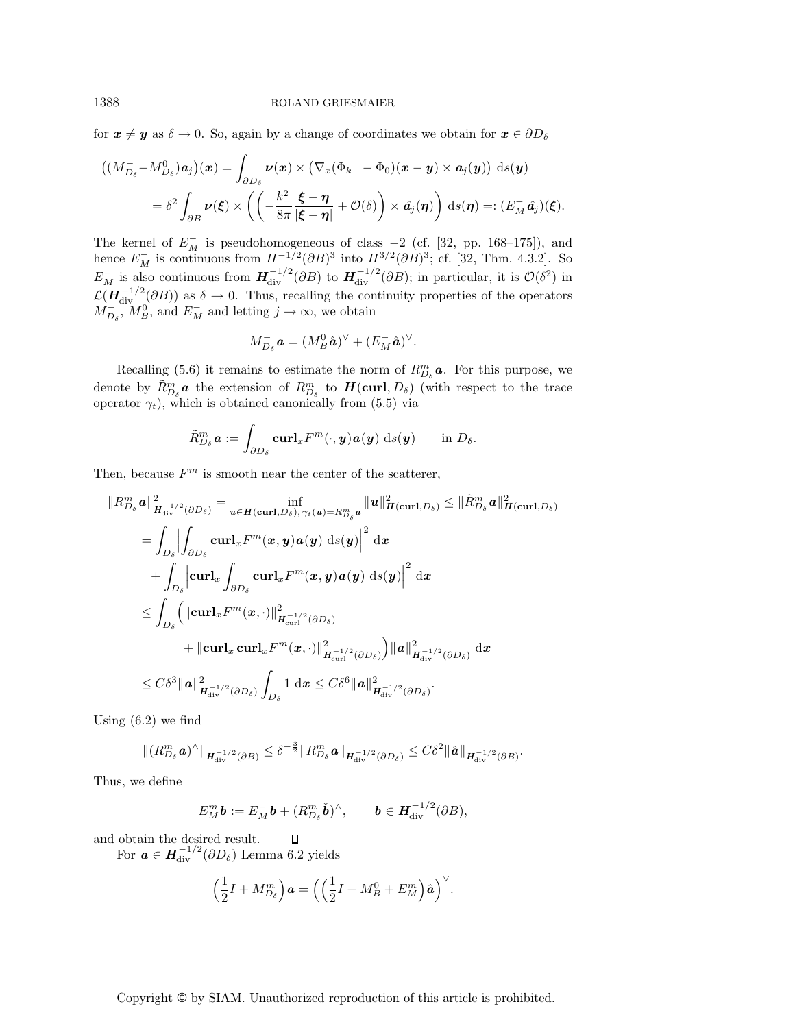for $\boldsymbol{x} \neq \boldsymbol{y}$ as $\delta \to 0$. So, again by a change of coordinates we obtain for $\boldsymbol{x} \in \partial D_\delta$

$$
\begin{aligned}
\big((M^-_{D_\delta} - M^0_{D_\delta})\boldsymbol{a}_j\big)(\boldsymbol{x}) &= \int_{\partial D_\delta} \boldsymbol{\nu}(\boldsymbol{x}) \times \big(\nabla_x(\Phi_{k_-} - \Phi_0)(\boldsymbol{x}-\boldsymbol{y}) \times \boldsymbol{a}_j(\boldsymbol{y})\big) \, \mathrm{d}s(\boldsymbol{y}) \\
&= \delta^2 \int_{\partial B} \boldsymbol{\nu}(\boldsymbol{\xi}) \times \left( \left( -\frac{k_-^2}{8\pi} \frac{\boldsymbol{\xi}-\boldsymbol{\eta}}{|\boldsymbol{\xi}-\boldsymbol{\eta}|} + \mathcal{O}(\delta) \right) \times \hat{\boldsymbol{a}}_j(\boldsymbol{\eta}) \right) \mathrm{d}s(\boldsymbol{\eta}) =: (E^-_M \hat{\boldsymbol{a}}_j)(\boldsymbol{\xi}).
\end{aligned}
$$

The kernel of $E^-_M$ is pseudohomogeneous of class $-2$ (cf. [32, pp. 168–175]), and hence $E^-_M$ is continuous from $H^{-1/2}(\partial B)^3$ into $H^{3/2}(\partial B)^3$; cf. [32, Thm. 4.3.2]. So $E^-_M$ is also continuous from $\boldsymbol{H}^{-1/2}_{\mathrm{div}}(\partial B)$ to $\boldsymbol{H}^{-1/2}_{\mathrm{div}}(\partial B)$; in particular, it is $\mathcal{O}(\delta^2)$ in $\mathcal{L}(\boldsymbol{H}^{-1/2}_{\mathrm{div}}(\partial B))$ as $\delta \to 0$. Thus, recalling the continuity properties of the operators $M^-_{D_\delta}$, $M^0_B$, and $E^-_M$ and letting $j \to \infty$, we obtain

$$
M^-_{D_\delta} \boldsymbol{a} = (M^0_B \hat{\boldsymbol{a}})^\vee + (E^-_M \hat{\boldsymbol{a}})^\vee.
$$

Recalling (5.6) it remains to estimate the norm of $R^m_{D_\delta}\boldsymbol{a}$. For this purpose, we denote by $\tilde{R}^m_{D_\delta}\boldsymbol{a}$ the extension of $R^m_{D_\delta}$ to $\boldsymbol{H}(\mathbf{curl}, D_\delta)$ (with respect to the trace operator $\gamma_t$), which is obtained canonically from (5.5) via

$$
\tilde{R}^m_{D_\delta}\boldsymbol{a} := \int_{\partial D_\delta} \mathbf{curl}_x F^m(\cdot, \boldsymbol{y}) \boldsymbol{a}(\boldsymbol{y}) \, \mathrm{d}s(\boldsymbol{y}) \qquad \text{in } D_\delta.
$$

Then, because $F^m$ is smooth near the center of the scatterer,

$$
\begin{aligned}
\|R^m_{D_\delta}\boldsymbol{a}\|^2_{\boldsymbol{H}^{-1/2}_{\mathrm{div}}(\partial D_\delta)} &= \inf_{\boldsymbol{u} \in \boldsymbol{H}(\mathbf{curl}, D_\delta),\, \gamma_t(\boldsymbol{u}) = R^m_{D_\delta}\boldsymbol{a}} \|\boldsymbol{u}\|^2_{\boldsymbol{H}(\mathbf{curl}, D_\delta)} \leq \|\tilde{R}^m_{D_\delta}\boldsymbol{a}\|^2_{\boldsymbol{H}(\mathbf{curl}, D_\delta)} \\
&= \int_{D_\delta} \Big| \int_{\partial D_\delta} \mathbf{curl}_x F^m(\boldsymbol{x}, \boldsymbol{y}) \boldsymbol{a}(\boldsymbol{y}) \, \mathrm{d}s(\boldsymbol{y}) \Big|^2 \, \mathrm{d}\boldsymbol{x} \\
&\quad + \int_{D_\delta} \Big| \mathbf{curl}_x \int_{\partial D_\delta} \mathbf{curl}_x F^m(\boldsymbol{x}, \boldsymbol{y}) \boldsymbol{a}(\boldsymbol{y}) \, \mathrm{d}s(\boldsymbol{y}) \Big|^2 \, \mathrm{d}\boldsymbol{x} \\
&\leq \int_{D_\delta} \Big( \|\mathbf{curl}_x F^m(\boldsymbol{x}, \cdot)\|^2_{\boldsymbol{H}^{-1/2}_{\mathrm{curl}}(\partial D_\delta)} \\
&\qquad\quad + \|\mathbf{curl}_x \, \mathbf{curl}_x F^m(\boldsymbol{x}, \cdot)\|^2_{\boldsymbol{H}^{-1/2}_{\mathrm{curl}}(\partial D_\delta)} \Big) \|\boldsymbol{a}\|^2_{\boldsymbol{H}^{-1/2}_{\mathrm{div}}(\partial D_\delta)} \, \mathrm{d}\boldsymbol{x} \\
&\leq C\delta^3 \|\boldsymbol{a}\|^2_{\boldsymbol{H}^{-1/2}_{\mathrm{div}}(\partial D_\delta)} \int_{D_\delta} 1 \, \mathrm{d}\boldsymbol{x} \leq C\delta^6 \|\boldsymbol{a}\|^2_{\boldsymbol{H}^{-1/2}_{\mathrm{div}}(\partial D_\delta)}.
\end{aligned}
$$

Using (6.2) we find

$$
\|(R^m_{D_\delta}\boldsymbol{a})^\wedge\|_{\boldsymbol{H}^{-1/2}_{\mathrm{div}}(\partial B)} \leq \delta^{-\frac{3}{2}} \|R^m_{D_\delta}\boldsymbol{a}\|_{\boldsymbol{H}^{-1/2}_{\mathrm{div}}(\partial D_\delta)} \leq C\delta^2 \|\hat{\boldsymbol{a}}\|_{\boldsymbol{H}^{-1/2}_{\mathrm{div}}(\partial B)}.
$$

Thus, we define

$$
E^m_M \boldsymbol{b} := E^-_M \boldsymbol{b} + (R^m_{D_\delta} \check{\boldsymbol{b}})^\wedge, \qquad \boldsymbol{b} \in \boldsymbol{H}^{-1/2}_{\mathrm{div}}(\partial B),
$$

and obtain the desired result. $\square$

For $\boldsymbol{a} \in \boldsymbol{H}^{-1/2}_{\mathrm{div}}(\partial D_\delta)$ Lemma 6.2 yields

$$
\Big(\frac{1}{2}I + M^m_{D_\delta}\Big)\boldsymbol{a} = \Big( \Big( \frac{1}{2}I + M^0_B + E^m_M \Big) \hat{\boldsymbol{a}} \Big)^\vee.
$$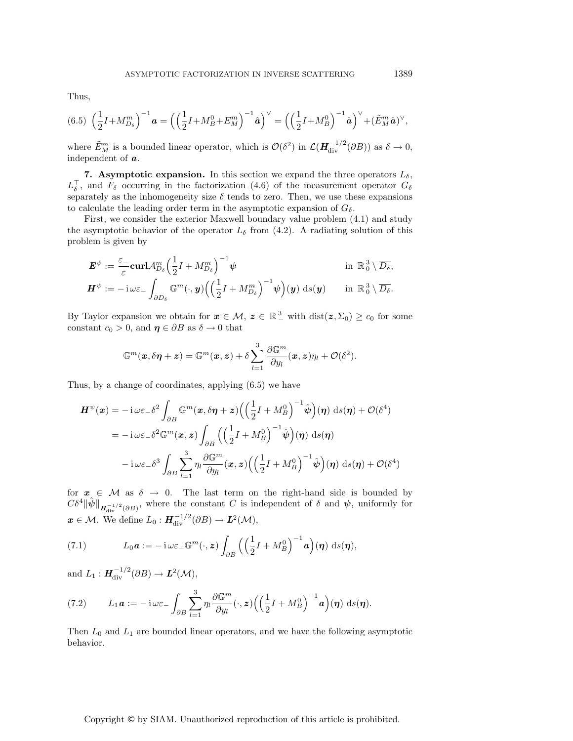Thus,

$$\left(\frac{1}{2}I+M^m_{D_\delta}\right)^{-1}\boldsymbol{a} = \left(\left(\frac{1}{2}I+M^0_B+E^m_M\right)^{-1}\hat{\boldsymbol{a}}\right)^\vee = \left(\left(\frac{1}{2}I+M^0_B\right)^{-1}\hat{\boldsymbol{a}}\right)^\vee + (\tilde{E}^m_M\hat{\boldsymbol{a}})^\vee, \tag{6.5}$$

where $\tilde{E}^m_M$ is a bounded linear operator, which is $\mathcal{O}(\delta^2)$ in $\mathcal{L}(\boldsymbol{H}^{-1/2}_{\mathrm{div}}(\partial B))$ as $\delta \to 0$, independent of $\boldsymbol{a}$.

## 7. Asymptotic expansion.

In this section we expand the three operators $L_\delta$, $L_\delta^\top$, and $F_\delta$ occurring in the factorization (4.6) of the measurement operator $G_\delta$ separately as the inhomogeneity size $\delta$ tends to zero. Then, we use these expansions to calculate the leading order term in the asymptotic expansion of $G_\delta$.

First, we consider the exterior Maxwell boundary value problem (4.1) and study the asymptotic behavior of the operator $L_\delta$ from (4.2). A radiating solution of this problem is given by

$$\boldsymbol{E}^\psi := \frac{\varepsilon_-}{\varepsilon}\mathbf{curl}\mathcal{A}^m_{D_\delta}\Big(\frac{1}{2}I+M^m_{D_\delta}\Big)^{-1}\boldsymbol{\psi} \qquad \text{in } \mathbb{R}^3_0\setminus\overline{D_\delta},$$

$$\boldsymbol{H}^\psi := -\mathrm{i}\,\omega\varepsilon_-\int_{\partial D_\delta}\mathbb{G}^m(\cdot,\boldsymbol{y})\Big(\Big(\frac{1}{2}I+M^m_{D_\delta}\Big)^{-1}\boldsymbol{\psi}\Big)(\boldsymbol{y})\,\mathrm{d}s(\boldsymbol{y}) \qquad \text{in } \mathbb{R}^3_0\setminus\overline{D_\delta}.$$

By Taylor expansion we obtain for $\boldsymbol{x}\in\mathcal{M}$, $\boldsymbol{z}\in\mathbb{R}^3_-$ with $\mathrm{dist}(\boldsymbol{z},\Sigma_0)\geq c_0$ for some constant $c_0>0$, and $\boldsymbol{\eta}\in\partial B$ as $\delta\to 0$ that

$$\mathbb{G}^m(\boldsymbol{x},\delta\boldsymbol{\eta}+\boldsymbol{z}) = \mathbb{G}^m(\boldsymbol{x},\boldsymbol{z}) + \delta\sum_{l=1}^3\frac{\partial\mathbb{G}^m}{\partial y_l}(\boldsymbol{x},\boldsymbol{z})\eta_l + \mathcal{O}(\delta^2).$$

Thus, by a change of coordinates, applying (6.5) we have

$$\begin{aligned}
\boldsymbol{H}^\psi(\boldsymbol{x}) &= -\mathrm{i}\,\omega\varepsilon_-\delta^2\int_{\partial B}\mathbb{G}^m(\boldsymbol{x},\delta\boldsymbol{\eta}+\boldsymbol{z})\Big(\Big(\frac{1}{2}I+M^0_B\Big)^{-1}\hat{\boldsymbol{\psi}}\Big)(\boldsymbol{\eta})\,\mathrm{d}s(\boldsymbol{\eta}) + \mathcal{O}(\delta^4)\\
&= -\mathrm{i}\,\omega\varepsilon_-\delta^2\mathbb{G}^m(\boldsymbol{x},\boldsymbol{z})\int_{\partial B}\Big(\Big(\frac{1}{2}I+M^0_B\Big)^{-1}\hat{\boldsymbol{\psi}}\Big)(\boldsymbol{\eta})\,\mathrm{d}s(\boldsymbol{\eta})\\
&\quad -\mathrm{i}\,\omega\varepsilon_-\delta^3\int_{\partial B}\sum_{l=1}^3\eta_l\frac{\partial\mathbb{G}^m}{\partial y_l}(\boldsymbol{x},\boldsymbol{z})\Big(\Big(\frac{1}{2}I+M^0_B\Big)^{-1}\hat{\boldsymbol{\psi}}\Big)(\boldsymbol{\eta})\,\mathrm{d}s(\boldsymbol{\eta}) + \mathcal{O}(\delta^4)
\end{aligned}$$

for $\boldsymbol{x}\in\mathcal{M}$ as $\delta\to 0$. The last term on the right-hand side is bounded by $C\delta^4\|\hat{\boldsymbol{\psi}}\|_{\boldsymbol{H}^{-1/2}_{\mathrm{div}}(\partial B)}$, where the constant $C$ is independent of $\delta$ and $\boldsymbol{\psi}$, uniformly for $\boldsymbol{x}\in\mathcal{M}$. We define $L_0 : \boldsymbol{H}^{-1/2}_{\mathrm{div}}(\partial B)\to\boldsymbol{L}^2(\mathcal{M})$,

$$L_0\boldsymbol{a} := -\mathrm{i}\,\omega\varepsilon_-\mathbb{G}^m(\cdot,\boldsymbol{z})\int_{\partial B}\Big(\Big(\frac{1}{2}I+M^0_B\Big)^{-1}\boldsymbol{a}\Big)(\boldsymbol{\eta})\,\mathrm{d}s(\boldsymbol{\eta}), \tag{7.1}$$

and $L_1 : \boldsymbol{H}^{-1/2}_{\mathrm{div}}(\partial B)\to\boldsymbol{L}^2(\mathcal{M})$,

$$L_1\boldsymbol{a} := -\mathrm{i}\,\omega\varepsilon_-\int_{\partial B}\sum_{l=1}^3\eta_l\frac{\partial\mathbb{G}^m}{\partial y_l}(\cdot,\boldsymbol{z})\Big(\Big(\frac{1}{2}I+M^0_B\Big)^{-1}\boldsymbol{a}\Big)(\boldsymbol{\eta})\,\mathrm{d}s(\boldsymbol{\eta}). \tag{7.2}$$

Then $L_0$ and $L_1$ are bounded linear operators, and we have the following asymptotic behavior.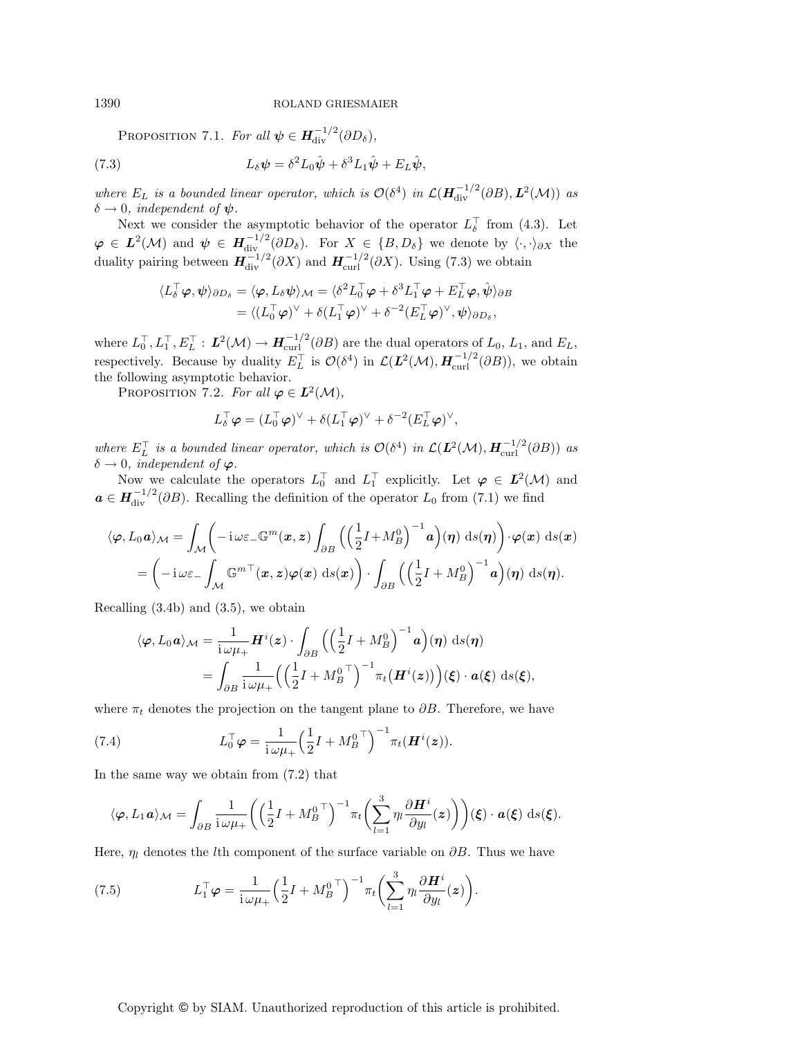PROPOSITION 7.1. *For all $\boldsymbol{\psi} \in \boldsymbol{H}_{\mathrm{div}}^{-1/2}(\partial D_\delta)$,*

$$L_\delta \boldsymbol{\psi} = \delta^2 L_0 \hat{\boldsymbol{\psi}} + \delta^3 L_1 \hat{\boldsymbol{\psi}} + E_L \hat{\boldsymbol{\psi}}, \tag{7.3}$$

*where $E_L$ is a bounded linear operator, which is $\mathcal{O}(\delta^4)$ in $\mathcal{L}(\boldsymbol{H}_{\mathrm{div}}^{-1/2}(\partial B), \boldsymbol{L}^2(\mathcal{M}))$ as $\delta \to 0$, independent of $\boldsymbol{\psi}$.*

Next we consider the asymptotic behavior of the operator $L_\delta^\top$ from (4.3). Let $\boldsymbol{\varphi} \in \boldsymbol{L}^2(\mathcal{M})$ and $\boldsymbol{\psi} \in \boldsymbol{H}_{\mathrm{div}}^{-1/2}(\partial D_\delta)$. For $X \in \{B, D_\delta\}$ we denote by $\langle \cdot, \cdot \rangle_{\partial X}$ the duality pairing between $\boldsymbol{H}_{\mathrm{div}}^{-1/2}(\partial X)$ and $\boldsymbol{H}_{\mathrm{curl}}^{-1/2}(\partial X)$. Using (7.3) we obtain

$$\begin{aligned}
\langle L_\delta^\top \boldsymbol{\varphi}, \boldsymbol{\psi} \rangle_{\partial D_\delta} = \langle \boldsymbol{\varphi}, L_\delta \boldsymbol{\psi} \rangle_{\mathcal{M}} &= \langle \delta^2 L_0^\top \boldsymbol{\varphi} + \delta^3 L_1^\top \boldsymbol{\varphi} + E_L^\top \boldsymbol{\varphi}, \hat{\boldsymbol{\psi}} \rangle_{\partial B} \\
&= \langle (L_0^\top \boldsymbol{\varphi})^\vee + \delta (L_1^\top \boldsymbol{\varphi})^\vee + \delta^{-2} (E_L^\top \boldsymbol{\varphi})^\vee, \boldsymbol{\psi} \rangle_{\partial D_\delta},
\end{aligned}$$

where $L_0^\top, L_1^\top, E_L^\top : \boldsymbol{L}^2(\mathcal{M}) \to \boldsymbol{H}_{\mathrm{curl}}^{-1/2}(\partial B)$ are the dual operators of $L_0$, $L_1$, and $E_L$, respectively. Because by duality $E_L^\top$ is $\mathcal{O}(\delta^4)$ in $\mathcal{L}(\boldsymbol{L}^2(\mathcal{M}), \boldsymbol{H}_{\mathrm{curl}}^{-1/2}(\partial B))$, we obtain the following asymptotic behavior.

PROPOSITION 7.2. *For all $\boldsymbol{\varphi} \in \boldsymbol{L}^2(\mathcal{M})$,*

$$L_\delta^\top \boldsymbol{\varphi} = (L_0^\top \boldsymbol{\varphi})^\vee + \delta (L_1^\top \boldsymbol{\varphi})^\vee + \delta^{-2} (E_L^\top \boldsymbol{\varphi})^\vee,$$

*where $E_L^\top$ is a bounded linear operator, which is $\mathcal{O}(\delta^4)$ in $\mathcal{L}(\boldsymbol{L}^2(\mathcal{M}), \boldsymbol{H}_{\mathrm{curl}}^{-1/2}(\partial B))$ as $\delta \to 0$, independent of $\boldsymbol{\varphi}$.*

Now we calculate the operators $L_0^\top$ and $L_1^\top$ explicitly. Let $\boldsymbol{\varphi} \in \boldsymbol{L}^2(\mathcal{M})$ and $\boldsymbol{a} \in \boldsymbol{H}_{\mathrm{div}}^{-1/2}(\partial B)$. Recalling the definition of the operator $L_0$ from (7.1) we find

$$\begin{aligned}
\langle \boldsymbol{\varphi}, L_0 \boldsymbol{a} \rangle_{\mathcal{M}} &= \int_{\mathcal{M}} \bigg( -\mathrm{i}\,\omega \varepsilon_- \mathbb{G}^m(\boldsymbol{x}, \boldsymbol{z}) \int_{\partial B} \Big( \Big(\frac{1}{2} I + M_B^0\Big)^{-1} \boldsymbol{a} \Big)(\boldsymbol{\eta}) \, \mathrm{d}s(\boldsymbol{\eta}) \bigg) \cdot \boldsymbol{\varphi}(\boldsymbol{x}) \, \mathrm{d}s(\boldsymbol{x}) \\
&= \bigg( -\mathrm{i}\,\omega \varepsilon_- \int_{\mathcal{M}} \mathbb{G}^{m\top}(\boldsymbol{x}, \boldsymbol{z}) \boldsymbol{\varphi}(\boldsymbol{x}) \, \mathrm{d}s(\boldsymbol{x}) \bigg) \cdot \int_{\partial B} \Big( \Big(\frac{1}{2} I + M_B^0\Big)^{-1} \boldsymbol{a} \Big)(\boldsymbol{\eta}) \, \mathrm{d}s(\boldsymbol{\eta}).
\end{aligned}$$

Recalling (3.4b) and (3.5), we obtain

$$\begin{aligned}
\langle \boldsymbol{\varphi}, L_0 \boldsymbol{a} \rangle_{\mathcal{M}} &= \frac{1}{\mathrm{i}\,\omega \mu_+} \boldsymbol{H}^i(\boldsymbol{z}) \cdot \int_{\partial B} \Big( \Big(\frac{1}{2} I + M_B^0\Big)^{-1} \boldsymbol{a} \Big)(\boldsymbol{\eta}) \, \mathrm{d}s(\boldsymbol{\eta}) \\
&= \int_{\partial B} \frac{1}{\mathrm{i}\,\omega \mu_+} \Big( \Big(\frac{1}{2} I + {M_B^0}^\top\Big)^{-1} \pi_t\big(\boldsymbol{H}^i(\boldsymbol{z})\big) \Big)(\boldsymbol{\xi}) \cdot \boldsymbol{a}(\boldsymbol{\xi}) \, \mathrm{d}s(\boldsymbol{\xi}),
\end{aligned}$$

where $\pi_t$ denotes the projection on the tangent plane to $\partial B$. Therefore, we have

$$L_0^\top \boldsymbol{\varphi} = \frac{1}{\mathrm{i}\,\omega \mu_+} \Big(\frac{1}{2} I + {M_B^0}^\top\Big)^{-1} \pi_t(\boldsymbol{H}^i(\boldsymbol{z})). \tag{7.4}$$

In the same way we obtain from (7.2) that

$$\langle \boldsymbol{\varphi}, L_1 \boldsymbol{a} \rangle_{\mathcal{M}} = \int_{\partial B} \frac{1}{\mathrm{i}\,\omega \mu_+} \bigg( \Big(\frac{1}{2} I + {M_B^0}^\top\Big)^{-1} \pi_t \Big( \sum_{l=1}^{3} \eta_l \frac{\partial \boldsymbol{H}^i}{\partial y_l}(\boldsymbol{z}) \Big) \bigg)(\boldsymbol{\xi}) \cdot \boldsymbol{a}(\boldsymbol{\xi}) \, \mathrm{d}s(\boldsymbol{\xi}).$$

Here, $\eta_l$ denotes the $l$th component of the surface variable on $\partial B$. Thus we have

$$L_1^\top \boldsymbol{\varphi} = \frac{1}{\mathrm{i}\,\omega \mu_+} \Big(\frac{1}{2} I + {M_B^0}^\top\Big)^{-1} \pi_t \Big( \sum_{l=1}^{3} \eta_l \frac{\partial \boldsymbol{H}^i}{\partial y_l}(\boldsymbol{z}) \Big). \tag{7.5}$$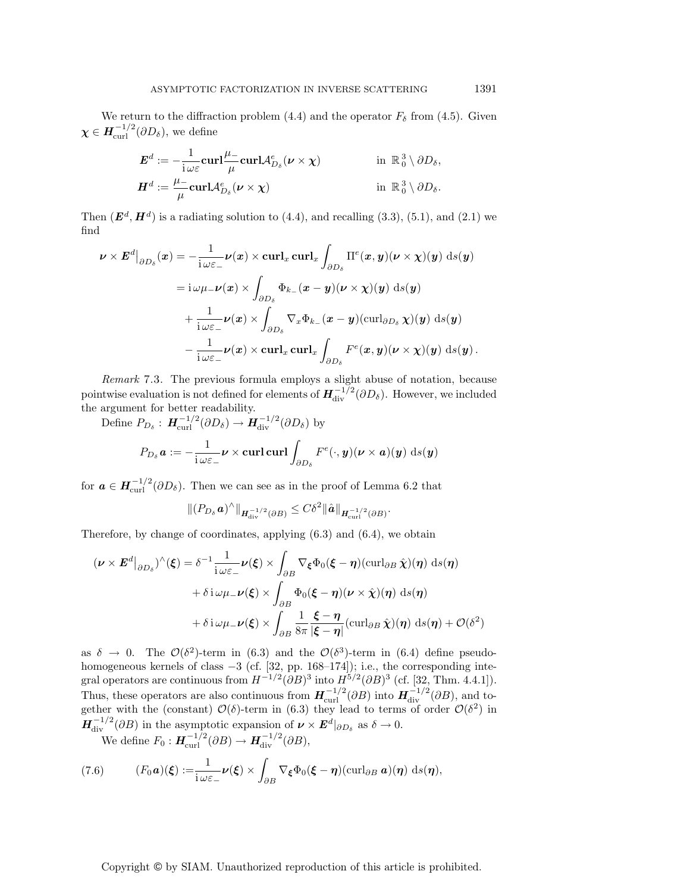We return to the diffraction problem (4.4) and the operator $F_\delta$ from (4.5). Given $\boldsymbol{\chi} \in \boldsymbol{H}_{\mathrm{curl}}^{-1/2}(\partial D_\delta)$, we define

$$
\begin{aligned}
\boldsymbol{E}^d &:= -\frac{1}{\mathrm{i}\,\omega\varepsilon}\mathbf{curl}\frac{\mu_-}{\mu}\mathbf{curl}\mathcal{A}^e_{D_\delta}(\boldsymbol{\nu}\times\boldsymbol{\chi}) && \text{in } \mathbb{R}^3_0 \setminus \partial D_\delta,\\
\boldsymbol{H}^d &:= \frac{\mu_-}{\mu}\mathbf{curl}\mathcal{A}^e_{D_\delta}(\boldsymbol{\nu}\times\boldsymbol{\chi}) && \text{in } \mathbb{R}^3_0 \setminus \partial D_\delta.
\end{aligned}
$$

Then $(\boldsymbol{E}^d, \boldsymbol{H}^d)$ is a radiating solution to (4.4), and recalling (3.3), (5.1), and (2.1) we find

$$
\begin{aligned}
\boldsymbol{\nu}\times\boldsymbol{E}^d\big|_{\partial D_\delta}(\boldsymbol{x}) &= -\frac{1}{\mathrm{i}\,\omega\varepsilon_-}\boldsymbol{\nu}(\boldsymbol{x})\times\mathbf{curl}_x\,\mathbf{curl}_x\int_{\partial D_\delta}\Pi^e(\boldsymbol{x},\boldsymbol{y})(\boldsymbol{\nu}\times\boldsymbol{\chi})(\boldsymbol{y})\,\mathrm{d}s(\boldsymbol{y})\\
&= \mathrm{i}\,\omega\mu_-\boldsymbol{\nu}(\boldsymbol{x})\times\int_{\partial D_\delta}\Phi_{k_-}(\boldsymbol{x}-\boldsymbol{y})(\boldsymbol{\nu}\times\boldsymbol{\chi})(\boldsymbol{y})\,\mathrm{d}s(\boldsymbol{y})\\
&\quad+\frac{1}{\mathrm{i}\,\omega\varepsilon_-}\boldsymbol{\nu}(\boldsymbol{x})\times\int_{\partial D_\delta}\nabla_x\Phi_{k_-}(\boldsymbol{x}-\boldsymbol{y})(\mathrm{curl}_{\partial D_\delta}\boldsymbol{\chi})(\boldsymbol{y})\,\mathrm{d}s(\boldsymbol{y})\\
&\quad-\frac{1}{\mathrm{i}\,\omega\varepsilon_-}\boldsymbol{\nu}(\boldsymbol{x})\times\mathbf{curl}_x\,\mathbf{curl}_x\int_{\partial D_\delta}F^e(\boldsymbol{x},\boldsymbol{y})(\boldsymbol{\nu}\times\boldsymbol{\chi})(\boldsymbol{y})\,\mathrm{d}s(\boldsymbol{y}).
\end{aligned}
$$

*Remark* 7.3. The previous formula employs a slight abuse of notation, because pointwise evaluation is not defined for elements of $\boldsymbol{H}_{\mathrm{div}}^{-1/2}(\partial D_\delta)$. However, we included the argument for better readability.

Define $P_{D_\delta} : \boldsymbol{H}_{\mathrm{curl}}^{-1/2}(\partial D_\delta) \to \boldsymbol{H}_{\mathrm{div}}^{-1/2}(\partial D_\delta)$ by

$$
P_{D_\delta}\boldsymbol{a} := -\frac{1}{\mathrm{i}\,\omega\varepsilon_-}\boldsymbol{\nu}\times\mathbf{curl}\,\mathbf{curl}\int_{\partial D_\delta}F^e(\cdot,\boldsymbol{y})(\boldsymbol{\nu}\times\boldsymbol{a})(\boldsymbol{y})\,\mathrm{d}s(\boldsymbol{y})
$$

for $\boldsymbol{a} \in \boldsymbol{H}_{\mathrm{curl}}^{-1/2}(\partial D_\delta)$. Then we can see as in the proof of Lemma 6.2 that

$$
\|(P_{D_\delta}\boldsymbol{a})^\wedge\|_{\boldsymbol{H}_{\mathrm{div}}^{-1/2}(\partial B)} \le C\delta^2\|\hat{\boldsymbol{a}}\|_{\boldsymbol{H}_{\mathrm{curl}}^{-1/2}(\partial B)}.
$$

Therefore, by change of coordinates, applying (6.3) and (6.4), we obtain

$$
\begin{aligned}
(\boldsymbol{\nu}\times\boldsymbol{E}^d\big|_{\partial D_\delta})^\wedge(\boldsymbol{\xi}) &= \delta^{-1}\frac{1}{\mathrm{i}\,\omega\varepsilon_-}\boldsymbol{\nu}(\boldsymbol{\xi})\times\int_{\partial B}\nabla_{\boldsymbol{\xi}}\Phi_0(\boldsymbol{\xi}-\boldsymbol{\eta})(\mathrm{curl}_{\partial B}\,\hat{\boldsymbol{\chi}})(\boldsymbol{\eta})\,\mathrm{d}s(\boldsymbol{\eta})\\
&\quad+\delta\,\mathrm{i}\,\omega\mu_-\boldsymbol{\nu}(\boldsymbol{\xi})\times\int_{\partial B}\Phi_0(\boldsymbol{\xi}-\boldsymbol{\eta})(\boldsymbol{\nu}\times\hat{\boldsymbol{\chi}})(\boldsymbol{\eta})\,\mathrm{d}s(\boldsymbol{\eta})\\
&\quad+\delta\,\mathrm{i}\,\omega\mu_-\boldsymbol{\nu}(\boldsymbol{\xi})\times\int_{\partial B}\frac{1}{8\pi}\frac{\boldsymbol{\xi}-\boldsymbol{\eta}}{|\boldsymbol{\xi}-\boldsymbol{\eta}|}(\mathrm{curl}_{\partial B}\,\hat{\boldsymbol{\chi}})(\boldsymbol{\eta})\,\mathrm{d}s(\boldsymbol{\eta})+\mathcal{O}(\delta^2)
\end{aligned}
$$

as $\delta \to 0$. The $\mathcal{O}(\delta^2)$-term in (6.3) and the $\mathcal{O}(\delta^3)$-term in (6.4) define pseudohomogeneous kernels of class $-3$ (cf. [32, pp. 168–174]); i.e., the corresponding integral operators are continuous from $H^{-1/2}(\partial B)^3$ into $H^{5/2}(\partial B)^3$ (cf. [32, Thm. 4.4.1]). Thus, these operators are also continuous from $\boldsymbol{H}_{\mathrm{curl}}^{-1/2}(\partial B)$ into $\boldsymbol{H}_{\mathrm{div}}^{-1/2}(\partial B)$, and together with the (constant) $\mathcal{O}(\delta)$-term in (6.3) they lead to terms of order $\mathcal{O}(\delta^2)$ in $\boldsymbol{H}_{\mathrm{div}}^{-1/2}(\partial B)$ in the asymptotic expansion of $\boldsymbol{\nu}\times\boldsymbol{E}^d|_{\partial D_\delta}$ as $\delta \to 0$.

We define $F_0 : \boldsymbol{H}_{\mathrm{curl}}^{-1/2}(\partial B) \to \boldsymbol{H}_{\mathrm{div}}^{-1/2}(\partial B)$,

$$
(F_0\boldsymbol{a})(\boldsymbol{\xi}) := \frac{1}{\mathrm{i}\,\omega\varepsilon_-}\boldsymbol{\nu}(\boldsymbol{\xi})\times\int_{\partial B}\nabla_{\boldsymbol{\xi}}\Phi_0(\boldsymbol{\xi}-\boldsymbol{\eta})(\mathrm{curl}_{\partial B}\,\boldsymbol{a})(\boldsymbol{\eta})\,\mathrm{d}s(\boldsymbol{\eta}), \tag{7.6}
$$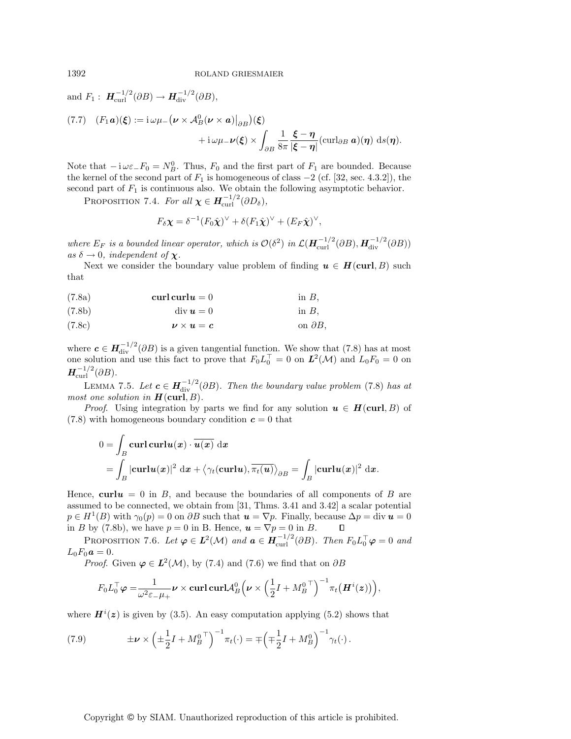and $F_1 :\ \boldsymbol{H}_{\mathrm{curl}}^{-1/2}(\partial B) \to \boldsymbol{H}_{\mathrm{div}}^{-1/2}(\partial B)$,

$$
(7.7)\quad (F_1\boldsymbol{a})(\boldsymbol{\xi}) := \mathrm{i}\,\omega\mu_-\big(\boldsymbol{\nu}\times\mathcal{A}_B^0(\boldsymbol{\nu}\times\boldsymbol{a})\big|_{\partial B}\big)(\boldsymbol{\xi}) + \mathrm{i}\,\omega\mu_-\boldsymbol{\nu}(\boldsymbol{\xi})\times\int_{\partial B}\frac{1}{8\pi}\frac{\boldsymbol{\xi}-\boldsymbol{\eta}}{|\boldsymbol{\xi}-\boldsymbol{\eta}|}(\mathrm{curl}_{\partial B}\,\boldsymbol{a})(\boldsymbol{\eta})\ \mathrm{d}s(\boldsymbol{\eta}).
$$

Note that $-\mathrm{i}\,\omega\varepsilon_- F_0 = N_B^0$. Thus, $F_0$ and the first part of $F_1$ are bounded. Because the kernel of the second part of $F_1$ is homogeneous of class $-2$ (cf. [32, sec. 4.3.2]), the second part of $F_1$ is continuous also. We obtain the following asymptotic behavior.

PROPOSITION 7.4. *For all $\boldsymbol{\chi} \in \boldsymbol{H}_{\mathrm{curl}}^{-1/2}(\partial D_\delta)$,*

$$
F_\delta\boldsymbol{\chi} = \delta^{-1}(F_0\hat{\boldsymbol{\chi}})^\vee + \delta(F_1\hat{\boldsymbol{\chi}})^\vee + (E_F\hat{\boldsymbol{\chi}})^\vee,
$$

*where $E_F$ is a bounded linear operator, which is $\mathcal{O}(\delta^2)$ in $\mathcal{L}(\boldsymbol{H}_{\mathrm{curl}}^{-1/2}(\partial B), \boldsymbol{H}_{\mathrm{div}}^{-1/2}(\partial B))$ as $\delta \to 0$, independent of $\boldsymbol{\chi}$.*

Next we consider the boundary value problem of finding $\boldsymbol{u} \in \boldsymbol{H}(\mathbf{curl}, B)$ such that

$$
\begin{aligned}
&(7.8\text{a}) && \mathbf{curl}\,\mathbf{curl}\boldsymbol{u} = 0 && \text{in } B,\\
&(7.8\text{b}) && \mathrm{div}\,\boldsymbol{u} = 0 && \text{in } B,\\
&(7.8\text{c}) && \boldsymbol{\nu}\times\boldsymbol{u} = \boldsymbol{c} && \text{on } \partial B,
\end{aligned}
$$

where $\boldsymbol{c} \in \boldsymbol{H}_{\mathrm{div}}^{-1/2}(\partial B)$ is a given tangential function. We show that (7.8) has at most one solution and use this fact to prove that $F_0 L_0^\top = 0$ on $\boldsymbol{L}^2(\mathcal{M})$ and $L_0 F_0 = 0$ on $\boldsymbol{H}_{\mathrm{curl}}^{-1/2}(\partial B)$.

LEMMA 7.5. *Let $\boldsymbol{c} \in \boldsymbol{H}_{\mathrm{div}}^{-1/2}(\partial B)$. Then the boundary value problem (7.8) has at most one solution in $\boldsymbol{H}(\mathbf{curl}, B)$.*

*Proof*. Using integration by parts we find for any solution $\boldsymbol{u} \in \boldsymbol{H}(\mathbf{curl}, B)$ of (7.8) with homogeneous boundary condition $\boldsymbol{c} = 0$ that

$$
\begin{aligned}
0 &= \int_B \mathbf{curl}\,\mathbf{curl}\boldsymbol{u}(\boldsymbol{x})\cdot\overline{\boldsymbol{u}(\boldsymbol{x})}\ \mathrm{d}\boldsymbol{x}\\
&= \int_B |\mathbf{curl}\boldsymbol{u}(\boldsymbol{x})|^2\ \mathrm{d}\boldsymbol{x} + \big\langle\gamma_t(\mathbf{curl}\boldsymbol{u}), \overline{\pi_t(\boldsymbol{u})}\big\rangle_{\partial B} = \int_B |\mathbf{curl}\boldsymbol{u}(\boldsymbol{x})|^2\ \mathrm{d}\boldsymbol{x}.
\end{aligned}
$$

Hence, $\mathbf{curl}\boldsymbol{u} = 0$ in $B$, and because the boundaries of all components of $B$ are assumed to be connected, we obtain from [31, Thms. 3.41 and 3.42] a scalar potential $p \in H^1(B)$ with $\gamma_0(p) = 0$ on $\partial B$ such that $\boldsymbol{u} = \nabla p$. Finally, because $\Delta p = \mathrm{div}\,\boldsymbol{u} = 0$ in $B$ by (7.8b), we have $p = 0$ in B. Hence, $\boldsymbol{u} = \nabla p = 0$ in $B$. $\square$

PROPOSITION 7.6. *Let $\boldsymbol{\varphi} \in \boldsymbol{L}^2(\mathcal{M})$ and $\boldsymbol{a} \in \boldsymbol{H}_{\mathrm{curl}}^{-1/2}(\partial B)$. Then $F_0 L_0^\top\boldsymbol{\varphi} = 0$ and $L_0 F_0\boldsymbol{a} = 0$.*

*Proof*. Given $\boldsymbol{\varphi} \in \boldsymbol{L}^2(\mathcal{M})$, by (7.4) and (7.6) we find that on $\partial B$

$$
F_0 L_0^\top\boldsymbol{\varphi} = \frac{1}{\omega^2\varepsilon_-\mu_+}\boldsymbol{\nu}\times\mathbf{curl}\,\mathbf{curl}\mathcal{A}_B^0\Big(\boldsymbol{\nu}\times\Big(\frac{1}{2}I + {M_B^0}^\top\Big)^{-1}\pi_t\big(\boldsymbol{H}^i(\boldsymbol{z})\big)\Big),
$$

where $\boldsymbol{H}^i(\boldsymbol{z})$ is given by (3.5). An easy computation applying (5.2) shows that

$$
(7.9)\qquad \pm\boldsymbol{\nu}\times\Big(\pm\frac{1}{2}I + {M_B^0}^\top\Big)^{-1}\pi_t(\cdot) = \mp\Big(\mp\frac{1}{2}I + M_B^0\Big)^{-1}\gamma_t(\cdot)\,.
$$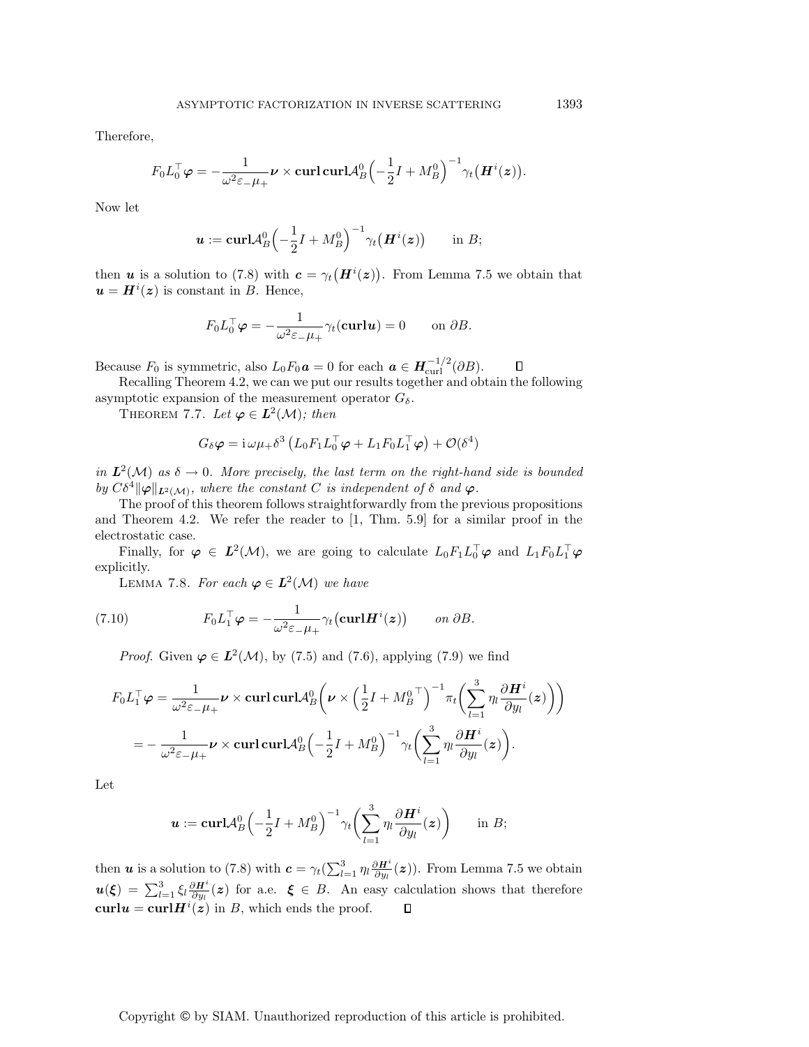Therefore,

$$F_0 L_0^\top \boldsymbol{\varphi} = -\frac{1}{\omega^2 \varepsilon_- \mu_+} \boldsymbol{\nu} \times \mathbf{curl}\,\mathbf{curl} \mathcal{A}_B^0 \Big(-\frac{1}{2} I + M_B^0\Big)^{-1} \gamma_t\big(\boldsymbol{H}^i(\boldsymbol{z})\big).$$

Now let

$$\boldsymbol{u} := \mathbf{curl} \mathcal{A}_B^0 \Big(-\frac{1}{2} I + M_B^0\Big)^{-1} \gamma_t\big(\boldsymbol{H}^i(\boldsymbol{z})\big) \qquad \text{in } B;$$

then $\boldsymbol{u}$ is a solution to (7.8) with $\boldsymbol{c} = \gamma_t\big(\boldsymbol{H}^i(\boldsymbol{z})\big)$. From Lemma 7.5 we obtain that $\boldsymbol{u} = \boldsymbol{H}^i(\boldsymbol{z})$ is constant in $B$. Hence,

$$F_0 L_0^\top \boldsymbol{\varphi} = -\frac{1}{\omega^2 \varepsilon_- \mu_+} \gamma_t(\mathbf{curl}\boldsymbol{u}) = 0 \qquad \text{on } \partial B.$$

Because $F_0$ is symmetric, also $L_0 F_0 \boldsymbol{a} = 0$ for each $\boldsymbol{a} \in \boldsymbol{H}_{\mathrm{curl}}^{-1/2}(\partial B)$. $\square$

Recalling Theorem 4.2, we can we put our results together and obtain the following asymptotic expansion of the measurement operator $G_\delta$.

THEOREM 7.7. *Let $\boldsymbol{\varphi} \in \boldsymbol{L}^2(\mathcal{M})$; then*

$$G_\delta \boldsymbol{\varphi} = \mathrm{i}\,\omega \mu_+ \delta^3 \left(L_0 F_1 L_0^\top \boldsymbol{\varphi} + L_1 F_0 L_1^\top \boldsymbol{\varphi}\right) + \mathcal{O}(\delta^4)$$

*in $\boldsymbol{L}^2(\mathcal{M})$ as $\delta \to 0$. More precisely, the last term on the right-hand side is bounded by $C\delta^4 \|\boldsymbol{\varphi}\|_{\boldsymbol{L}^2(\mathcal{M})}$, where the constant $C$ is independent of $\delta$ and $\boldsymbol{\varphi}$.*

The proof of this theorem follows straightforwardly from the previous propositions and Theorem 4.2. We refer the reader to [1, Thm. 5.9] for a similar proof in the electrostatic case.

Finally, for $\boldsymbol{\varphi} \in \boldsymbol{L}^2(\mathcal{M})$, we are going to calculate $L_0 F_1 L_0^\top \boldsymbol{\varphi}$ and $L_1 F_0 L_1^\top \boldsymbol{\varphi}$ explicitly.

LEMMA 7.8. *For each $\boldsymbol{\varphi} \in \boldsymbol{L}^2(\mathcal{M})$ we have*

$$F_0 L_1^\top \boldsymbol{\varphi} = -\frac{1}{\omega^2 \varepsilon_- \mu_+} \gamma_t\big(\mathbf{curl} \boldsymbol{H}^i(\boldsymbol{z})\big) \qquad \textit{on } \partial B. \tag{7.10}$$

*Proof.* Given $\boldsymbol{\varphi} \in \boldsymbol{L}^2(\mathcal{M})$, by (7.5) and (7.6), applying (7.9) we find

$$\begin{aligned}
F_0 L_1^\top \boldsymbol{\varphi} &= \frac{1}{\omega^2 \varepsilon_- \mu_+} \boldsymbol{\nu} \times \mathbf{curl}\,\mathbf{curl} \mathcal{A}_B^0 \bigg(\boldsymbol{\nu} \times \Big(\frac{1}{2} I + {M_B^0}^\top\Big)^{-1} \pi_t \bigg(\sum_{l=1}^3 \eta_l \frac{\partial \boldsymbol{H}^i}{\partial y_l}(\boldsymbol{z})\bigg)\bigg) \\
&= -\frac{1}{\omega^2 \varepsilon_- \mu_+} \boldsymbol{\nu} \times \mathbf{curl}\,\mathbf{curl} \mathcal{A}_B^0 \Big(-\frac{1}{2} I + M_B^0\Big)^{-1} \gamma_t \bigg(\sum_{l=1}^3 \eta_l \frac{\partial \boldsymbol{H}^i}{\partial y_l}(\boldsymbol{z})\bigg).
\end{aligned}$$

Let

$$\boldsymbol{u} := \mathbf{curl} \mathcal{A}_B^0 \Big(-\frac{1}{2} I + M_B^0\Big)^{-1} \gamma_t \bigg(\sum_{l=1}^3 \eta_l \frac{\partial \boldsymbol{H}^i}{\partial y_l}(\boldsymbol{z})\bigg) \qquad \text{in } B;$$

then $\boldsymbol{u}$ is a solution to (7.8) with $\boldsymbol{c} = \gamma_t(\sum_{l=1}^3 \eta_l \frac{\partial \boldsymbol{H}^i}{\partial y_l}(\boldsymbol{z}))$. From Lemma 7.5 we obtain $\boldsymbol{u}(\boldsymbol{\xi}) = \sum_{l=1}^3 \xi_l \frac{\partial \boldsymbol{H}^i}{\partial y_l}(\boldsymbol{z})$ for a.e. $\boldsymbol{\xi} \in B$. An easy calculation shows that therefore $\mathbf{curl}\boldsymbol{u} = \mathbf{curl}\boldsymbol{H}^i(\boldsymbol{z})$ in $B$, which ends the proof. $\square$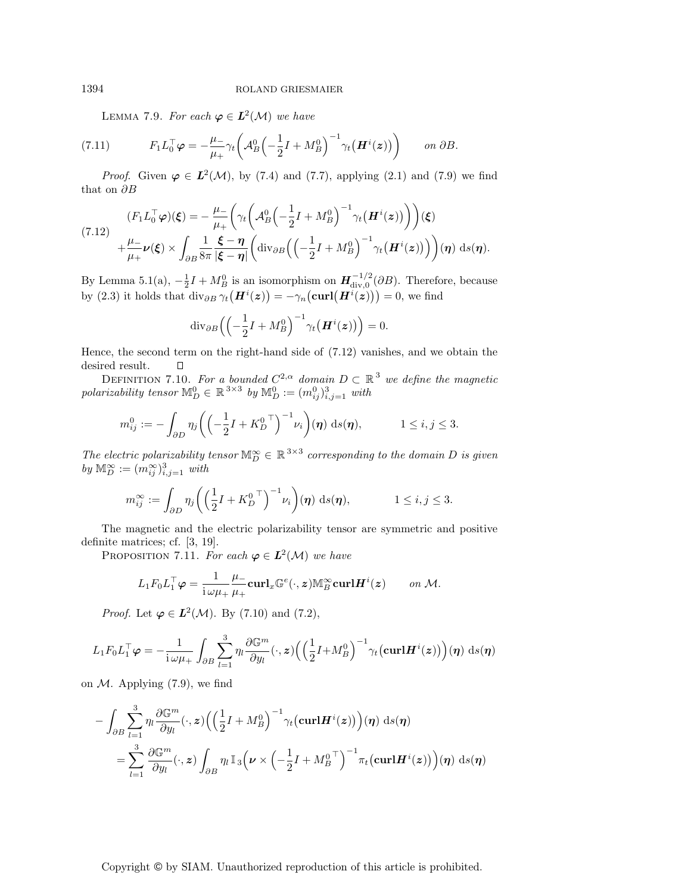LEMMA 7.9. *For each $\boldsymbol{\varphi} \in \boldsymbol{L}^2(\mathcal{M})$ we have*

$$F_1 L_0^\top \boldsymbol{\varphi} = -\frac{\mu_-}{\mu_+}\gamma_t\Big(\mathcal{A}_B^0\Big(-\frac{1}{2}I + M_B^0\Big)^{-1}\gamma_t\big(\boldsymbol{H}^i(\boldsymbol{z})\big)\Big) \qquad \text{on } \partial B. \tag{7.11}$$

*Proof.* Given $\boldsymbol{\varphi} \in \boldsymbol{L}^2(\mathcal{M})$, by (7.4) and (7.7), applying (2.1) and (7.9) we find that on $\partial B$

$$\begin{aligned}(F_1 L_0^\top \boldsymbol{\varphi})(\boldsymbol{\xi}) = &-\frac{\mu_-}{\mu_+}\Big(\gamma_t\Big(\mathcal{A}_B^0\Big(-\frac{1}{2}I + M_B^0\Big)^{-1}\gamma_t\big(\boldsymbol{H}^i(\boldsymbol{z})\big)\Big)\Big)(\boldsymbol{\xi}) \\ &+\frac{\mu_-}{\mu_+}\boldsymbol{\nu}(\boldsymbol{\xi}) \times \int_{\partial B} \frac{1}{8\pi}\frac{\boldsymbol{\xi}-\boldsymbol{\eta}}{|\boldsymbol{\xi}-\boldsymbol{\eta}|}\Big(\operatorname{div}_{\partial B}\Big(\Big(-\frac{1}{2}I + M_B^0\Big)^{-1}\gamma_t\big(\boldsymbol{H}^i(\boldsymbol{z})\big)\Big)\Big)(\boldsymbol{\eta})\, \mathrm{d}s(\boldsymbol{\eta}).\end{aligned} \tag{7.12}$$

By Lemma 5.1(a), $-\frac{1}{2}I + M_B^0$ is an isomorphism on $\boldsymbol{H}^{-1/2}_{\mathrm{div},0}(\partial B)$. Therefore, because by (2.3) it holds that $\operatorname{div}_{\partial B}\gamma_t\big(\boldsymbol{H}^i(\boldsymbol{z})\big) = -\gamma_n\big(\mathbf{curl}\big(\boldsymbol{H}^i(\boldsymbol{z})\big)\big) = 0$, we find

$$\operatorname{div}_{\partial B}\Big(\Big(-\frac{1}{2}I + M_B^0\Big)^{-1}\gamma_t\big(\boldsymbol{H}^i(\boldsymbol{z})\big)\Big) = 0.$$

Hence, the second term on the right-hand side of (7.12) vanishes, and we obtain the desired result. $\square$

DEFINITION 7.10. *For a bounded $C^{2,\alpha}$ domain $D \subset \mathbb{R}^3$ we define the magnetic polarizability tensor $\mathbb{M}_D^0 \in \mathbb{R}^{3\times 3}$ by $\mathbb{M}_D^0 := (m_{ij}^0)_{i,j=1}^3$ with*

$$m_{ij}^0 := -\int_{\partial D} \eta_j\Big(\Big(-\frac{1}{2}I + {K_D^0}^\top\Big)^{-1}\nu_i\Big)(\boldsymbol{\eta})\, \mathrm{d}s(\boldsymbol{\eta}), \qquad 1 \le i, j \le 3.$$

*The electric polarizability tensor $\mathbb{M}_D^\infty \in \mathbb{R}^{3\times 3}$ corresponding to the domain $D$ is given by $\mathbb{M}_D^\infty := (m_{ij}^\infty)_{i,j=1}^3$ with*

$$m_{ij}^\infty := \int_{\partial D} \eta_j\Big(\Big(\frac{1}{2}I + {K_D^0}^\top\Big)^{-1}\nu_i\Big)(\boldsymbol{\eta})\, \mathrm{d}s(\boldsymbol{\eta}), \qquad 1 \le i, j \le 3.$$

The magnetic and the electric polarizability tensor are symmetric and positive definite matrices; cf. [3, 19].

PROPOSITION 7.11. *For each $\boldsymbol{\varphi} \in \boldsymbol{L}^2(\mathcal{M})$ we have*

$$L_1 F_0 L_1^\top \boldsymbol{\varphi} = \frac{1}{\mathrm{i}\,\omega\mu_+}\frac{\mu_-}{\mu_+}\mathbf{curl}_x\mathbb{G}^e(\cdot,\boldsymbol{z})\mathbb{M}_B^\infty\mathbf{curl}\boldsymbol{H}^i(\boldsymbol{z}) \qquad \text{on } \mathcal{M}.$$

*Proof.* Let $\boldsymbol{\varphi} \in \boldsymbol{L}^2(\mathcal{M})$. By (7.10) and (7.2),

$$L_1 F_0 L_1^\top \boldsymbol{\varphi} = -\frac{1}{\mathrm{i}\,\omega\mu_+}\int_{\partial B}\sum_{l=1}^3 \eta_l \frac{\partial \mathbb{G}^m}{\partial y_l}(\cdot,\boldsymbol{z})\Big(\Big(\frac{1}{2}I + M_B^0\Big)^{-1}\gamma_t\big(\mathbf{curl}\boldsymbol{H}^i(\boldsymbol{z})\big)\Big)(\boldsymbol{\eta})\, \mathrm{d}s(\boldsymbol{\eta})$$

on $\mathcal{M}$. Applying (7.9), we find

$$\begin{aligned}-\int_{\partial B}&\sum_{l=1}^3 \eta_l \frac{\partial \mathbb{G}^m}{\partial y_l}(\cdot,\boldsymbol{z})\Big(\Big(\frac{1}{2}I + M_B^0\Big)^{-1}\gamma_t\big(\mathbf{curl}\boldsymbol{H}^i(\boldsymbol{z})\big)\Big)(\boldsymbol{\eta})\, \mathrm{d}s(\boldsymbol{\eta}) \\ &= \sum_{l=1}^3 \frac{\partial \mathbb{G}^m}{\partial y_l}(\cdot,\boldsymbol{z})\int_{\partial B}\eta_l\,\mathbb{I}_3\Big(\boldsymbol{\nu}\times\Big(-\frac{1}{2}I + {M_B^0}^\top\Big)^{-1}\pi_t\big(\mathbf{curl}\boldsymbol{H}^i(\boldsymbol{z})\big)\Big)(\boldsymbol{\eta})\, \mathrm{d}s(\boldsymbol{\eta})\end{aligned}$$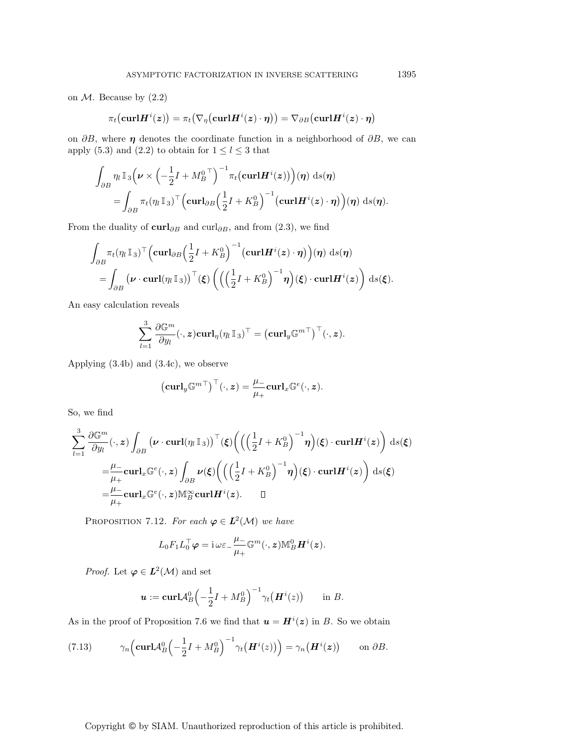on $\mathcal{M}$. Because by (2.2)

$$\pi_t\big(\mathbf{curl}\boldsymbol{H}^i(\boldsymbol{z})\big) = \pi_t\big(\nabla_\eta\big(\mathbf{curl}\boldsymbol{H}^i(\boldsymbol{z})\cdot\boldsymbol{\eta}\big)\big) = \nabla_{\partial B}\big(\mathbf{curl}\boldsymbol{H}^i(\boldsymbol{z})\cdot\boldsymbol{\eta}\big)$$

on $\partial B$, where $\boldsymbol{\eta}$ denotes the coordinate function in a neighborhood of $\partial B$, we can apply (5.3) and (2.2) to obtain for $1 \le l \le 3$ that

$$\begin{aligned}\int_{\partial B} \eta_l\, \mathbb{I}_3\Big(\boldsymbol{\nu}\times\Big(-\frac{1}{2}I + {M_B^0}^\top\Big)^{-1}\pi_t\big(\mathbf{curl}\boldsymbol{H}^i(\boldsymbol{z})\big)\Big)(\boldsymbol{\eta})\;\mathrm{d}s(\boldsymbol{\eta})\\ = \int_{\partial B} \pi_t(\eta_l\,\mathbb{I}_3)^\top\Big(\mathbf{curl}_{\partial B}\Big(\frac{1}{2}I + K_B^0\Big)^{-1}\big(\mathbf{curl}\boldsymbol{H}^i(\boldsymbol{z})\cdot\boldsymbol{\eta}\big)\Big)(\boldsymbol{\eta})\;\mathrm{d}s(\boldsymbol{\eta}).\end{aligned}$$

From the duality of $\mathbf{curl}_{\partial B}$ and $\mathrm{curl}_{\partial B}$, and from (2.3), we find

$$\begin{aligned}\int_{\partial B} \pi_t(\eta_l\,\mathbb{I}_3)^\top\Big(\mathbf{curl}_{\partial B}\Big(\frac{1}{2}I + K_B^0\Big)^{-1}\big(\mathbf{curl}\boldsymbol{H}^i(\boldsymbol{z})\cdot\boldsymbol{\eta}\big)\Big)(\boldsymbol{\eta})\;\mathrm{d}s(\boldsymbol{\eta})\\ = \int_{\partial B}\big(\boldsymbol{\nu}\cdot\mathbf{curl}(\eta_l\,\mathbb{I}_3)\big)^\top(\boldsymbol{\xi})\left(\Big(\Big(\frac{1}{2}I + K_B^0\Big)^{-1}\boldsymbol{\eta}\Big)(\boldsymbol{\xi})\cdot\mathbf{curl}\boldsymbol{H}^i(\boldsymbol{z})\right)\;\mathrm{d}s(\boldsymbol{\xi}).\end{aligned}$$

An easy calculation reveals

$$\sum_{l=1}^{3}\frac{\partial\mathbb{G}^m}{\partial y_l}(\cdot,\boldsymbol{z})\mathbf{curl}_\eta(\eta_l\,\mathbb{I}_3)^\top = \big(\mathbf{curl}_y{\mathbb{G}^m}^\top\big)^\top(\cdot,\boldsymbol{z}).$$

Applying (3.4b) and (3.4c), we observe

$$\big(\mathbf{curl}_y{\mathbb{G}^m}^\top\big)^\top(\cdot,\boldsymbol{z}) = \frac{\mu_-}{\mu_+}\mathbf{curl}_x\mathbb{G}^e(\cdot,\boldsymbol{z}).$$

So, we find

$$\begin{aligned}\sum_{l=1}^{3}\frac{\partial\mathbb{G}^m}{\partial y_l}(\cdot,\boldsymbol{z})&\int_{\partial B}\big(\boldsymbol{\nu}\cdot\mathbf{curl}(\eta_l\,\mathbb{I}_3)\big)^\top(\boldsymbol{\xi})\Big(\Big(\Big(\frac{1}{2}I + K_B^0\Big)^{-1}\boldsymbol{\eta}\Big)(\boldsymbol{\xi})\cdot\mathbf{curl}\boldsymbol{H}^i(\boldsymbol{z})\Big)\;\mathrm{d}s(\boldsymbol{\xi})\\ &=\frac{\mu_-}{\mu_+}\mathbf{curl}_x\mathbb{G}^e(\cdot,\boldsymbol{z})\int_{\partial B}\boldsymbol{\nu}(\boldsymbol{\xi})\Big(\Big(\Big(\frac{1}{2}I + K_B^0\Big)^{-1}\boldsymbol{\eta}\Big)(\boldsymbol{\xi})\cdot\mathbf{curl}\boldsymbol{H}^i(\boldsymbol{z})\Big)\;\mathrm{d}s(\boldsymbol{\xi})\\ &=\frac{\mu_-}{\mu_+}\mathbf{curl}_x\mathbb{G}^e(\cdot,\boldsymbol{z})\mathbb{M}_B^\infty\mathbf{curl}\boldsymbol{H}^i(\boldsymbol{z}).\qquad\square\end{aligned}$$

PROPOSITION 7.12. *For each $\boldsymbol{\varphi}\in\boldsymbol{L}^2(\mathcal{M})$ we have*

$$L_0F_1L_0^\top\boldsymbol{\varphi} = \mathrm{i}\,\omega\varepsilon_-\frac{\mu_-}{\mu_+}\mathbb{G}^m(\cdot,\boldsymbol{z})\mathbb{M}_B^0\boldsymbol{H}^i(\boldsymbol{z}).$$

*Proof.* Let $\boldsymbol{\varphi}\in\boldsymbol{L}^2(\mathcal{M})$ and set

$$\boldsymbol{u} := \mathbf{curl}\mathcal{A}_B^0\Big(-\frac{1}{2}I + M_B^0\Big)^{-1}\gamma_t\big(\boldsymbol{H}^i(z)\big)\qquad\text{in } B.$$

As in the proof of Proposition 7.6 we find that $\boldsymbol{u} = \boldsymbol{H}^i(\boldsymbol{z})$ in $B$. So we obtain

$$\gamma_n\Big(\mathbf{curl}\mathcal{A}_B^0\Big(-\frac{1}{2}I + M_B^0\Big)^{-1}\gamma_t\big(\boldsymbol{H}^i(z)\big)\Big) = \gamma_n\big(\boldsymbol{H}^i(\boldsymbol{z})\big)\qquad\text{on } \partial B. \tag{7.13}$$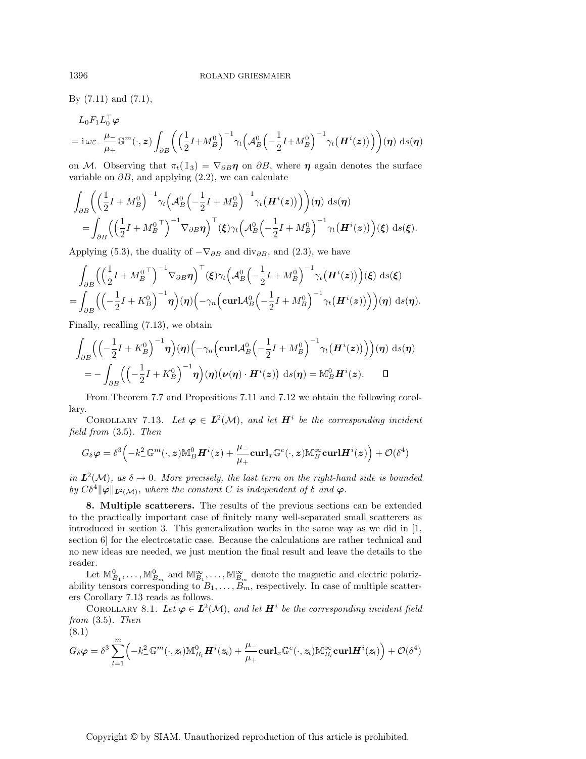By (7.11) and (7.1),

$$
\begin{aligned}
&L_0 F_1 L_0^\top \boldsymbol{\varphi} \\
&= \mathrm{i}\,\omega\varepsilon_- \frac{\mu_-}{\mu_+}\mathbb{G}^m(\cdot,\boldsymbol{z}) \int_{\partial B} \Big( \Big(\frac{1}{2}I + M_B^0\Big)^{-1} \gamma_t\Big(\mathcal{A}_B^0\Big(-\frac{1}{2}I + M_B^0\Big)^{-1}\gamma_t\big(\boldsymbol{H}^i(\boldsymbol{z})\big)\Big)\Big)(\boldsymbol{\eta})\ \mathrm{d}s(\boldsymbol{\eta})
\end{aligned}
$$

on $\mathcal{M}$. Observing that $\pi_t(\mathbb{I}_3) = \nabla_{\partial B}\boldsymbol{\eta}$ on $\partial B$, where $\boldsymbol{\eta}$ again denotes the surface variable on $\partial B$, and applying (2.2), we can calculate

$$
\begin{aligned}
&\int_{\partial B} \Big( \Big(\frac{1}{2}I + M_B^0\Big)^{-1} \gamma_t\Big(\mathcal{A}_B^0\Big(-\frac{1}{2}I + M_B^0\Big)^{-1}\gamma_t\big(\boldsymbol{H}^i(\boldsymbol{z})\big)\Big)\Big)(\boldsymbol{\eta})\ \mathrm{d}s(\boldsymbol{\eta}) \\
&\quad = \int_{\partial B} \Big( \Big(\frac{1}{2}I + {M_B^0}^\top\Big)^{-1} \nabla_{\partial B}\boldsymbol{\eta}\Big)^\top(\boldsymbol{\xi}) \gamma_t\Big(\mathcal{A}_B^0\Big(-\frac{1}{2}I + M_B^0\Big)^{-1}\gamma_t\big(\boldsymbol{H}^i(\boldsymbol{z})\big)\Big)(\boldsymbol{\xi})\ \mathrm{d}s(\boldsymbol{\xi}).
\end{aligned}
$$

Applying (5.3), the duality of $-\nabla_{\partial B}$ and $\mathrm{div}_{\partial B}$, and (2.3), we have

$$
\begin{aligned}
&\int_{\partial B} \Big( \Big(\frac{1}{2}I + {M_B^0}^\top\Big)^{-1} \nabla_{\partial B}\boldsymbol{\eta}\Big)^\top(\boldsymbol{\xi}) \gamma_t\Big(\mathcal{A}_B^0\Big(-\frac{1}{2}I + M_B^0\Big)^{-1}\gamma_t\big(\boldsymbol{H}^i(\boldsymbol{z})\big)\Big)(\boldsymbol{\xi})\ \mathrm{d}s(\boldsymbol{\xi}) \\
&= \int_{\partial B} \Big( \Big(-\frac{1}{2}I + K_B^0\Big)^{-1} \boldsymbol{\eta}\Big)(\boldsymbol{\eta}) \Big( -\gamma_n\Big(\mathbf{curl}\mathcal{A}_B^0\Big(-\frac{1}{2}I + M_B^0\Big)^{-1}\gamma_t\big(\boldsymbol{H}^i(\boldsymbol{z})\big)\Big)\Big)(\boldsymbol{\eta})\ \mathrm{d}s(\boldsymbol{\eta}).
\end{aligned}
$$

Finally, recalling (7.13), we obtain

$$
\begin{aligned}
&\int_{\partial B} \Big( \Big(-\frac{1}{2}I + K_B^0\Big)^{-1} \boldsymbol{\eta}\Big)(\boldsymbol{\eta}) \Big( -\gamma_n\Big(\mathbf{curl}\mathcal{A}_B^0\Big(-\frac{1}{2}I + M_B^0\Big)^{-1}\gamma_t\big(\boldsymbol{H}^i(\boldsymbol{z})\big)\Big)\Big)(\boldsymbol{\eta})\ \mathrm{d}s(\boldsymbol{\eta}) \\
&\quad = -\int_{\partial B} \Big( \Big(-\frac{1}{2}I + K_B^0\Big)^{-1} \boldsymbol{\eta}\Big)(\boldsymbol{\eta}) \big(\boldsymbol{\nu}(\boldsymbol{\eta})\cdot \boldsymbol{H}^i(\boldsymbol{z})\big)\ \mathrm{d}s(\boldsymbol{\eta}) = \mathbb{M}_B^0 \boldsymbol{H}^i(\boldsymbol{z}). \qquad \square
\end{aligned}
$$

From Theorem 7.7 and Propositions 7.11 and 7.12 we obtain the following corollary.

Corollary 7.13. *Let $\boldsymbol{\varphi} \in \boldsymbol{L}^2(\mathcal{M})$, and let $\boldsymbol{H}^i$ be the corresponding incident field from* (3.5)*. Then*

$$
G_\delta \boldsymbol{\varphi} = \delta^3 \Big( -k_-^2 \mathbb{G}^m(\cdot,\boldsymbol{z}) \mathbb{M}_B^0 \boldsymbol{H}^i(\boldsymbol{z}) + \frac{\mu_-}{\mu_+}\mathbf{curl}_x \mathbb{G}^e(\cdot,\boldsymbol{z}) \mathbb{M}_B^\infty \mathbf{curl}\boldsymbol{H}^i(\boldsymbol{z})\Big) + \mathcal{O}(\delta^4)
$$

*in $\boldsymbol{L}^2(\mathcal{M})$, as $\delta \to 0$. More precisely, the last term on the right-hand side is bounded by $C\delta^4 \|\boldsymbol{\varphi}\|_{\boldsymbol{L}^2(\mathcal{M})}$, where the constant $C$ is independent of $\delta$ and $\boldsymbol{\varphi}$.*

## 8. Multiple scatterers.

The results of the previous sections can be extended to the practically important case of finitely many well-separated small scatterers as introduced in section 3. This generalization works in the same way as we did in [1, section 6] for the electrostatic case. Because the calculations are rather technical and no new ideas are needed, we just mention the final result and leave the details to the reader.

Let $\mathbb{M}_{B_1}^0, \dots, \mathbb{M}_{B_m}^0$ and $\mathbb{M}_{B_1}^\infty, \dots, \mathbb{M}_{B_m}^\infty$ denote the magnetic and electric polarizability tensors corresponding to $B_1, \dots, B_m$, respectively. In case of multiple scatterers Corollary 7.13 reads as follows.

Corollary 8.1. *Let $\boldsymbol{\varphi} \in \boldsymbol{L}^2(\mathcal{M})$, and let $\boldsymbol{H}^i$ be the corresponding incident field from* (3.5)*. Then*

(8.1)

$$
G_\delta \boldsymbol{\varphi} = \delta^3 \sum_{l=1}^m \Big( -k_-^2 \mathbb{G}^m(\cdot,\boldsymbol{z}_l) \mathbb{M}_{B_l}^0 \boldsymbol{H}^i(\boldsymbol{z}_l) + \frac{\mu_-}{\mu_+}\mathbf{curl}_x \mathbb{G}^e(\cdot,\boldsymbol{z}_l) \mathbb{M}_{B_l}^\infty \mathbf{curl}\boldsymbol{H}^i(\boldsymbol{z}_l)\Big) + \mathcal{O}(\delta^4)
$$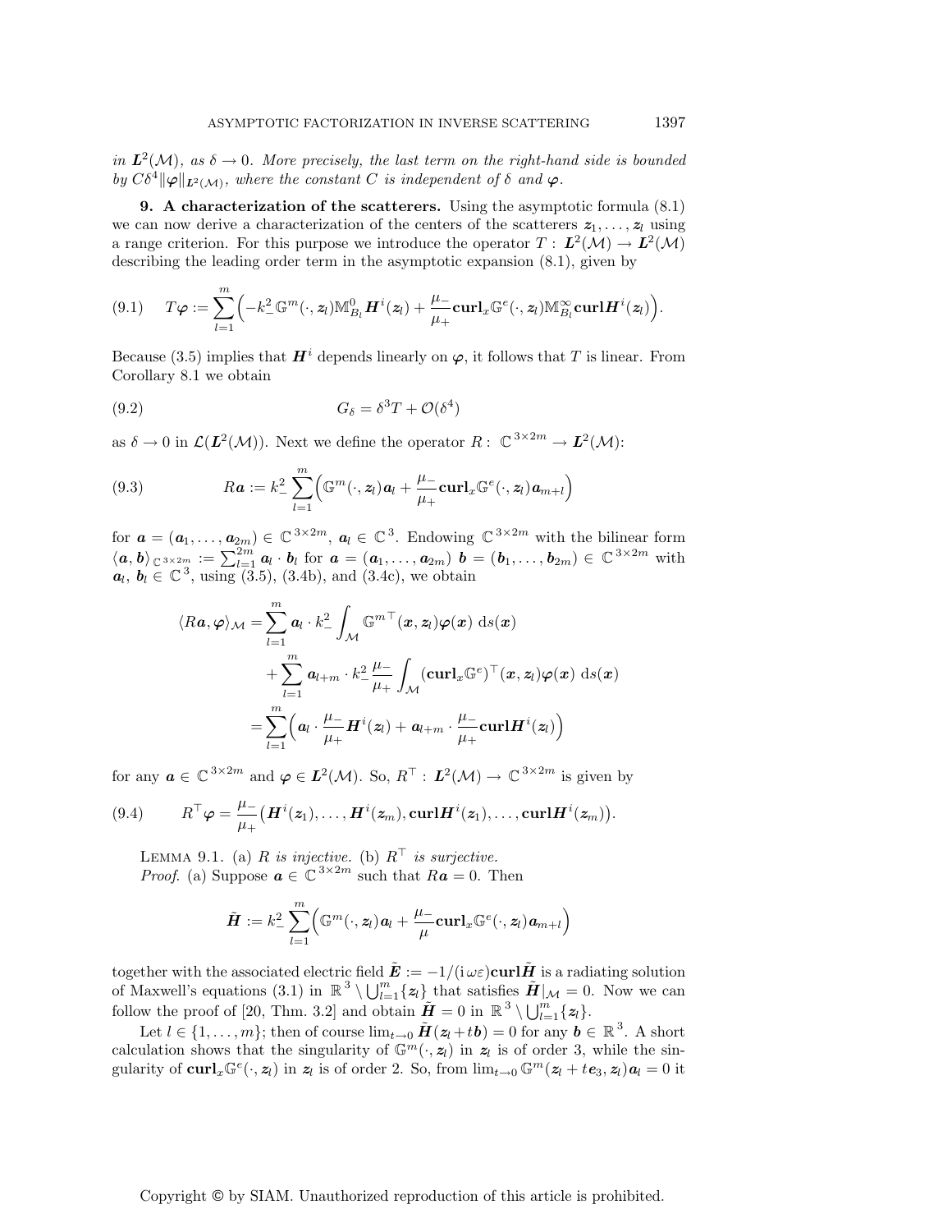in $\boldsymbol{L}^2(\mathcal{M})$, *as* $\delta \to 0$. *More precisely, the last term on the right-hand side is bounded by* $C\delta^4\|\boldsymbol{\varphi}\|_{\boldsymbol{L}^2(\mathcal{M})}$, *where the constant* $C$ *is independent of* $\delta$ *and* $\boldsymbol{\varphi}$.

**9. A characterization of the scatterers.** Using the asymptotic formula (8.1) we can now derive a characterization of the centers of the scatterers $\boldsymbol{z}_1, \ldots, \boldsymbol{z}_l$ using a range criterion. For this purpose we introduce the operator $T : \boldsymbol{L}^2(\mathcal{M}) \to \boldsymbol{L}^2(\mathcal{M})$ describing the leading order term in the asymptotic expansion (8.1), given by

$$T\boldsymbol{\varphi} := \sum_{l=1}^{m} \Big( -k_-^2 \, \mathbb{G}^m(\cdot, \boldsymbol{z}_l) \mathbb{M}_{B_l}^0 \boldsymbol{H}^i(\boldsymbol{z}_l) + \frac{\mu_-}{\mu_+} \mathbf{curl}_x \mathbb{G}^e(\cdot, \boldsymbol{z}_l) \mathbb{M}_{B_l}^\infty \mathbf{curl} \boldsymbol{H}^i(\boldsymbol{z}_l) \Big). \tag{9.1}$$

Because (3.5) implies that $\boldsymbol{H}^i$ depends linearly on $\boldsymbol{\varphi}$, it follows that $T$ is linear. From Corollary 8.1 we obtain

$$G_\delta = \delta^3 T + \mathcal{O}(\delta^4) \tag{9.2}$$

as $\delta \to 0$ in $\mathcal{L}(\boldsymbol{L}^2(\mathcal{M}))$. Next we define the operator $R : \mathbb{C}^{3\times 2m} \to \boldsymbol{L}^2(\mathcal{M})$:

$$R\boldsymbol{a} := k_-^2 \sum_{l=1}^{m} \Big( \mathbb{G}^m(\cdot, \boldsymbol{z}_l) \boldsymbol{a}_l + \frac{\mu_-}{\mu_+} \mathbf{curl}_x \mathbb{G}^e(\cdot, \boldsymbol{z}_l) \boldsymbol{a}_{m+l} \Big) \tag{9.3}$$

for $\boldsymbol{a} = (\boldsymbol{a}_1, \ldots, \boldsymbol{a}_{2m}) \in \mathbb{C}^{3\times 2m}$, $\boldsymbol{a}_l \in \mathbb{C}^3$. Endowing $\mathbb{C}^{3\times 2m}$ with the bilinear form $\langle \boldsymbol{a}, \boldsymbol{b} \rangle_{\mathbb{C}^{3\times 2m}} := \sum_{l=1}^{2m} \boldsymbol{a}_l \cdot \boldsymbol{b}_l$ for $\boldsymbol{a} = (\boldsymbol{a}_1, \ldots, \boldsymbol{a}_{2m})$ $\boldsymbol{b} = (\boldsymbol{b}_1, \ldots, \boldsymbol{b}_{2m}) \in \mathbb{C}^{3\times 2m}$ with $\boldsymbol{a}_l$, $\boldsymbol{b}_l \in \mathbb{C}^3$, using (3.5), (3.4b), and (3.4c), we obtain

$$\begin{aligned}
\langle R\boldsymbol{a}, \boldsymbol{\varphi} \rangle_{\mathcal{M}} &= \sum_{l=1}^{m} \boldsymbol{a}_l \cdot k_-^2 \int_{\mathcal{M}} \mathbb{G}^{m\top}(\boldsymbol{x}, \boldsymbol{z}_l) \boldsymbol{\varphi}(\boldsymbol{x}) \, \mathrm{d}s(\boldsymbol{x}) \\
&\quad + \sum_{l=1}^{m} \boldsymbol{a}_{l+m} \cdot k_-^2 \frac{\mu_-}{\mu_+} \int_{\mathcal{M}} (\mathbf{curl}_x \mathbb{G}^e)^\top(\boldsymbol{x}, \boldsymbol{z}_l) \boldsymbol{\varphi}(\boldsymbol{x}) \, \mathrm{d}s(\boldsymbol{x}) \\
&= \sum_{l=1}^{m} \Big( \boldsymbol{a}_l \cdot \frac{\mu_-}{\mu_+} \boldsymbol{H}^i(\boldsymbol{z}_l) + \boldsymbol{a}_{l+m} \cdot \frac{\mu_-}{\mu_+} \mathbf{curl} \boldsymbol{H}^i(\boldsymbol{z}_l) \Big)
\end{aligned}$$

for any $\boldsymbol{a} \in \mathbb{C}^{3\times 2m}$ and $\boldsymbol{\varphi} \in \boldsymbol{L}^2(\mathcal{M})$. So, $R^\top : \boldsymbol{L}^2(\mathcal{M}) \to \mathbb{C}^{3\times 2m}$ is given by

$$R^\top \boldsymbol{\varphi} = \frac{\mu_-}{\mu_+} \big( \boldsymbol{H}^i(\boldsymbol{z}_1), \ldots, \boldsymbol{H}^i(\boldsymbol{z}_m), \mathbf{curl} \boldsymbol{H}^i(\boldsymbol{z}_1), \ldots, \mathbf{curl} \boldsymbol{H}^i(\boldsymbol{z}_m) \big). \tag{9.4}$$

LEMMA 9.1. (a) *$R$ is injective.* (b) *$R^\top$ is surjective.*

*Proof.* (a) Suppose $\boldsymbol{a} \in \mathbb{C}^{3\times 2m}$ such that $R\boldsymbol{a} = 0$. Then

$$\tilde{\boldsymbol{H}} := k_-^2 \sum_{l=1}^{m} \Big( \mathbb{G}^m(\cdot, \boldsymbol{z}_l) \boldsymbol{a}_l + \frac{\mu_-}{\mu} \mathbf{curl}_x \mathbb{G}^e(\cdot, \boldsymbol{z}_l) \boldsymbol{a}_{m+l} \Big)$$

together with the associated electric field $\tilde{\boldsymbol{E}} := -1/(\mathrm{i}\,\omega\varepsilon) \mathbf{curl} \tilde{\boldsymbol{H}}$ is a radiating solution of Maxwell's equations (3.1) in $\mathbb{R}^3 \setminus \bigcup_{l=1}^m \{\boldsymbol{z}_l\}$ that satisfies $\tilde{\boldsymbol{H}}|_{\mathcal{M}} = 0$. Now we can follow the proof of [20, Thm. 3.2] and obtain $\tilde{\boldsymbol{H}} = 0$ in $\mathbb{R}^3 \setminus \bigcup_{l=1}^m \{\boldsymbol{z}_l\}$.

Let $l \in \{1, \ldots, m\}$; then of course $\lim_{t\to 0} \tilde{\boldsymbol{H}}(\boldsymbol{z}_l + t\boldsymbol{b}) = 0$ for any $\boldsymbol{b} \in \mathbb{R}^3$. A short calculation shows that the singularity of $\mathbb{G}^m(\cdot, \boldsymbol{z}_l)$ in $\boldsymbol{z}_l$ is of order 3, while the singularity of $\mathbf{curl}_x \mathbb{G}^e(\cdot, \boldsymbol{z}_l)$ in $\boldsymbol{z}_l$ is of order 2. So, from $\lim_{t\to 0} \mathbb{G}^m(\boldsymbol{z}_l + t\boldsymbol{e}_3, \boldsymbol{z}_l)\boldsymbol{a}_l = 0$ it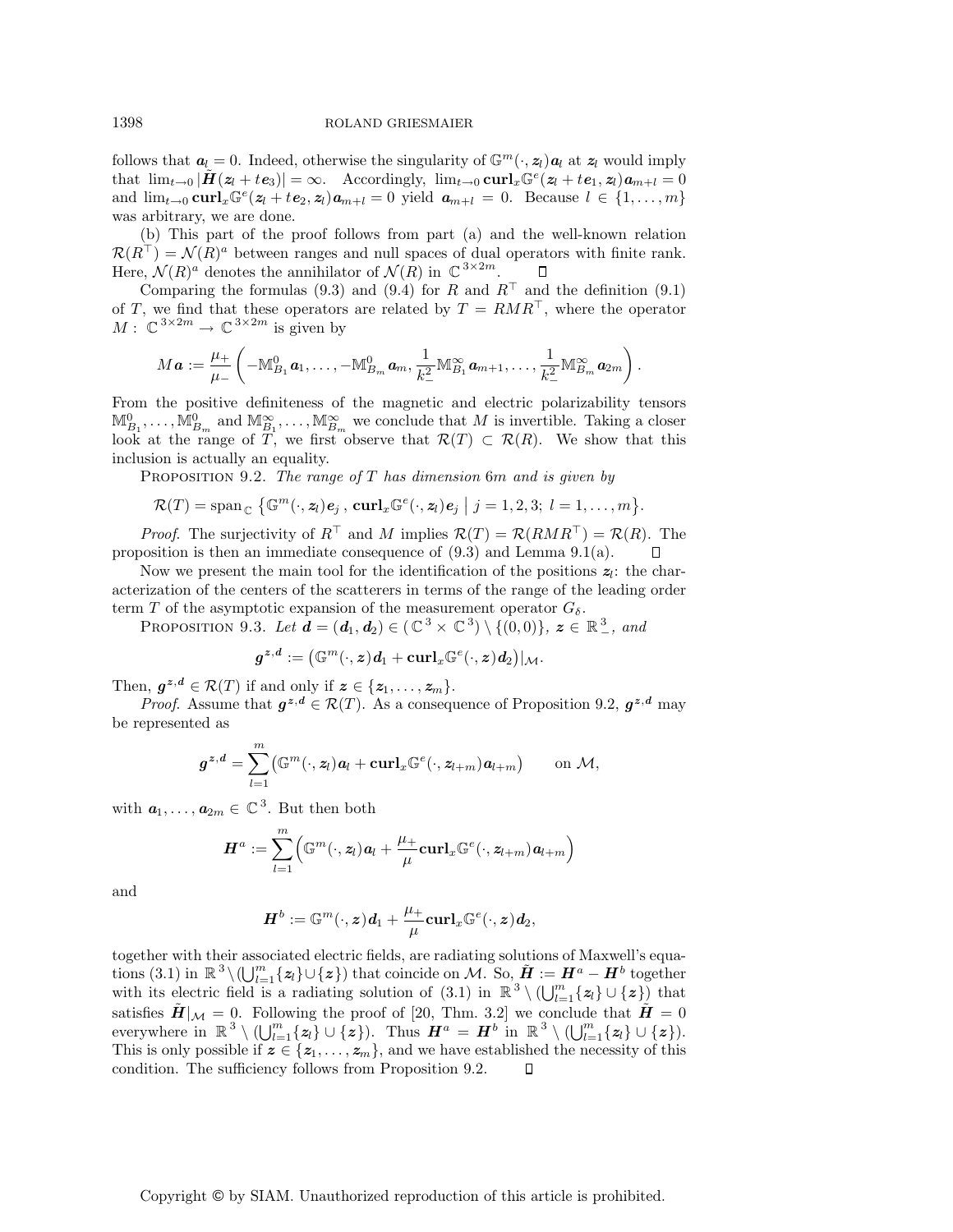follows that $\boldsymbol{a}_l = 0$. Indeed, otherwise the singularity of $\mathbb{G}^m(\cdot, \boldsymbol{z}_l)\boldsymbol{a}_l$ at $\boldsymbol{z}_l$ would imply that $\lim_{t\to 0} |\tilde{\boldsymbol{H}}(\boldsymbol{z}_l + t\boldsymbol{e}_3)| = \infty$. Accordingly, $\lim_{t\to 0} \mathbf{curl}_x \mathbb{G}^e(\boldsymbol{z}_l + t\boldsymbol{e}_1, \boldsymbol{z}_l)\boldsymbol{a}_{m+l} = 0$ and $\lim_{t\to 0} \mathbf{curl}_x \mathbb{G}^e(\boldsymbol{z}_l + t\boldsymbol{e}_2, \boldsymbol{z}_l)\boldsymbol{a}_{m+l} = 0$ yield $\boldsymbol{a}_{m+l} = 0$. Because $l \in \{1, \ldots, m\}$ was arbitrary, we are done.

(b) This part of the proof follows from part (a) and the well-known relation $\mathcal{R}(R^\top) = \mathcal{N}(R)^a$ between ranges and null spaces of dual operators with finite rank. Here, $\mathcal{N}(R)^a$ denotes the annihilator of $\mathcal{N}(R)$ in $\mathbb{C}^{3\times 2m}$. □

Comparing the formulas (9.3) and (9.4) for $R$ and $R^\top$ and the definition (9.1) of $T$, we find that these operators are related by $T = RMR^\top$, where the operator $M : \mathbb{C}^{3\times 2m} \to \mathbb{C}^{3\times 2m}$ is given by

$$M\boldsymbol{a} := \frac{\mu_+}{\mu_-}\left( -\mathbb{M}^0_{B_1}\boldsymbol{a}_1, \ldots, -\mathbb{M}^0_{B_m}\boldsymbol{a}_m, \frac{1}{k_-^2}\mathbb{M}^\infty_{B_1}\boldsymbol{a}_{m+1}, \ldots, \frac{1}{k_-^2}\mathbb{M}^\infty_{B_m}\boldsymbol{a}_{2m} \right).$$

From the positive definiteness of the magnetic and electric polarizability tensors $\mathbb{M}^0_{B_1}, \ldots, \mathbb{M}^0_{B_m}$ and $\mathbb{M}^\infty_{B_1}, \ldots, \mathbb{M}^\infty_{B_m}$ we conclude that $M$ is invertible. Taking a closer look at the range of $T$, we first observe that $\mathcal{R}(T) \subset \mathcal{R}(R)$. We show that this inclusion is actually an equality.

Proposition 9.2. *The range of $T$ has dimension $6m$ and is given by*

$$\mathcal{R}(T) = \operatorname{span}_{\mathbb{C}} \left\{ \mathbb{G}^m(\cdot, \boldsymbol{z}_l)\boldsymbol{e}_j \,,\, \mathbf{curl}_x \mathbb{G}^e(\cdot, \boldsymbol{z}_l)\boldsymbol{e}_j \;\middle|\; j = 1, 2, 3;\ l = 1, \ldots, m \right\}.$$

*Proof.* The surjectivity of $R^\top$ and $M$ implies $\mathcal{R}(T) = \mathcal{R}(RMR^\top) = \mathcal{R}(R)$. The proposition is then an immediate consequence of (9.3) and Lemma 9.1(a). □

Now we present the main tool for the identification of the positions $\boldsymbol{z}_l$: the characterization of the centers of the scatterers in terms of the range of the leading order term $T$ of the asymptotic expansion of the measurement operator $G_\delta$.

Proposition 9.3. *Let $\boldsymbol{d} = (\boldsymbol{d}_1, \boldsymbol{d}_2) \in (\mathbb{C}^3 \times \mathbb{C}^3) \setminus \{(0, 0)\}$, $\boldsymbol{z} \in \mathbb{R}^3_-$, and*

$$\boldsymbol{g}^{\boldsymbol{z},\boldsymbol{d}} := \left(\mathbb{G}^m(\cdot, \boldsymbol{z})\boldsymbol{d}_1 + \mathbf{curl}_x \mathbb{G}^e(\cdot, \boldsymbol{z})\boldsymbol{d}_2\right)|_{\mathcal{M}}.$$

*Then, $\boldsymbol{g}^{\boldsymbol{z},\boldsymbol{d}} \in \mathcal{R}(T)$ if and only if $\boldsymbol{z} \in \{\boldsymbol{z}_1, \ldots, \boldsymbol{z}_m\}$.*

*Proof.* Assume that $\boldsymbol{g}^{\boldsymbol{z},\boldsymbol{d}} \in \mathcal{R}(T)$. As a consequence of Proposition 9.2, $\boldsymbol{g}^{\boldsymbol{z},\boldsymbol{d}}$ may be represented as

$$\boldsymbol{g}^{\boldsymbol{z},\boldsymbol{d}} = \sum_{l=1}^m \left( \mathbb{G}^m(\cdot, \boldsymbol{z}_l)\boldsymbol{a}_l + \mathbf{curl}_x \mathbb{G}^e(\cdot, \boldsymbol{z}_{l+m})\boldsymbol{a}_{l+m} \right) \qquad \text{on } \mathcal{M},$$

with $\boldsymbol{a}_1, \ldots, \boldsymbol{a}_{2m} \in \mathbb{C}^3$. But then both

$$\boldsymbol{H}^a := \sum_{l=1}^m \left( \mathbb{G}^m(\cdot, \boldsymbol{z}_l)\boldsymbol{a}_l + \frac{\mu_+}{\mu}\mathbf{curl}_x \mathbb{G}^e(\cdot, \boldsymbol{z}_{l+m})\boldsymbol{a}_{l+m} \right)$$

and

$$\boldsymbol{H}^b := \mathbb{G}^m(\cdot, \boldsymbol{z})\boldsymbol{d}_1 + \frac{\mu_+}{\mu}\mathbf{curl}_x \mathbb{G}^e(\cdot, \boldsymbol{z})\boldsymbol{d}_2,$$

together with their associated electric fields, are radiating solutions of Maxwell's equations (3.1) in $\mathbb{R}^3 \setminus (\bigcup_{l=1}^m \{\boldsymbol{z}_l\} \cup \{\boldsymbol{z}\})$ that coincide on $\mathcal{M}$. So, $\tilde{\boldsymbol{H}} := \boldsymbol{H}^a - \boldsymbol{H}^b$ together with its electric field is a radiating solution of (3.1) in $\mathbb{R}^3 \setminus (\bigcup_{l=1}^m \{\boldsymbol{z}_l\} \cup \{\boldsymbol{z}\})$ that satisfies $\tilde{\boldsymbol{H}}|_{\mathcal{M}} = 0$. Following the proof of [20, Thm. 3.2] we conclude that $\tilde{\boldsymbol{H}} = 0$ everywhere in $\mathbb{R}^3 \setminus (\bigcup_{l=1}^m \{\boldsymbol{z}_l\} \cup \{\boldsymbol{z}\})$. Thus $\boldsymbol{H}^a = \boldsymbol{H}^b$ in $\mathbb{R}^3 \setminus (\bigcup_{l=1}^m \{\boldsymbol{z}_l\} \cup \{\boldsymbol{z}\})$. This is only possible if $\boldsymbol{z} \in \{\boldsymbol{z}_1, \ldots, \boldsymbol{z}_m\}$, and we have established the necessity of this condition. The sufficiency follows from Proposition 9.2. □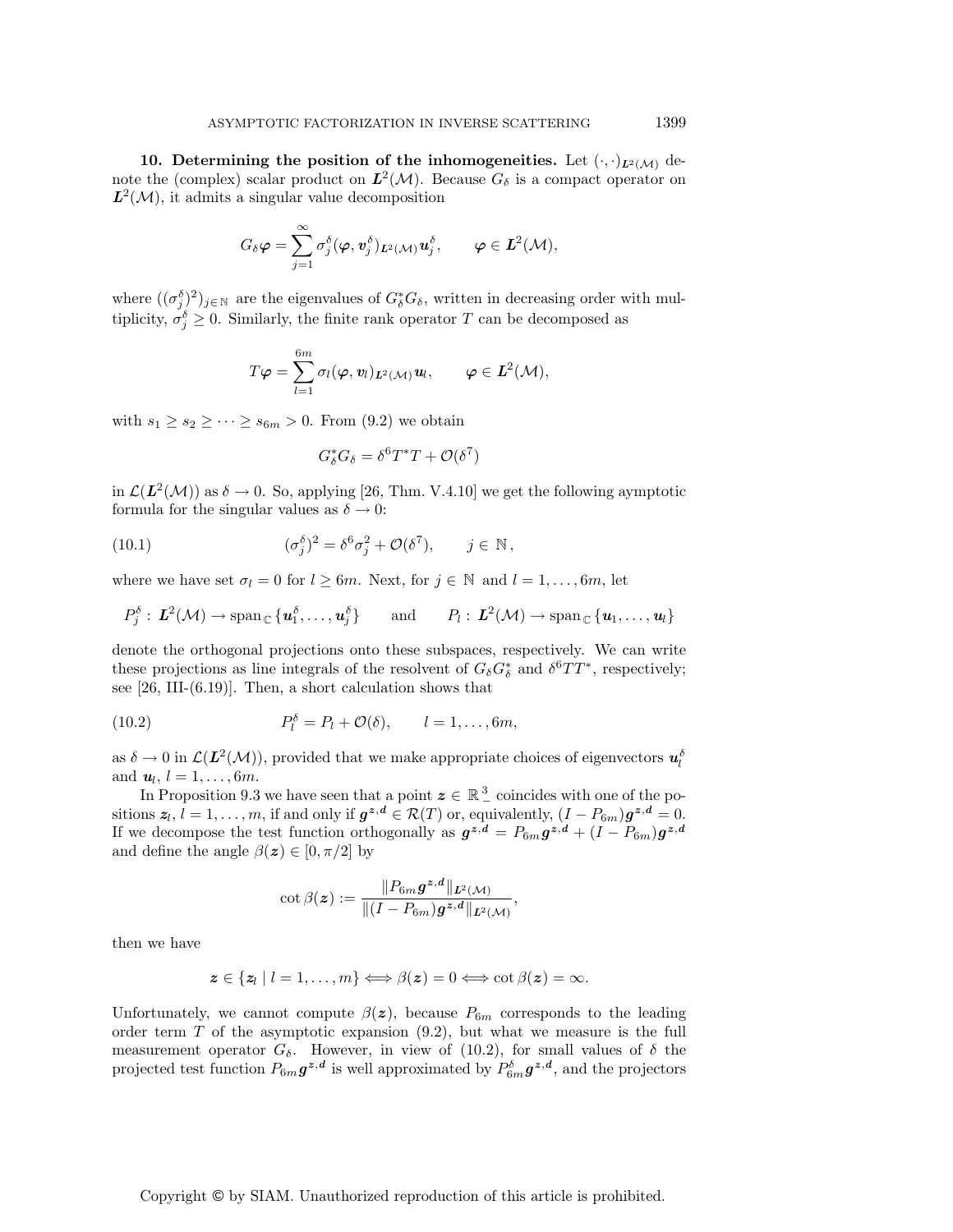**10. Determining the position of the inhomogeneities.** Let $(\cdot,\cdot)_{\boldsymbol{L}^2(\mathcal{M})}$ denote the (complex) scalar product on $\boldsymbol{L}^2(\mathcal{M})$. Because $G_\delta$ is a compact operator on $\boldsymbol{L}^2(\mathcal{M})$, it admits a singular value decomposition

$$G_\delta \boldsymbol{\varphi} = \sum_{j=1}^{\infty} \sigma_j^\delta (\boldsymbol{\varphi}, \boldsymbol{v}_j^\delta)_{\boldsymbol{L}^2(\mathcal{M})} \boldsymbol{u}_j^\delta, \qquad \boldsymbol{\varphi} \in \boldsymbol{L}^2(\mathcal{M}),$$

where $((\sigma_j^\delta)^2)_{j\in\mathbb{N}}$ are the eigenvalues of $G_\delta^* G_\delta$, written in decreasing order with multiplicity, $\sigma_j^\delta \geq 0$. Similarly, the finite rank operator $T$ can be decomposed as

$$T\boldsymbol{\varphi} = \sum_{l=1}^{6m} \sigma_l (\boldsymbol{\varphi}, \boldsymbol{v}_l)_{\boldsymbol{L}^2(\mathcal{M})} \boldsymbol{u}_l, \qquad \boldsymbol{\varphi} \in \boldsymbol{L}^2(\mathcal{M}),$$

with $s_1 \geq s_2 \geq \cdots \geq s_{6m} > 0$. From (9.2) we obtain

$$G_\delta^* G_\delta = \delta^6 T^* T + \mathcal{O}(\delta^7)$$

in $\mathcal{L}(\boldsymbol{L}^2(\mathcal{M}))$ as $\delta \to 0$. So, applying [26, Thm. V.4.10] we get the following aymptotic formula for the singular values as $\delta \to 0$:

$$(\sigma_j^\delta)^2 = \delta^6 \sigma_j^2 + \mathcal{O}(\delta^7), \qquad j \in \mathbb{N}, \tag{10.1}$$

where we have set $\sigma_l = 0$ for $l \geq 6m$. Next, for $j \in \mathbb{N}$ and $l = 1, \ldots, 6m$, let

$$P_j^\delta : \boldsymbol{L}^2(\mathcal{M}) \to \operatorname{span}_{\mathbb{C}}\{\boldsymbol{u}_1^\delta, \ldots, \boldsymbol{u}_j^\delta\} \qquad \text{and} \qquad P_l : \boldsymbol{L}^2(\mathcal{M}) \to \operatorname{span}_{\mathbb{C}}\{\boldsymbol{u}_1, \ldots, \boldsymbol{u}_l\}$$

denote the orthogonal projections onto these subspaces, respectively. We can write these projections as line integrals of the resolvent of $G_\delta G_\delta^*$ and $\delta^6 TT^*$, respectively; see [26, III-(6.19)]. Then, a short calculation shows that

$$P_l^\delta = P_l + \mathcal{O}(\delta), \qquad l = 1, \ldots, 6m, \tag{10.2}$$

as $\delta \to 0$ in $\mathcal{L}(\boldsymbol{L}^2(\mathcal{M}))$, provided that we make appropriate choices of eigenvectors $\boldsymbol{u}_l^\delta$ and $\boldsymbol{u}_l$, $l = 1, \ldots, 6m$.

In Proposition 9.3 we have seen that a point $\boldsymbol{z} \in \mathbb{R}^3_-$ coincides with one of the positions $\boldsymbol{z}_l$, $l = 1, \ldots, m$, if and only if $\boldsymbol{g}^{\boldsymbol{z},\boldsymbol{d}} \in \mathcal{R}(T)$ or, equivalently, $(I - P_{6m})\boldsymbol{g}^{\boldsymbol{z},\boldsymbol{d}} = 0$. If we decompose the test function orthogonally as $\boldsymbol{g}^{\boldsymbol{z},\boldsymbol{d}} = P_{6m}\boldsymbol{g}^{\boldsymbol{z},\boldsymbol{d}} + (I - P_{6m})\boldsymbol{g}^{\boldsymbol{z},\boldsymbol{d}}$ and define the angle $\beta(\boldsymbol{z}) \in [0, \pi/2]$ by

$$\cot \beta(\boldsymbol{z}) := \frac{\|P_{6m}\boldsymbol{g}^{\boldsymbol{z},\boldsymbol{d}}\|_{\boldsymbol{L}^2(\mathcal{M})}}{\|(I - P_{6m})\boldsymbol{g}^{\boldsymbol{z},\boldsymbol{d}}\|_{\boldsymbol{L}^2(\mathcal{M})}},$$

then we have

$$\boldsymbol{z} \in \{\boldsymbol{z}_l \mid l = 1, \ldots, m\} \Longleftrightarrow \beta(\boldsymbol{z}) = 0 \Longleftrightarrow \cot \beta(\boldsymbol{z}) = \infty.$$

Unfortunately, we cannot compute $\beta(\boldsymbol{z})$, because $P_{6m}$ corresponds to the leading order term $T$ of the asymptotic expansion (9.2), but what we measure is the full measurement operator $G_\delta$. However, in view of (10.2), for small values of $\delta$ the projected test function $P_{6m}\boldsymbol{g}^{\boldsymbol{z},\boldsymbol{d}}$ is well approximated by $P_{6m}^\delta \boldsymbol{g}^{\boldsymbol{z},\boldsymbol{d}}$, and the projectors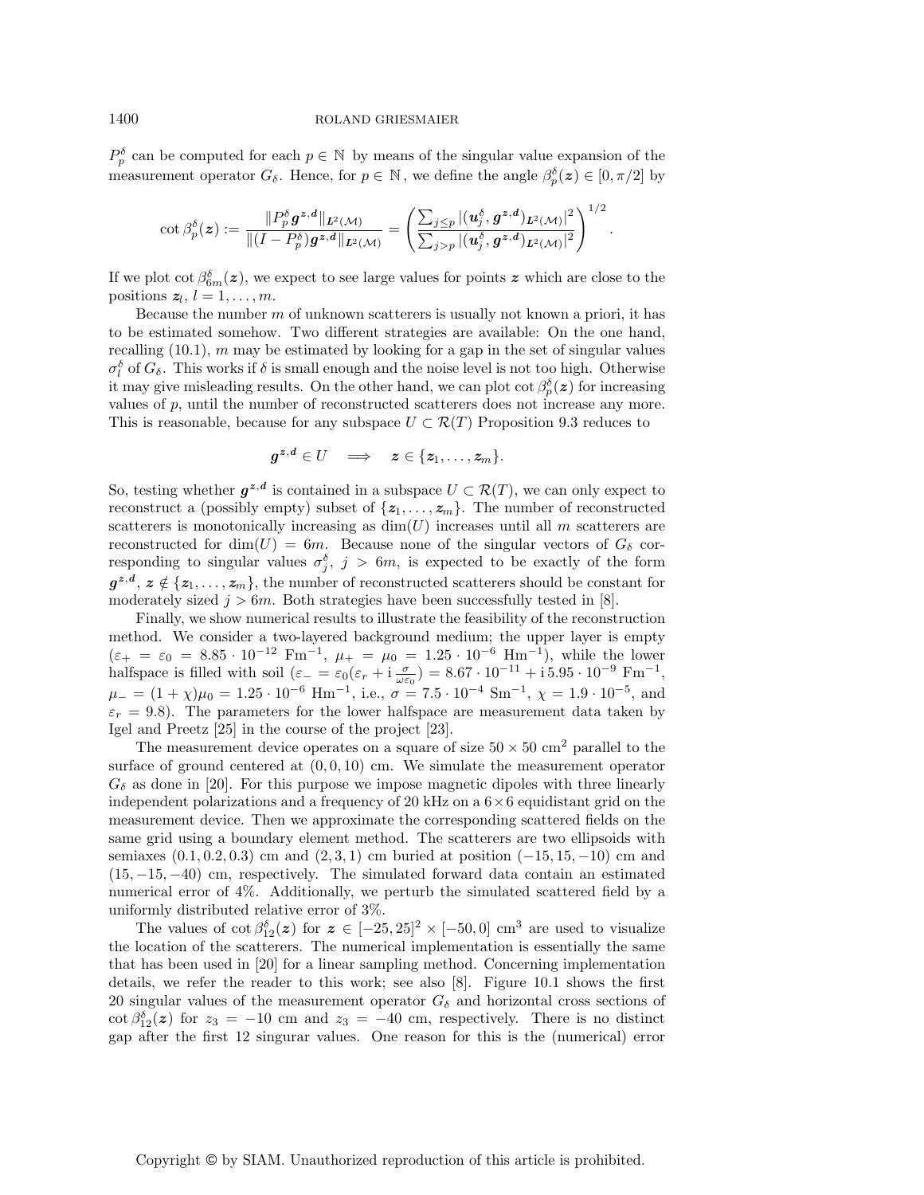$P_p^\delta$ can be computed for each $p \in \mathbb{N}$ by means of the singular value expansion of the measurement operator $G_\delta$. Hence, for $p \in \mathbb{N}$, we define the angle $\beta_p^\delta(\boldsymbol{z}) \in [0, \pi/2]$ by

$$\cot \beta_p^\delta(\boldsymbol{z}) := \frac{\|P_p^\delta \boldsymbol{g}^{\boldsymbol{z},\boldsymbol{d}}\|_{\boldsymbol{L}^2(\mathcal{M})}}{\|(I - P_p^\delta)\boldsymbol{g}^{\boldsymbol{z},\boldsymbol{d}}\|_{\boldsymbol{L}^2(\mathcal{M})}} = \left( \frac{\sum_{j \le p} |(\boldsymbol{u}_j^\delta, \boldsymbol{g}^{\boldsymbol{z},\boldsymbol{d}})_{\boldsymbol{L}^2(\mathcal{M})}|^2}{\sum_{j > p} |(\boldsymbol{u}_j^\delta, \boldsymbol{g}^{\boldsymbol{z},\boldsymbol{d}})_{\boldsymbol{L}^2(\mathcal{M})}|^2} \right)^{1/2}.$$

If we plot $\cot \beta_{6m}^\delta(\boldsymbol{z})$, we expect to see large values for points $\boldsymbol{z}$ which are close to the positions $\boldsymbol{z}_l$, $l = 1, \dots, m$.

Because the number $m$ of unknown scatterers is usually not known a priori, it has to be estimated somehow. Two different strategies are available: On the one hand, recalling (10.1), $m$ may be estimated by looking for a gap in the set of singular values $\sigma_l^\delta$ of $G_\delta$. This works if $\delta$ is small enough and the noise level is not too high. Otherwise it may give misleading results. On the other hand, we can plot $\cot \beta_p^\delta(\boldsymbol{z})$ for increasing values of $p$, until the number of reconstructed scatterers does not increase any more. This is reasonable, because for any subspace $U \subset \mathcal{R}(T)$ Proposition 9.3 reduces to

$$\boldsymbol{g}^{\boldsymbol{z},\boldsymbol{d}} \in U \quad \Longrightarrow \quad \boldsymbol{z} \in \{\boldsymbol{z}_1, \dots, \boldsymbol{z}_m\}.$$

So, testing whether $\boldsymbol{g}^{\boldsymbol{z},\boldsymbol{d}}$ is contained in a subspace $U \subset \mathcal{R}(T)$, we can only expect to reconstruct a (possibly empty) subset of $\{\boldsymbol{z}_1, \dots, \boldsymbol{z}_m\}$. The number of reconstructed scatterers is monotonically increasing as $\dim(U)$ increases until all $m$ scatterers are reconstructed for $\dim(U) = 6m$. Because none of the singular vectors of $G_\delta$ corresponding to singular values $\sigma_j^\delta$, $j > 6m$, is expected to be exactly of the form $\boldsymbol{g}^{\boldsymbol{z},\boldsymbol{d}}$, $\boldsymbol{z} \notin \{\boldsymbol{z}_1, \dots, \boldsymbol{z}_m\}$, the number of reconstructed scatterers should be constant for moderately sized $j > 6m$. Both strategies have been successfully tested in [8].

Finally, we show numerical results to illustrate the feasibility of the reconstruction method. We consider a two-layered background medium; the upper layer is empty ($\varepsilon_+ = \varepsilon_0 = 8.85 \cdot 10^{-12}$ Fm$^{-1}$, $\mu_+ = \mu_0 = 1.25 \cdot 10^{-6}$ Hm$^{-1}$), while the lower halfspace is filled with soil ($\varepsilon_- = \varepsilon_0(\varepsilon_r + \mathrm{i}\frac{\sigma}{\omega\varepsilon_0}) = 8.67 \cdot 10^{-11} + \mathrm{i}\, 5.95 \cdot 10^{-9}$ Fm$^{-1}$, $\mu_- = (1 + \chi)\mu_0 = 1.25 \cdot 10^{-6}$ Hm$^{-1}$, i.e., $\sigma = 7.5 \cdot 10^{-4}$ Sm$^{-1}$, $\chi = 1.9 \cdot 10^{-5}$, and $\varepsilon_r = 9.8$). The parameters for the lower halfspace are measurement data taken by Igel and Preetz [25] in the course of the project [23].

The measurement device operates on a square of size $50 \times 50$ cm$^2$ parallel to the surface of ground centered at $(0, 0, 10)$ cm. We simulate the measurement operator $G_\delta$ as done in [20]. For this purpose we impose magnetic dipoles with three linearly independent polarizations and a frequency of 20 kHz on a $6 \times 6$ equidistant grid on the measurement device. Then we approximate the corresponding scattered fields on the same grid using a boundary element method. The scatterers are two ellipsoids with semiaxes $(0.1, 0.2, 0.3)$ cm and $(2, 3, 1)$ cm buried at position $(-15, 15, -10)$ cm and $(15, -15, -40)$ cm, respectively. The simulated forward data contain an estimated numerical error of 4%. Additionally, we perturb the simulated scattered field by a uniformly distributed relative error of 3%.

The values of $\cot \beta_{12}^\delta(\boldsymbol{z})$ for $\boldsymbol{z} \in [-25, 25]^2 \times [-50, 0]$ cm$^3$ are used to visualize the location of the scatterers. The numerical implementation is essentially the same that has been used in [20] for a linear sampling method. Concerning implementation details, we refer the reader to this work; see also [8]. Figure 10.1 shows the first 20 singular values of the measurement operator $G_\delta$ and horizontal cross sections of $\cot \beta_{12}^\delta(\boldsymbol{z})$ for $z_3 = -10$ cm and $z_3 = -40$ cm, respectively. There is no distinct gap after the first 12 singurar values. One reason for this is the (numerical) error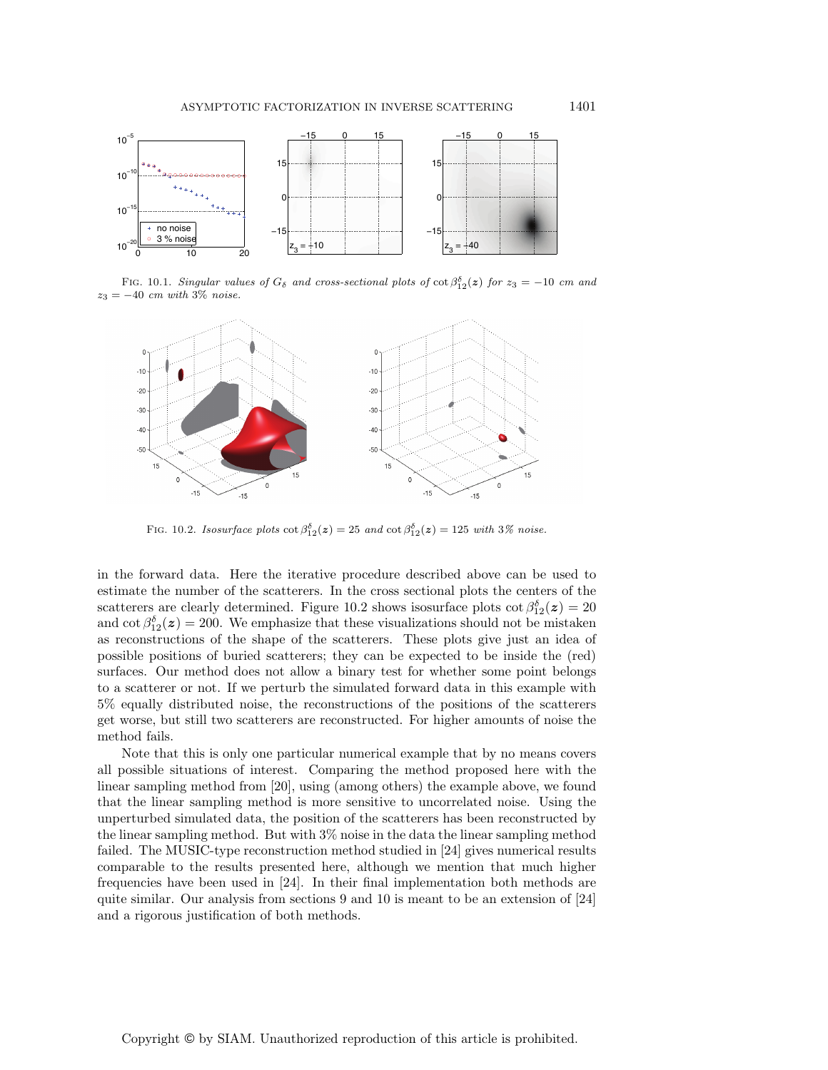FIG. 10.1. *Singular values of $G_\delta$ and cross-sectional plots of $\cot \beta_{12}^\delta(\boldsymbol{z})$ for $z_3 = -10$ cm and $z_3 = -40$ cm with 3% noise.*

FIG. 10.2. *Isosurface plots $\cot \beta_{12}^\delta(\boldsymbol{z}) = 25$ and $\cot \beta_{12}^\delta(\boldsymbol{z}) = 125$ with 3% noise.*

in the forward data. Here the iterative procedure described above can be used to estimate the number of the scatterers. In the cross sectional plots the centers of the scatterers are clearly determined. Figure 10.2 shows isosurface plots $\cot \beta_{12}^\delta(\boldsymbol{z}) = 20$ and $\cot \beta_{12}^\delta(\boldsymbol{z}) = 200$. We emphasize that these visualizations should not be mistaken as reconstructions of the shape of the scatterers. These plots give just an idea of possible positions of buried scatterers; they can be expected to be inside the (red) surfaces. Our method does not allow a binary test for whether some point belongs to a scatterer or not. If we perturb the simulated forward data in this example with 5% equally distributed noise, the reconstructions of the positions of the scatterers get worse, but still two scatterers are reconstructed. For higher amounts of noise the method fails.

Note that this is only one particular numerical example that by no means covers all possible situations of interest. Comparing the method proposed here with the linear sampling method from [20], using (among others) the example above, we found that the linear sampling method is more sensitive to uncorrelated noise. Using the unperturbed simulated data, the position of the scatterers has been reconstructed by the linear sampling method. But with 3% noise in the data the linear sampling method failed. The MUSIC-type reconstruction method studied in [24] gives numerical results comparable to the results presented here, although we mention that much higher frequencies have been used in [24]. In their final implementation both methods are quite similar. Our analysis from sections 9 and 10 is meant to be an extension of [24] and a rigorous justification of both methods.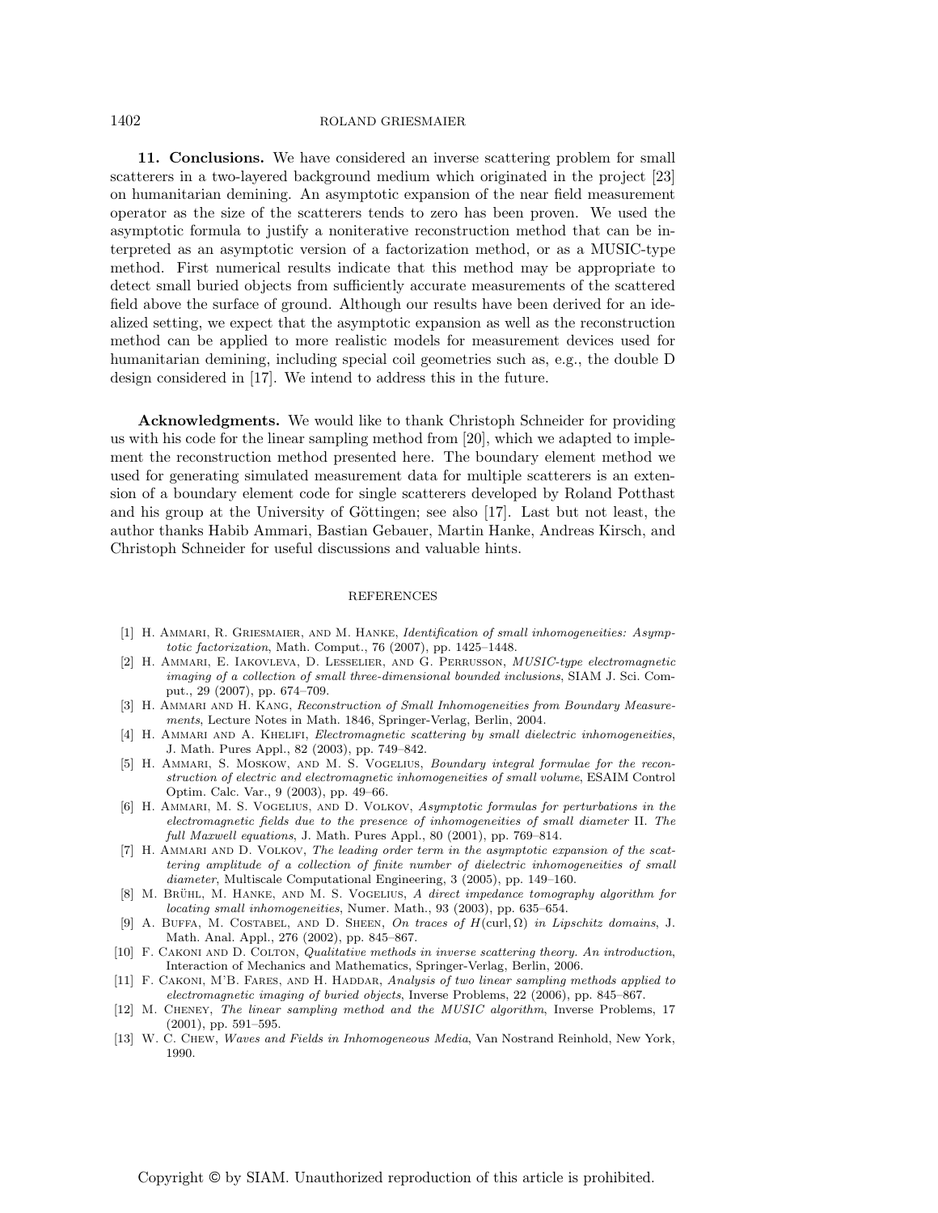**11. Conclusions.** We have considered an inverse scattering problem for small scatterers in a two-layered background medium which originated in the project [23] on humanitarian demining. An asymptotic expansion of the near field measurement operator as the size of the scatterers tends to zero has been proven. We used the asymptotic formula to justify a noniterative reconstruction method that can be interpreted as an asymptotic version of a factorization method, or as a MUSIC-type method. First numerical results indicate that this method may be appropriate to detect small buried objects from sufficiently accurate measurements of the scattered field above the surface of ground. Although our results have been derived for an idealized setting, we expect that the asymptotic expansion as well as the reconstruction method can be applied to more realistic models for measurement devices used for humanitarian demining, including special coil geometries such as, e.g., the double D design considered in [17]. We intend to address this in the future.

**Acknowledgments.** We would like to thank Christoph Schneider for providing us with his code for the linear sampling method from [20], which we adapted to implement the reconstruction method presented here. The boundary element method we used for generating simulated measurement data for multiple scatterers is an extension of a boundary element code for single scatterers developed by Roland Potthast and his group at the University of Göttingen; see also [17]. Last but not least, the author thanks Habib Ammari, Bastian Gebauer, Martin Hanke, Andreas Kirsch, and Christoph Schneider for useful discussions and valuable hints.

## REFERENCES

[1] H. Ammari, R. Griesmaier, and M. Hanke, *Identification of small inhomogeneities: Asymptotic factorization*, Math. Comput., 76 (2007), pp. 1425–1448.

[2] H. Ammari, E. Iakovleva, D. Lesselier, and G. Perrusson, *MUSIC-type electromagnetic imaging of a collection of small three-dimensional bounded inclusions*, SIAM J. Sci. Comput., 29 (2007), pp. 674–709.

[3] H. Ammari and H. Kang, *Reconstruction of Small Inhomogeneities from Boundary Measurements*, Lecture Notes in Math. 1846, Springer-Verlag, Berlin, 2004.

[4] H. Ammari and A. Khelifi, *Electromagnetic scattering by small dielectric inhomogeneities*, J. Math. Pures Appl., 82 (2003), pp. 749–842.

[5] H. Ammari, S. Moskow, and M. S. Vogelius, *Boundary integral formulae for the reconstruction of electric and electromagnetic inhomogeneities of small volume*, ESAIM Control Optim. Calc. Var., 9 (2003), pp. 49–66.

[6] H. Ammari, M. S. Vogelius, and D. Volkov, *Asymptotic formulas for perturbations in the electromagnetic fields due to the presence of inhomogeneities of small diameter* II. *The full Maxwell equations*, J. Math. Pures Appl., 80 (2001), pp. 769–814.

[7] H. Ammari and D. Volkov, *The leading order term in the asymptotic expansion of the scattering amplitude of a collection of finite number of dielectric inhomogeneities of small diameter*, Multiscale Computational Engineering, 3 (2005), pp. 149–160.

[8] M. Brühl, M. Hanke, and M. S. Vogelius, *A direct impedance tomography algorithm for locating small inhomogeneities*, Numer. Math., 93 (2003), pp. 635–654.

[9] A. Buffa, M. Costabel, and D. Sheen, *On traces of* $H(\mathrm{curl}, \Omega)$ *in Lipschitz domains*, J. Math. Anal. Appl., 276 (2002), pp. 845–867.

[10] F. Cakoni and D. Colton, *Qualitative methods in inverse scattering theory. An introduction*, Interaction of Mechanics and Mathematics, Springer-Verlag, Berlin, 2006.

[11] F. Cakoni, M'B. Fares, and H. Haddar, *Analysis of two linear sampling methods applied to electromagnetic imaging of buried objects*, Inverse Problems, 22 (2006), pp. 845–867.

[12] M. Cheney, *The linear sampling method and the MUSIC algorithm*, Inverse Problems, 17 (2001), pp. 591–595.

[13] W. C. Chew, *Waves and Fields in Inhomogeneous Media*, Van Nostrand Reinhold, New York, 1990.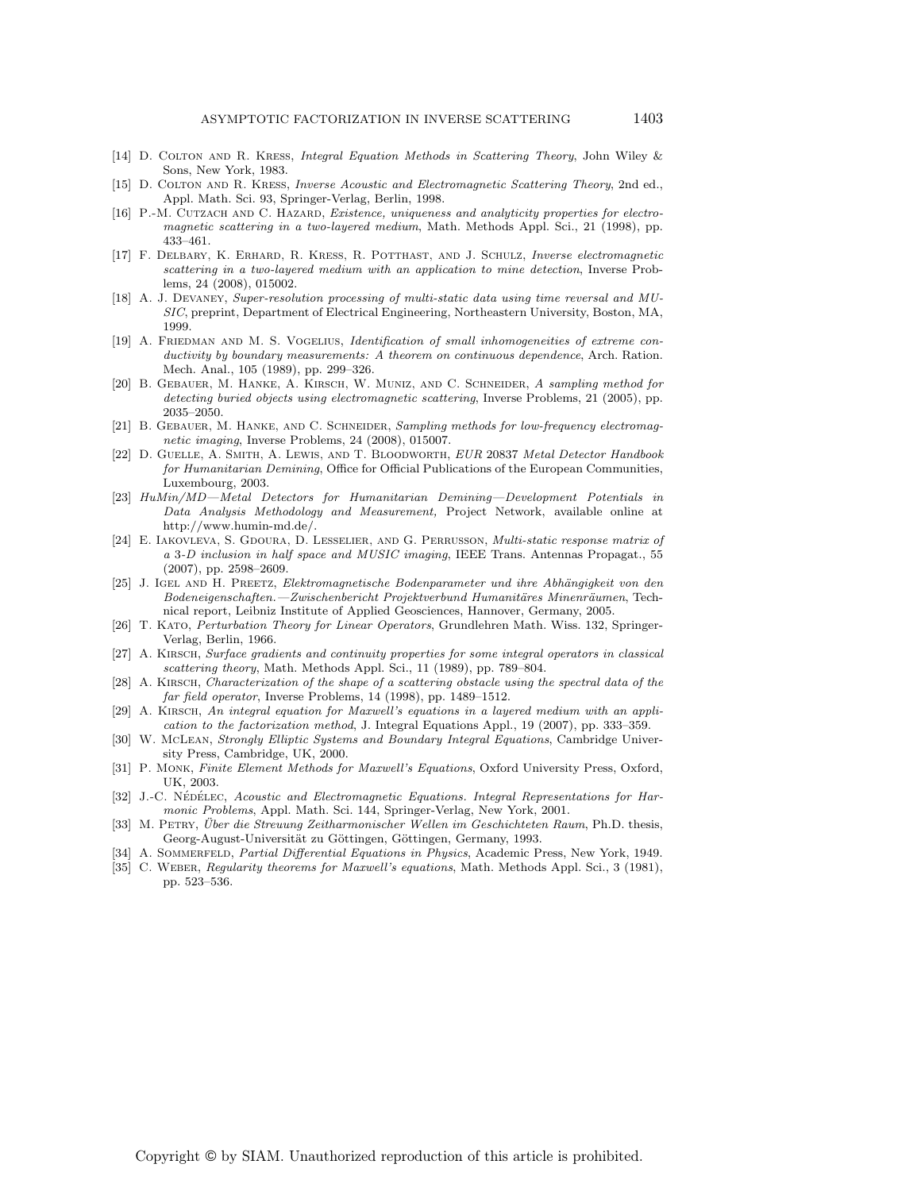[14] D. Colton and R. Kress, *Integral Equation Methods in Scattering Theory*, John Wiley & Sons, New York, 1983.

[15] D. Colton and R. Kress, *Inverse Acoustic and Electromagnetic Scattering Theory*, 2nd ed., Appl. Math. Sci. 93, Springer-Verlag, Berlin, 1998.

[16] P.-M. Cutzach and C. Hazard, *Existence, uniqueness and analyticity properties for electromagnetic scattering in a two-layered medium*, Math. Methods Appl. Sci., 21 (1998), pp. 433–461.

[17] F. Delbary, K. Erhard, R. Kress, R. Potthast, and J. Schulz, *Inverse electromagnetic scattering in a two-layered medium with an application to mine detection*, Inverse Problems, 24 (2008), 015002.

[18] A. J. Devaney, *Super-resolution processing of multi-static data using time reversal and MUSIC*, preprint, Department of Electrical Engineering, Northeastern University, Boston, MA, 1999.

[19] A. Friedman and M. S. Vogelius, *Identification of small inhomogeneities of extreme conductivity by boundary measurements: A theorem on continuous dependence*, Arch. Ration. Mech. Anal., 105 (1989), pp. 299–326.

[20] B. Gebauer, M. Hanke, A. Kirsch, W. Muniz, and C. Schneider, *A sampling method for detecting buried objects using electromagnetic scattering*, Inverse Problems, 21 (2005), pp. 2035–2050.

[21] B. Gebauer, M. Hanke, and C. Schneider, *Sampling methods for low-frequency electromagnetic imaging*, Inverse Problems, 24 (2008), 015007.

[22] D. Guelle, A. Smith, A. Lewis, and T. Bloodworth, *EUR* 20837 *Metal Detector Handbook for Humanitarian Demining*, Office for Official Publications of the European Communities, Luxembourg, 2003.

[23] *HuMin/MD—Metal Detectors for Humanitarian Demining—Development Potentials in Data Analysis Methodology and Measurement,* Project Network, available online at http://www.humin-md.de/.

[24] E. Iakovleva, S. Gdoura, D. Lesselier, and G. Perrusson, *Multi-static response matrix of a* 3*-D inclusion in half space and MUSIC imaging*, IEEE Trans. Antennas Propagat., 55 (2007), pp. 2598–2609.

[25] J. Igel and H. Preetz, *Elektromagnetische Bodenparameter und ihre Abhängigkeit von den Bodeneigenschaften.—Zwischenbericht Projektverbund Humanitäres Minenräumen*, Technical report, Leibniz Institute of Applied Geosciences, Hannover, Germany, 2005.

[26] T. Kato, *Perturbation Theory for Linear Operators*, Grundlehren Math. Wiss. 132, Springer-Verlag, Berlin, 1966.

[27] A. Kirsch, *Surface gradients and continuity properties for some integral operators in classical scattering theory*, Math. Methods Appl. Sci., 11 (1989), pp. 789–804.

[28] A. Kirsch, *Characterization of the shape of a scattering obstacle using the spectral data of the far field operator*, Inverse Problems, 14 (1998), pp. 1489–1512.

[29] A. Kirsch, *An integral equation for Maxwell's equations in a layered medium with an application to the factorization method*, J. Integral Equations Appl., 19 (2007), pp. 333–359.

[30] W. McLean, *Strongly Elliptic Systems and Boundary Integral Equations*, Cambridge University Press, Cambridge, UK, 2000.

[31] P. Monk, *Finite Element Methods for Maxwell's Equations*, Oxford University Press, Oxford, UK, 2003.

[32] J.-C. Nédélec, *Acoustic and Electromagnetic Equations. Integral Representations for Harmonic Problems*, Appl. Math. Sci. 144, Springer-Verlag, New York, 2001.

[33] M. Petry, *Über die Streuung Zeitharmonischer Wellen im Geschichteten Raum*, Ph.D. thesis, Georg-August-Universität zu Göttingen, Göttingen, Germany, 1993.

[34] A. Sommerfeld, *Partial Differential Equations in Physics*, Academic Press, New York, 1949.

[35] C. Weber, *Regularity theorems for Maxwell's equations*, Math. Methods Appl. Sci., 3 (1981), pp. 523–536.